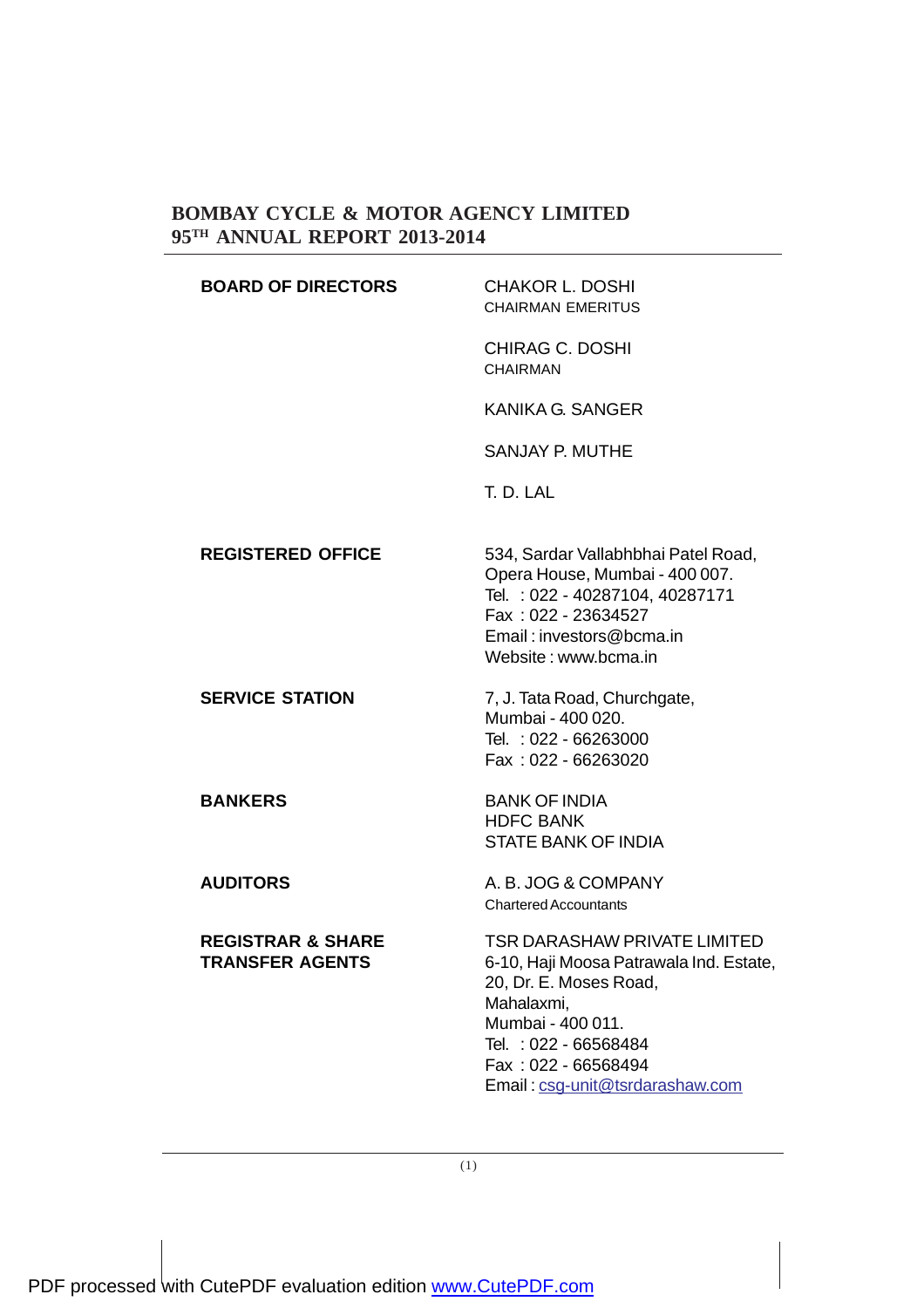# BOMBAY CYCLE & MOTOR AGENCY LIMITED
## 95TH ANNUAL REPORT 2013-2014

**BOARD OF DIRECTORS**

CHAKOR L. DOSHI
CHAIRMAN EMERITUS

CHIRAG C. DOSHI
CHAIRMAN

KANIKA G. SANGER

SANJAY P. MUTHE

T. D. LAL

**REGISTERED OFFICE**

534, Sardar Vallabhbhai Patel Road,
Opera House, Mumbai - 400 007.
Tel. : 022 - 40287104, 40287171
Fax : 022 - 23634527
Email : investors@bcma.in
Website : www.bcma.in

**SERVICE STATION**

7, J. Tata Road, Churchgate,
Mumbai - 400 020.
Tel. : 022 - 66263000
Fax : 022 - 66263020

**BANKERS**

BANK OF INDIA
HDFC BANK
STATE BANK OF INDIA

**AUDITORS**

A. B. JOG & COMPANY
Chartered Accountants

**REGISTRAR & SHARE TRANSFER AGENTS**

TSR DARASHAW PRIVATE LIMITED
6-10, Haji Moosa Patrawala Ind. Estate,
20, Dr. E. Moses Road,
Mahalaxmi,
Mumbai - 400 011.
Tel. : 022 - 66568484
Fax : 022 - 66568494
Email : csg-unit@tsrdarashaw.com

PDF processed with CutePDF evaluation edition www.CutePDF.com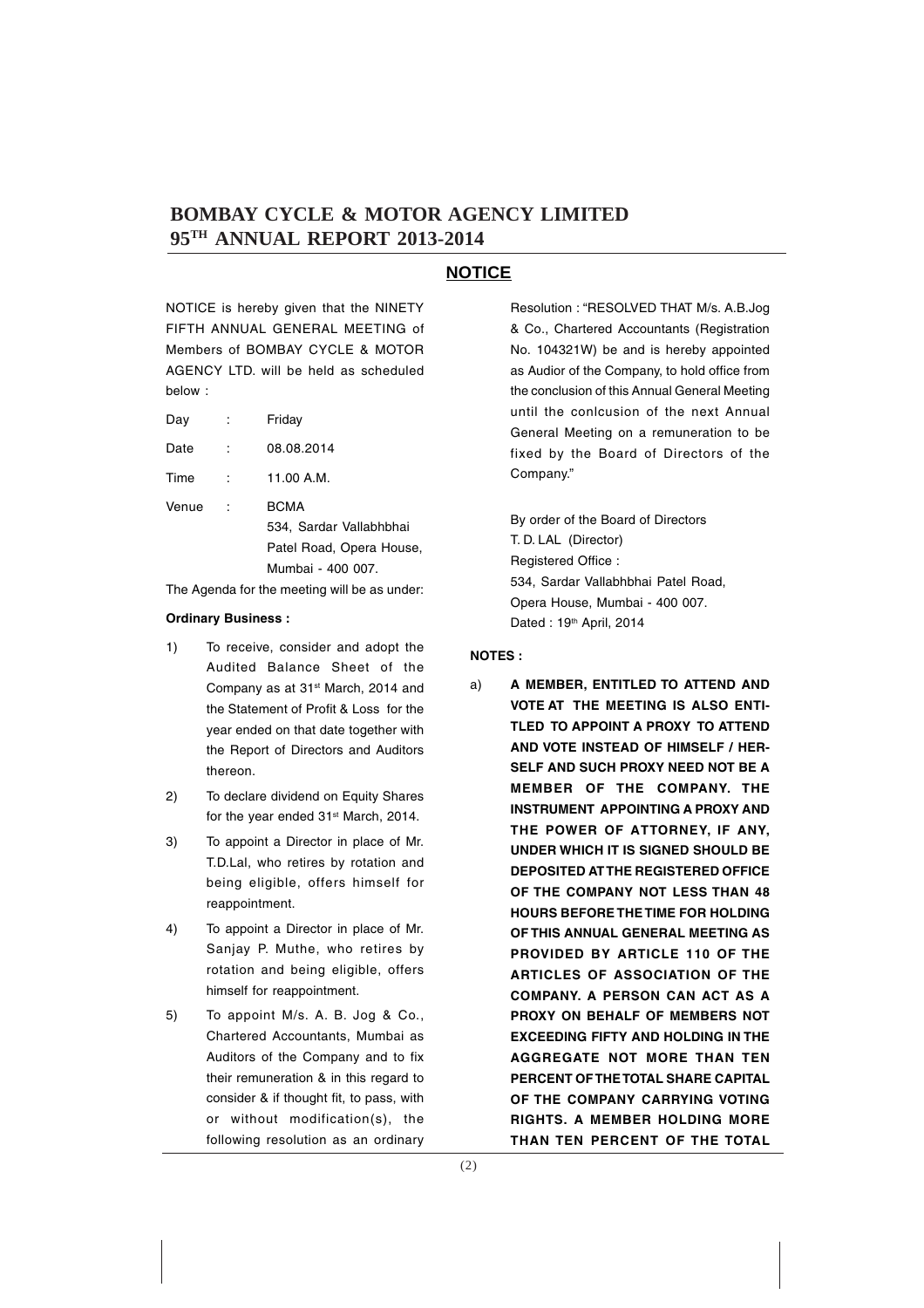## NOTICE

NOTICE is hereby given that the NINETY FIFTH ANNUAL GENERAL MEETING of Members of BOMBAY CYCLE & MOTOR AGENCY LTD. will be held as scheduled below :

| | | |
|---|---|---|
| Day | : | Friday |
| Date | : | 08.08.2014 |
| Time | : | 11.00 A.M. |
| Venue | : | BCMA<br>534, Sardar Vallabhbhai Patel Road, Opera House, Mumbai - 400 007. |

The Agenda for the meeting will be as under:

**Ordinary Business :**

1) To receive, consider and adopt the Audited Balance Sheet of the Company as at 31st March, 2014 and the Statement of Profit & Loss for the year ended on that date together with the Report of Directors and Auditors thereon.

2) To declare dividend on Equity Shares for the year ended 31st March, 2014.

3) To appoint a Director in place of Mr. T.D.Lal, who retires by rotation and being eligible, offers himself for reappointment.

4) To appoint a Director in place of Mr. Sanjay P. Muthe, who retires by rotation and being eligible, offers himself for reappointment.

5) To appoint M/s. A. B. Jog & Co., Chartered Accountants, Mumbai as Auditors of the Company and to fix their remuneration & in this regard to consider & if thought fit, to pass, with or without modification(s), the following resolution as an ordinary Resolution : "RESOLVED THAT M/s. A.B.Jog & Co., Chartered Accountants (Registration No. 104321W) be and is hereby appointed as Audior of the Company, to hold office from the conclusion of this Annual General Meeting until the conlcusion of the next Annual General Meeting on a remuneration to be fixed by the Board of Directors of the Company."

By order of the Board of Directors
T. D. LAL (Director)
Registered Office :
534, Sardar Vallabhbhai Patel Road,
Opera House, Mumbai - 400 007.
Dated : 19th April, 2014

**NOTES :**

a) **A MEMBER, ENTITLED TO ATTEND AND VOTE AT THE MEETING IS ALSO ENTITLED TO APPOINT A PROXY TO ATTEND AND VOTE INSTEAD OF HIMSELF / HERSELF AND SUCH PROXY NEED NOT BE A MEMBER OF THE COMPANY. THE INSTRUMENT APPOINTING A PROXY AND THE POWER OF ATTORNEY, IF ANY, UNDER WHICH IT IS SIGNED SHOULD BE DEPOSITED AT THE REGISTERED OFFICE OF THE COMPANY NOT LESS THAN 48 HOURS BEFORE THE TIME FOR HOLDING OF THIS ANNUAL GENERAL MEETING AS PROVIDED BY ARTICLE 110 OF THE ARTICLES OF ASSOCIATION OF THE COMPANY. A PERSON CAN ACT AS A PROXY ON BEHALF OF MEMBERS NOT EXCEEDING FIFTY AND HOLDING IN THE AGGREGATE NOT MORE THAN TEN PERCENT OF THE TOTAL SHARE CAPITAL OF THE COMPANY CARRYING VOTING RIGHTS. A MEMBER HOLDING MORE THAN TEN PERCENT OF THE TOTAL**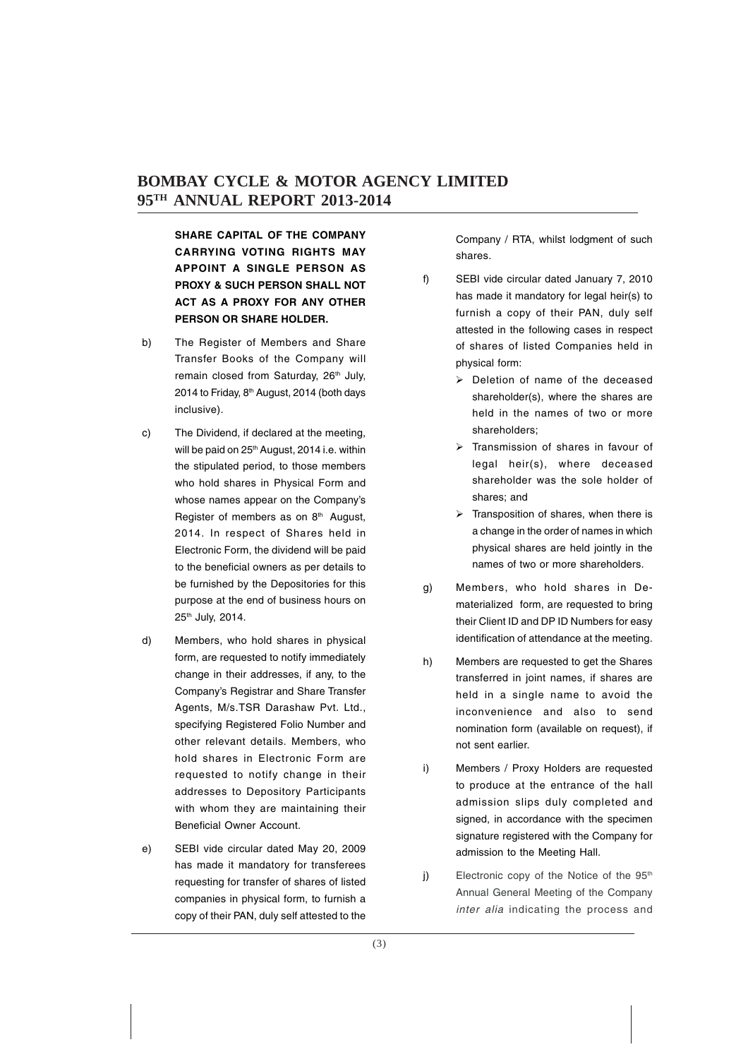**SHARE CAPITAL OF THE COMPANY CARRYING VOTING RIGHTS MAY APPOINT A SINGLE PERSON AS PROXY & SUCH PERSON SHALL NOT ACT AS A PROXY FOR ANY OTHER PERSON OR SHARE HOLDER.**

b) The Register of Members and Share Transfer Books of the Company will remain closed from Saturday, 26th July, 2014 to Friday, 8th August, 2014 (both days inclusive).

c) The Dividend, if declared at the meeting, will be paid on 25th August, 2014 i.e. within the stipulated period, to those members who hold shares in Physical Form and whose names appear on the Company's Register of members as on 8th August, 2014. In respect of Shares held in Electronic Form, the dividend will be paid to the beneficial owners as per details to be furnished by the Depositories for this purpose at the end of business hours on 25th July, 2014.

d) Members, who hold shares in physical form, are requested to notify immediately change in their addresses, if any, to the Company's Registrar and Share Transfer Agents, M/s.TSR Darashaw Pvt. Ltd., specifying Registered Folio Number and other relevant details. Members, who hold shares in Electronic Form are requested to notify change in their addresses to Depository Participants with whom they are maintaining their Beneficial Owner Account.

e) SEBI vide circular dated May 20, 2009 has made it mandatory for transferees requesting for transfer of shares of listed companies in physical form, to furnish a copy of their PAN, duly self attested to the Company / RTA, whilst lodgment of such shares.

f) SEBI vide circular dated January 7, 2010 has made it mandatory for legal heir(s) to furnish a copy of their PAN, duly self attested in the following cases in respect of shares of listed Companies held in physical form:

- Deletion of name of the deceased shareholder(s), where the shares are held in the names of two or more shareholders;
- Transmission of shares in favour of legal heir(s), where deceased shareholder was the sole holder of shares; and
- Transposition of shares, when there is a change in the order of names in which physical shares are held jointly in the names of two or more shareholders.

g) Members, who hold shares in De-materialized form, are requested to bring their Client ID and DP ID Numbers for easy identification of attendance at the meeting.

h) Members are requested to get the Shares transferred in joint names, if shares are held in a single name to avoid the inconvenience and also to send nomination form (available on request), if not sent earlier.

i) Members / Proxy Holders are requested to produce at the entrance of the hall admission slips duly completed and signed, in accordance with the specimen signature registered with the Company for admission to the Meeting Hall.

j) Electronic copy of the Notice of the 95th Annual General Meeting of the Company *inter alia* indicating the process and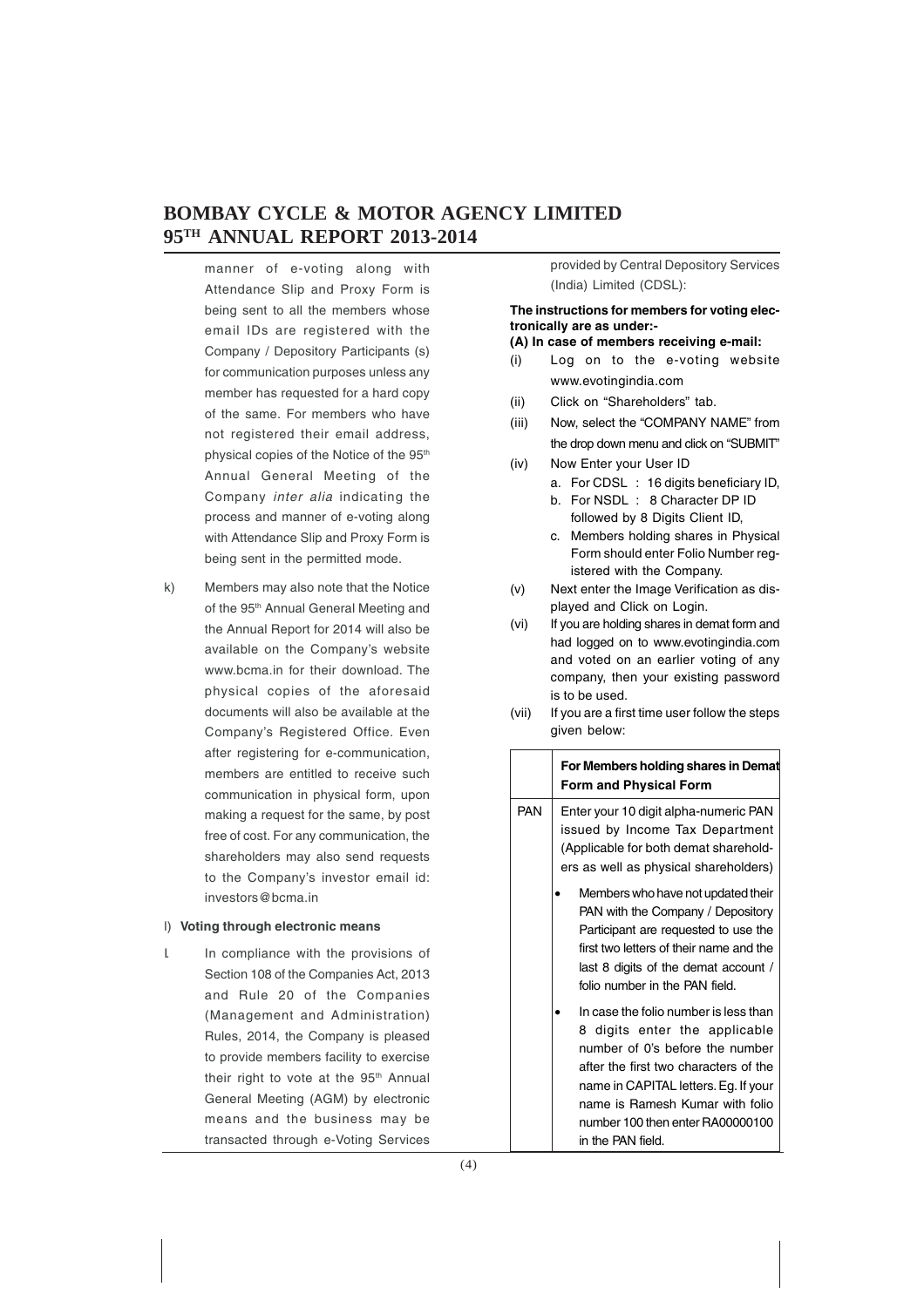manner of e-voting along with Attendance Slip and Proxy Form is being sent to all the members whose email IDs are registered with the Company / Depository Participants (s) for communication purposes unless any member has requested for a hard copy of the same. For members who have not registered their email address, physical copies of the Notice of the 95th Annual General Meeting of the Company *inter alia* indicating the process and manner of e-voting along with Attendance Slip and Proxy Form is being sent in the permitted mode.

k) Members may also note that the Notice of the 95th Annual General Meeting and the Annual Report for 2014 will also be available on the Company's website www.bcma.in for their download. The physical copies of the aforesaid documents will also be available at the Company's Registered Office. Even after registering for e-communication, members are entitled to receive such communication in physical form, upon making a request for the same, by post free of cost. For any communication, the shareholders may also send requests to the Company's investor email id: investors@bcma.in

l) **Voting through electronic means**

I. In compliance with the provisions of Section 108 of the Companies Act, 2013 and Rule 20 of the Companies (Management and Administration) Rules, 2014, the Company is pleased to provide members facility to exercise their right to vote at the 95th Annual General Meeting (AGM) by electronic means and the business may be transacted through e-Voting Services provided by Central Depository Services (India) Limited (CDSL):

**The instructions for members for voting electronically are as under:-**

**(A) In case of members receiving e-mail:**

(i) Log on to the e-voting website www.evotingindia.com

(ii) Click on "Shareholders" tab.

(iii) Now, select the "COMPANY NAME" from the drop down menu and click on "SUBMIT"

(iv) Now Enter your User ID
   a. For CDSL : 16 digits beneficiary ID,
   b. For NSDL : 8 Character DP ID followed by 8 Digits Client ID,
   c. Members holding shares in Physical Form should enter Folio Number registered with the Company.

(v) Next enter the Image Verification as displayed and Click on Login.

(vi) If you are holding shares in demat form and had logged on to www.evotingindia.com and voted on an earlier voting of any company, then your existing password is to be used.

(vii) If you are a first time user follow the steps given below:

| | **For Members holding shares in Demat Form and Physical Form** |
|---|---|
| PAN | Enter your 10 digit alpha-numeric PAN issued by Income Tax Department (Applicable for both demat shareholders as well as physical shareholders)<br>• Members who have not updated their PAN with the Company / Depository Participant are requested to use the first two letters of their name and the last 8 digits of the demat account / folio number in the PAN field.<br>• In case the folio number is less than 8 digits enter the applicable number of 0's before the number after the first two characters of the name in CAPITAL letters. Eg. If your name is Ramesh Kumar with folio number 100 then enter RA00000100 in the PAN field. |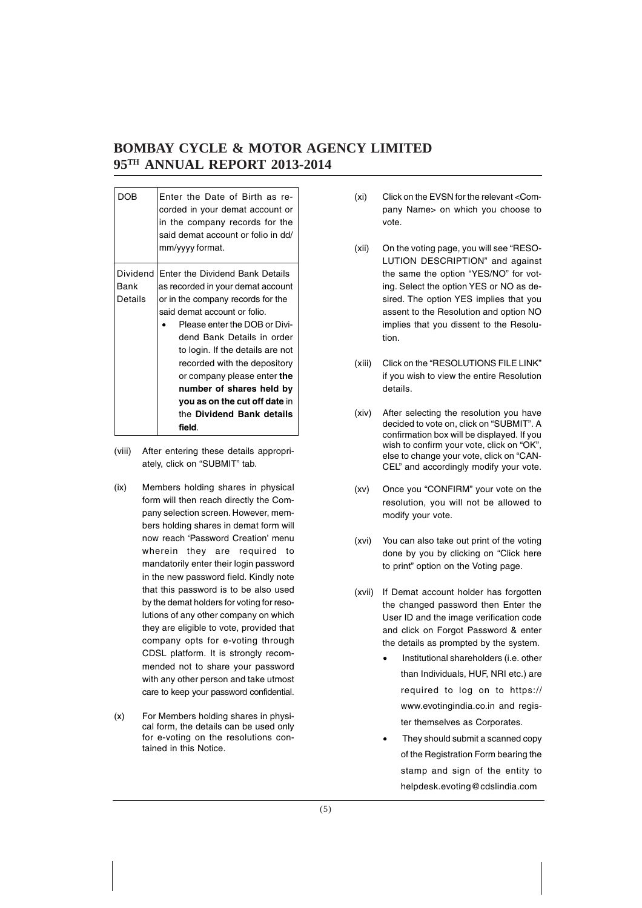| DOB | Enter the Date of Birth as recorded in your demat account or in the company records for the said demat account or folio in dd/mm/yyyy format. |
|---|---|
| Dividend Bank Details | Enter the Dividend Bank Details as recorded in your demat account or in the company records for the said demat account or folio.<br>• Please enter the DOB or Dividend Bank Details in order to login. If the details are not recorded with the depository or company please enter **the number of shares held by you as on the cut off date** in the **Dividend Bank details field**. |

(viii) After entering these details appropriately, click on "SUBMIT" tab.

(ix) Members holding shares in physical form will then reach directly the Company selection screen. However, members holding shares in demat form will now reach 'Password Creation' menu wherein they are required to mandatorily enter their login password in the new password field. Kindly note that this password is to be also used by the demat holders for voting for resolutions of any other company on which they are eligible to vote, provided that company opts for e-voting through CDSL platform. It is strongly recommended not to share your password with any other person and take utmost care to keep your password confidential.

(x) For Members holding shares in physical form, the details can be used only for e-voting on the resolutions contained in this Notice.

(xi) Click on the EVSN for the relevant <Company Name> on which you choose to vote.

(xii) On the voting page, you will see "RESOLUTION DESCRIPTION" and against the same the option "YES/NO" for voting. Select the option YES or NO as desired. The option YES implies that you assent to the Resolution and option NO implies that you dissent to the Resolution.

(xiii) Click on the "RESOLUTIONS FILE LINK" if you wish to view the entire Resolution details.

(xiv) After selecting the resolution you have decided to vote on, click on "SUBMIT". A confirmation box will be displayed. If you wish to confirm your vote, click on "OK", else to change your vote, click on "CANCEL" and accordingly modify your vote.

(xv) Once you "CONFIRM" your vote on the resolution, you will not be allowed to modify your vote.

(xvi) You can also take out print of the voting done by you by clicking on "Click here to print" option on the Voting page.

(xvii) If Demat account holder has forgotten the changed password then Enter the User ID and the image verification code and click on Forgot Password & enter the details as prompted by the system.

- Institutional shareholders (i.e. other than Individuals, HUF, NRI etc.) are required to log on to https://www.evotingindia.co.in and register themselves as Corporates.
- They should submit a scanned copy of the Registration Form bearing the stamp and sign of the entity to helpdesk.evoting@cdslindia.com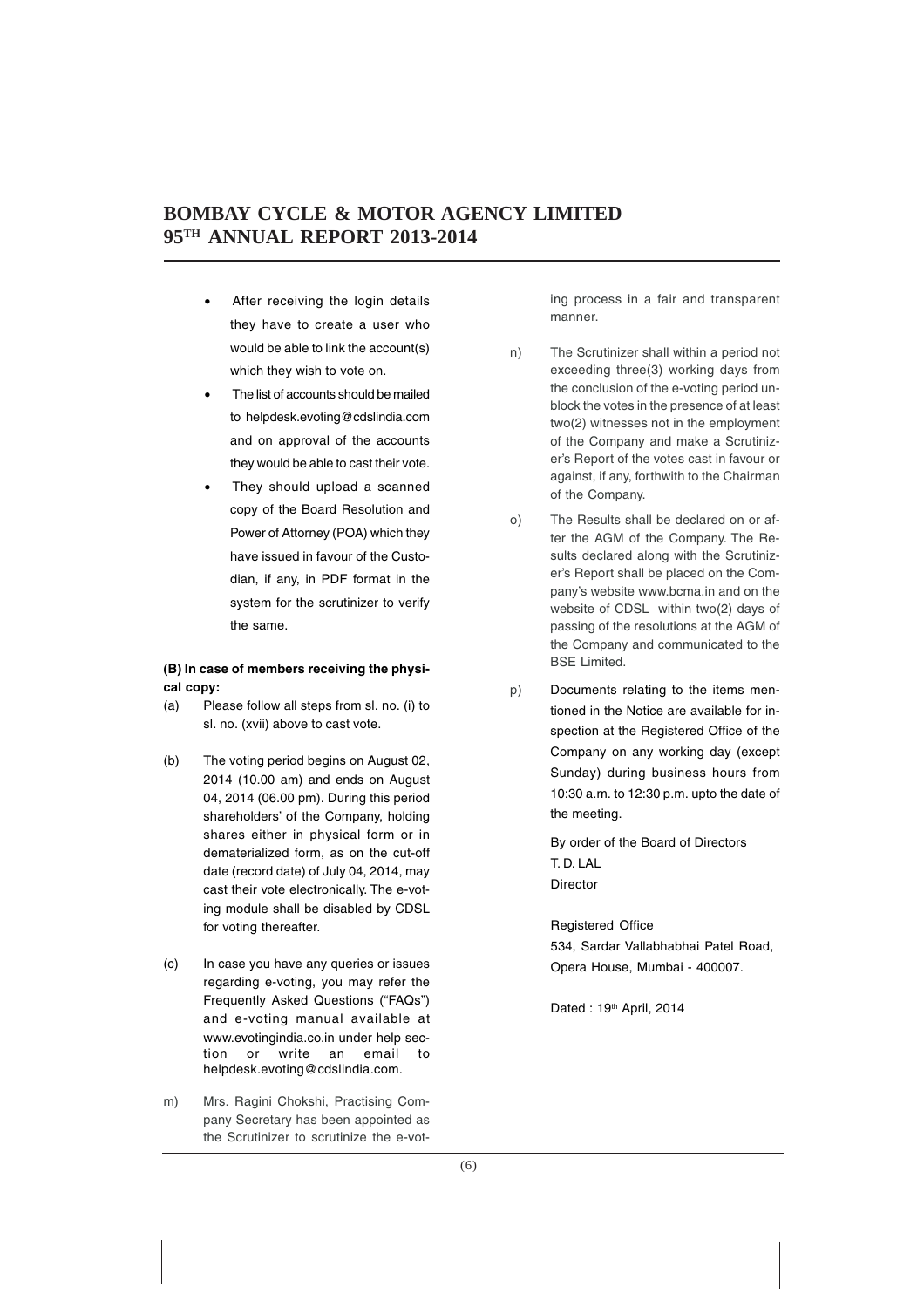- After receiving the login details they have to create a user who would be able to link the account(s) which they wish to vote on.
- The list of accounts should be mailed to helpdesk.evoting@cdslindia.com and on approval of the accounts they would be able to cast their vote.
- They should upload a scanned copy of the Board Resolution and Power of Attorney (POA) which they have issued in favour of the Custodian, if any, in PDF format in the system for the scrutinizer to verify the same.

**(B) In case of members receiving the physical copy:**

(a) Please follow all steps from sl. no. (i) to sl. no. (xvii) above to cast vote.

(b) The voting period begins on August 02, 2014 (10.00 am) and ends on August 04, 2014 (06.00 pm). During this period shareholders' of the Company, holding shares either in physical form or in dematerialized form, as on the cut-off date (record date) of July 04, 2014, may cast their vote electronically. The e-voting module shall be disabled by CDSL for voting thereafter.

(c) In case you have any queries or issues regarding e-voting, you may refer the Frequently Asked Questions ("FAQs") and e-voting manual available at www.evotingindia.co.in under help section or write an email to helpdesk.evoting@cdslindia.com.

m) Mrs. Ragini Chokshi, Practising Company Secretary has been appointed as the Scrutinizer to scrutinize the e-voting process in a fair and transparent manner.

n) The Scrutinizer shall within a period not exceeding three(3) working days from the conclusion of the e-voting period unblock the votes in the presence of at least two(2) witnesses not in the employment of the Company and make a Scrutinizer's Report of the votes cast in favour or against, if any, forthwith to the Chairman of the Company.

o) The Results shall be declared on or after the AGM of the Company. The Results declared along with the Scrutinizer's Report shall be placed on the Company's website www.bcma.in and on the website of CDSL within two(2) days of passing of the resolutions at the AGM of the Company and communicated to the BSE Limited.

p) Documents relating to the items mentioned in the Notice are available for inspection at the Registered Office of the Company on any working day (except Sunday) during business hours from 10:30 a.m. to 12:30 p.m. upto the date of the meeting.

By order of the Board of Directors
T. D. LAL
Director

Registered Office
534, Sardar Vallabhbhai Patel Road,
Opera House, Mumbai - 400007.

Dated : 19th April, 2014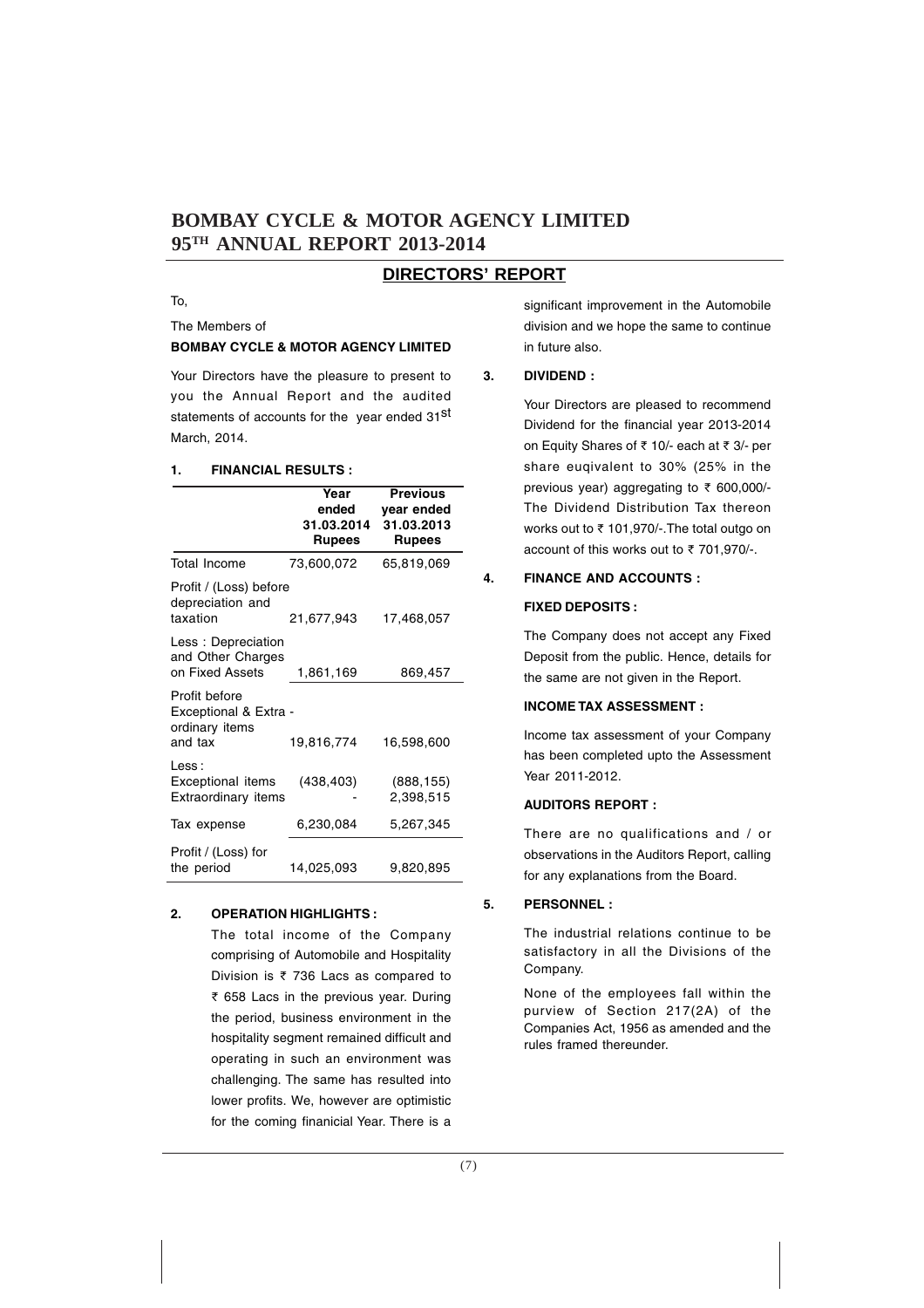# BOMBAY CYCLE & MOTOR AGENCY LIMITED
# 95TH ANNUAL REPORT 2013-2014

## DIRECTORS' REPORT

To,

The Members of

**BOMBAY CYCLE & MOTOR AGENCY LIMITED**

Your Directors have the pleasure to present to you the Annual Report and the audited statements of accounts for the year ended 31st March, 2014.

### 1. FINANCIAL RESULTS :

| | **Year ended 31.03.2014 Rupees** | **Previous year ended 31.03.2013 Rupees** |
|---|---|---|
| Total Income | 73,600,072 | 65,819,069 |
| Profit / (Loss) before depreciation and taxation | 21,677,943 | 17,468,057 |
| Less : Depreciation and Other Charges on Fixed Assets | 1,861,169 | 869,457 |
| Profit before Exceptional & Extra - ordinary items and tax | 19,816,774 | 16,598,600 |
| Less : Exceptional items | (438,403) | (888,155) |
| Extraordinary items | - | 2,398,515 |
| Tax expense | 6,230,084 | 5,267,345 |
| Profit / (Loss) for the period | 14,025,093 | 9,820,895 |

### 2. OPERATION HIGHLIGHTS :

The total income of the Company comprising of Automobile and Hospitality Division is ₹ 736 Lacs as compared to ₹ 658 Lacs in the previous year. During the period, business environment in the hospitality segment remained difficult and operating in such an environment was challenging. The same has resulted into lower profits. We, however are optimistic for the coming finanicial Year. There is a significant improvement in the Automobile division and we hope the same to continue in future also.

### 3. DIVIDEND :

Your Directors are pleased to recommend Dividend for the financial year 2013-2014 on Equity Shares of ₹ 10/- each at ₹ 3/- per share euqivalent to 30% (25% in the previous year) aggregating to ₹ 600,000/- The Dividend Distribution Tax thereon works out to ₹ 101,970/-.The total outgo on account of this works out to ₹ 701,970/-.

### 4. FINANCE AND ACCOUNTS :

**FIXED DEPOSITS :**

The Company does not accept any Fixed Deposit from the public. Hence, details for the same are not given in the Report.

**INCOME TAX ASSESSMENT :**

Income tax assessment of your Company has been completed upto the Assessment Year 2011-2012.

**AUDITORS REPORT :**

There are no qualifications and / or observations in the Auditors Report, calling for any explanations from the Board.

### 5. PERSONNEL :

The industrial relations continue to be satisfactory in all the Divisions of the Company.

None of the employees fall within the purview of Section 217(2A) of the Companies Act, 1956 as amended and the rules framed thereunder.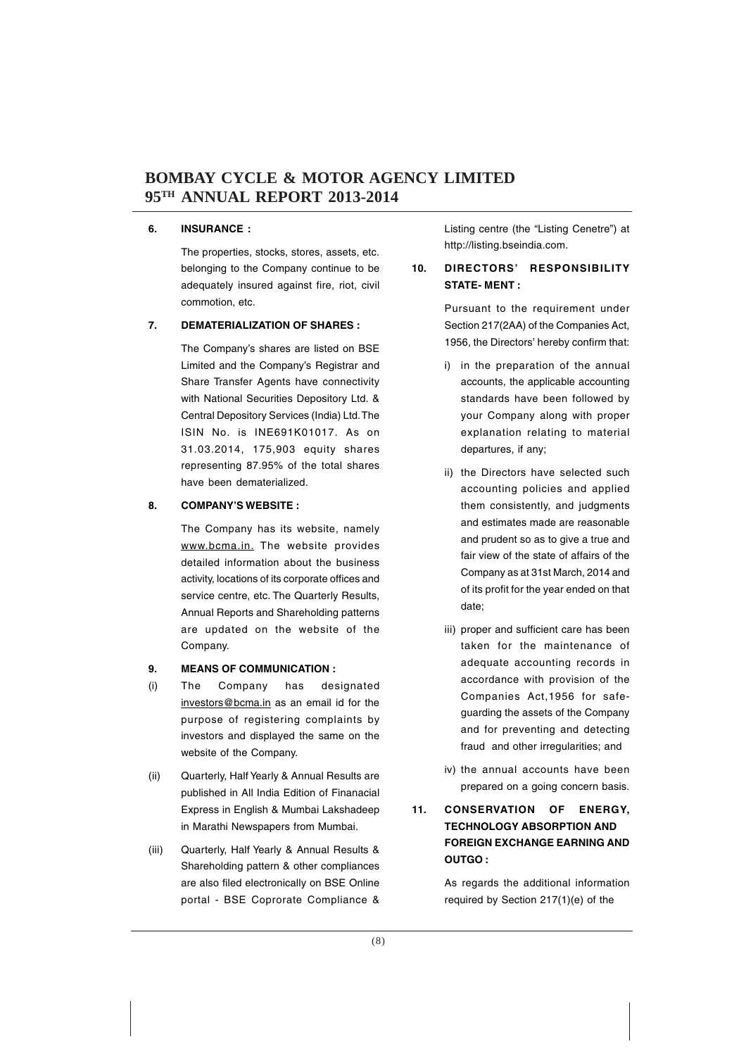### 6. INSURANCE :

The properties, stocks, stores, assets, etc. belonging to the Company continue to be adequately insured against fire, riot, civil commotion, etc.

### 7. DEMATERIALIZATION OF SHARES :

The Company's shares are listed on BSE Limited and the Company's Registrar and Share Transfer Agents have connectivity with National Securities Depository Ltd. & Central Depository Services (India) Ltd. The ISIN No. is INE691K01017. As on 31.03.2014, 175,903 equity shares representing 87.95% of the total shares have been dematerialized.

### 8. COMPANY'S WEBSITE :

The Company has its website, namely www.bcma.in. The website provides detailed information about the business activity, locations of its corporate offices and service centre, etc. The Quarterly Results, Annual Reports and Shareholding patterns are updated on the website of the Company.

### 9. MEANS OF COMMUNICATION :

(i) The Company has designated investors@bcma.in as an email id for the purpose of registering complaints by investors and displayed the same on the website of the Company.

(ii) Quarterly, Half Yearly & Annual Results are published in All India Edition of Finanacial Express in English & Mumbai Lakshadeep in Marathi Newspapers from Mumbai.

(iii) Quarterly, Half Yearly & Annual Results & Shareholding pattern & other compliances are also filed electronically on BSE Online portal - BSE Coprorate Compliance & Listing centre (the "Listing Cenetre") at http://listing.bseindia.com.

### 10. DIRECTORS' RESPONSIBILITY STATE- MENT :

Pursuant to the requirement under Section 217(2AA) of the Companies Act, 1956, the Directors' hereby confirm that:

i) in the preparation of the annual accounts, the applicable accounting standards have been followed by your Company along with proper explanation relating to material departures, if any;

ii) the Directors have selected such accounting policies and applied them consistently, and judgments and estimates made are reasonable and prudent so as to give a true and fair view of the state of affairs of the Company as at 31st March, 2014 and of its profit for the year ended on that date;

iii) proper and sufficient care has been taken for the maintenance of adequate accounting records in accordance with provision of the Companies Act,1956 for safe-guarding the assets of the Company and for preventing and detecting fraud and other irregularities; and

iv) the annual accounts have been prepared on a going concern basis.

### 11. CONSERVATION OF ENERGY, TECHNOLOGY ABSORPTION AND FOREIGN EXCHANGE EARNING AND OUTGO :

As regards the additional information required by Section 217(1)(e) of the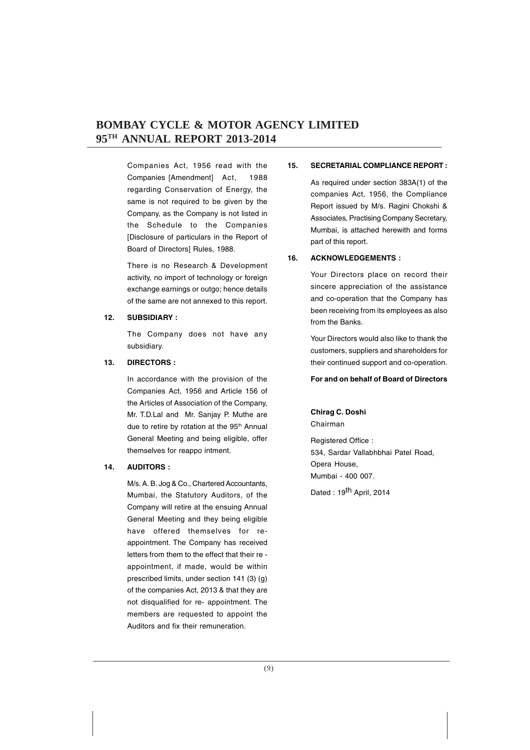Companies Act, 1956 read with the Companies [Amendment] Act, 1988 regarding Conservation of Energy, the same is not required to be given by the Company, as the Company is not listed in the Schedule to the Companies [Disclosure of particulars in the Report of Board of Directors] Rules, 1988.

There is no Research & Development activity, no import of technology or foreign exchange earnings or outgo; hence details of the same are not annexed to this report.

**12. SUBSIDIARY :**

The Company does not have any subsidiary.

**13. DIRECTORS :**

In accordance with the provision of the Companies Act, 1956 and Article 156 of the Articles of Association of the Company, Mr. T.D.Lal and Mr. Sanjay P. Muthe are due to retire by rotation at the 95th Annual General Meeting and being eligible, offer themselves for reappo intment.

**14. AUDITORS :**

M/s. A. B. Jog & Co., Chartered Accountants, Mumbai, the Statutory Auditors, of the Company will retire at the ensuing Annual General Meeting and they being eligible have offered themselves for re-appointment. The Company has received letters from them to the effect that their re - appointment, if made, would be within prescribed limits, under section 141 (3) (g) of the companies Act, 2013 & that they are not disqualified for re- appointment. The members are requested to appoint the Auditors and fix their remuneration.

**15. SECRETARIAL COMPLIANCE REPORT :**

As required under section 383A(1) of the companies Act, 1956, the Compliance Report issued by M/s. Ragini Chokshi & Associates, Practising Company Secretary, Mumbai, is attached herewith and forms part of this report.

**16. ACKNOWLEDGEMENTS :**

Your Directors place on record their sincere appreciation of the assistance and co-operation that the Company has been receiving from its employees as also from the Banks.

Your Directors would also like to thank the customers, suppliers and shareholders for their continued support and co-operation.

**For and on behalf of Board of Directors**

**Chirag C. Doshi**
Chairman

Registered Office :
534, Sardar Vallabhbhai Patel Road,
Opera House,
Mumbai - 400 007.

Dated : 19th April, 2014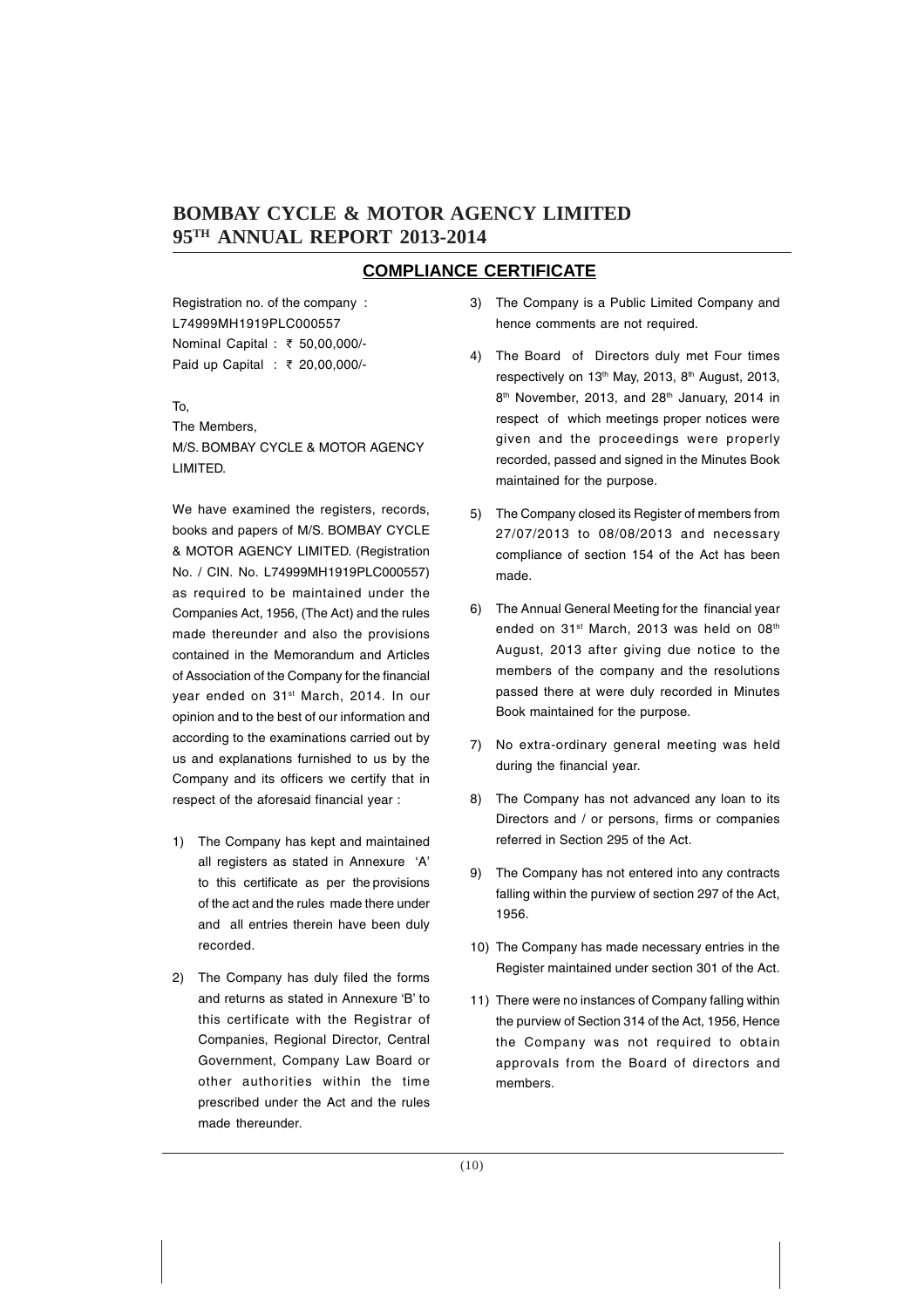# BOMBAY CYCLE & MOTOR AGENCY LIMITED
# 95TH ANNUAL REPORT 2013-2014

## COMPLIANCE CERTIFICATE

Registration no. of the company : L74999MH1919PLC000557
Nominal Capital : ₹ 50,00,000/-
Paid up Capital : ₹ 20,00,000/-

To,
The Members,
M/S. BOMBAY CYCLE & MOTOR AGENCY LIMITED.

We have examined the registers, records, books and papers of M/S. BOMBAY CYCLE & MOTOR AGENCY LIMITED. (Registration No. / CIN. No. L74999MH1919PLC000557) as required to be maintained under the Companies Act, 1956, (The Act) and the rules made thereunder and also the provisions contained in the Memorandum and Articles of Association of the Company for the financial year ended on 31st March, 2014. In our opinion and to the best of our information and according to the examinations carried out by us and explanations furnished to us by the Company and its officers we certify that in respect of the aforesaid financial year :

1) The Company has kept and maintained all registers as stated in Annexure 'A' to this certificate as per the provisions of the act and the rules made there under and all entries therein have been duly recorded.

2) The Company has duly filed the forms and returns as stated in Annexure 'B' to this certificate with the Registrar of Companies, Regional Director, Central Government, Company Law Board or other authorities within the time prescribed under the Act and the rules made thereunder.

3) The Company is a Public Limited Company and hence comments are not required.

4) The Board of Directors duly met Four times respectively on 13th May, 2013, 8th August, 2013, 8th November, 2013, and 28th January, 2014 in respect of which meetings proper notices were given and the proceedings were properly recorded, passed and signed in the Minutes Book maintained for the purpose.

5) The Company closed its Register of members from 27/07/2013 to 08/08/2013 and necessary compliance of section 154 of the Act has been made.

6) The Annual General Meeting for the financial year ended on 31st March, 2013 was held on 08th August, 2013 after giving due notice to the members of the company and the resolutions passed there at were duly recorded in Minutes Book maintained for the purpose.

7) No extra-ordinary general meeting was held during the financial year.

8) The Company has not advanced any loan to its Directors and / or persons, firms or companies referred in Section 295 of the Act.

9) The Company has not entered into any contracts falling within the purview of section 297 of the Act, 1956.

10) The Company has made necessary entries in the Register maintained under section 301 of the Act.

11) There were no instances of Company falling within the purview of Section 314 of the Act, 1956, Hence the Company was not required to obtain approvals from the Board of directors and members.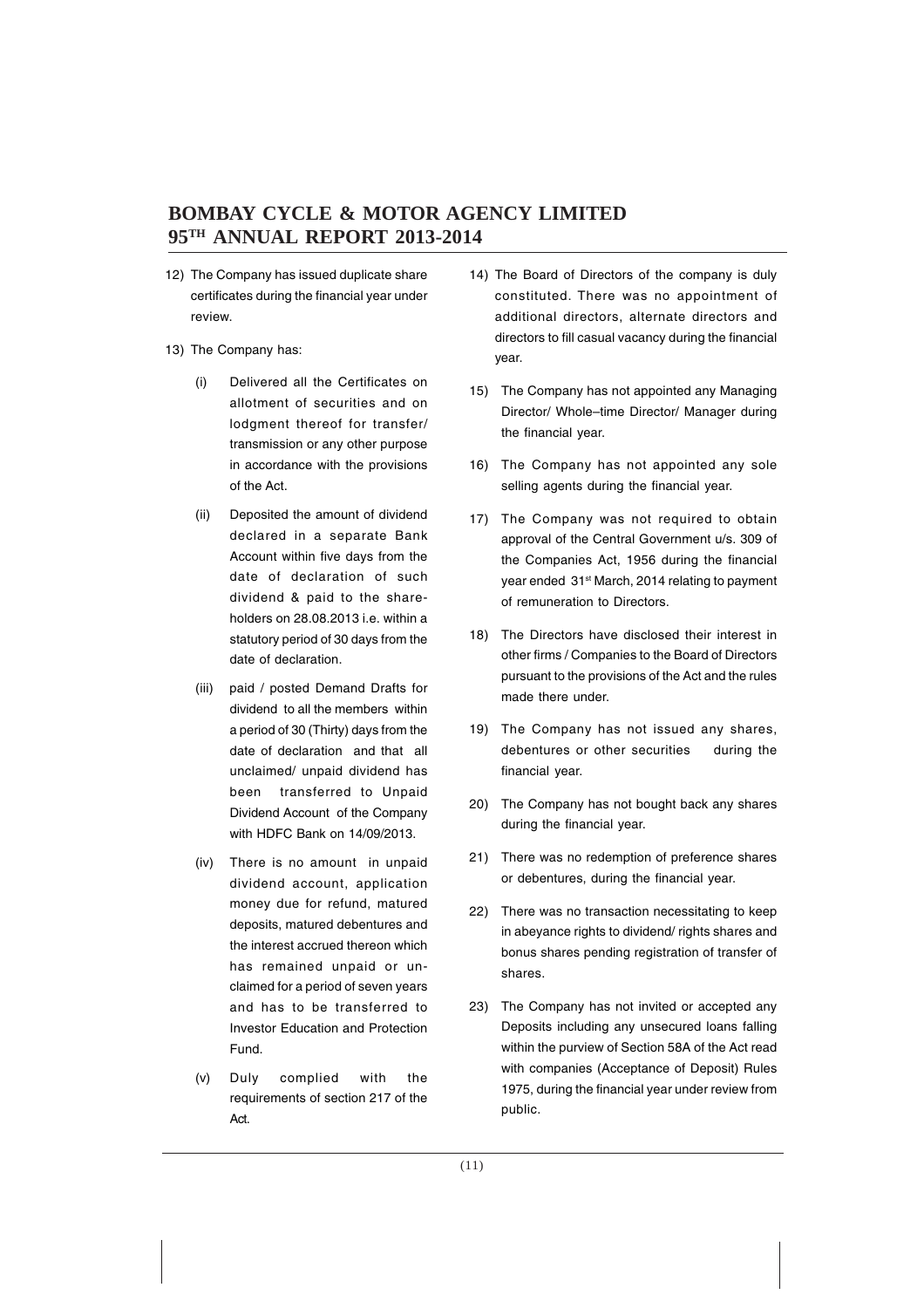12) The Company has issued duplicate share certificates during the financial year under review.

13) The Company has:

    (i) Delivered all the Certificates on allotment of securities and on lodgment thereof for transfer/ transmission or any other purpose in accordance with the provisions of the Act.

    (ii) Deposited the amount of dividend declared in a separate Bank Account within five days from the date of declaration of such dividend & paid to the share-holders on 28.08.2013 i.e. within a statutory period of 30 days from the date of declaration.

    (iii) paid / posted Demand Drafts for dividend to all the members within a period of 30 (Thirty) days from the date of declaration and that all unclaimed/ unpaid dividend has been transferred to Unpaid Dividend Account of the Company with HDFC Bank on 14/09/2013.

    (iv) There is no amount in unpaid dividend account, application money due for refund, matured deposits, matured debentures and the interest accrued thereon which has remained unpaid or unclaimed for a period of seven years and has to be transferred to Investor Education and Protection Fund.

    (v) Duly complied with the requirements of section 217 of the Act.

14) The Board of Directors of the company is duly constituted. There was no appointment of additional directors, alternate directors and directors to fill casual vacancy during the financial year.

15) The Company has not appointed any Managing Director/ Whole–time Director/ Manager during the financial year.

16) The Company has not appointed any sole selling agents during the financial year.

17) The Company was not required to obtain approval of the Central Government u/s. 309 of the Companies Act, 1956 during the financial year ended 31st March, 2014 relating to payment of remuneration to Directors.

18) The Directors have disclosed their interest in other firms / Companies to the Board of Directors pursuant to the provisions of the Act and the rules made there under.

19) The Company has not issued any shares, debentures or other securities during the financial year.

20) The Company has not bought back any shares during the financial year.

21) There was no redemption of preference shares or debentures, during the financial year.

22) There was no transaction necessitating to keep in abeyance rights to dividend/ rights shares and bonus shares pending registration of transfer of shares.

23) The Company has not invited or accepted any Deposits including any unsecured loans falling within the purview of Section 58A of the Act read with companies (Acceptance of Deposit) Rules 1975, during the financial year under review from public.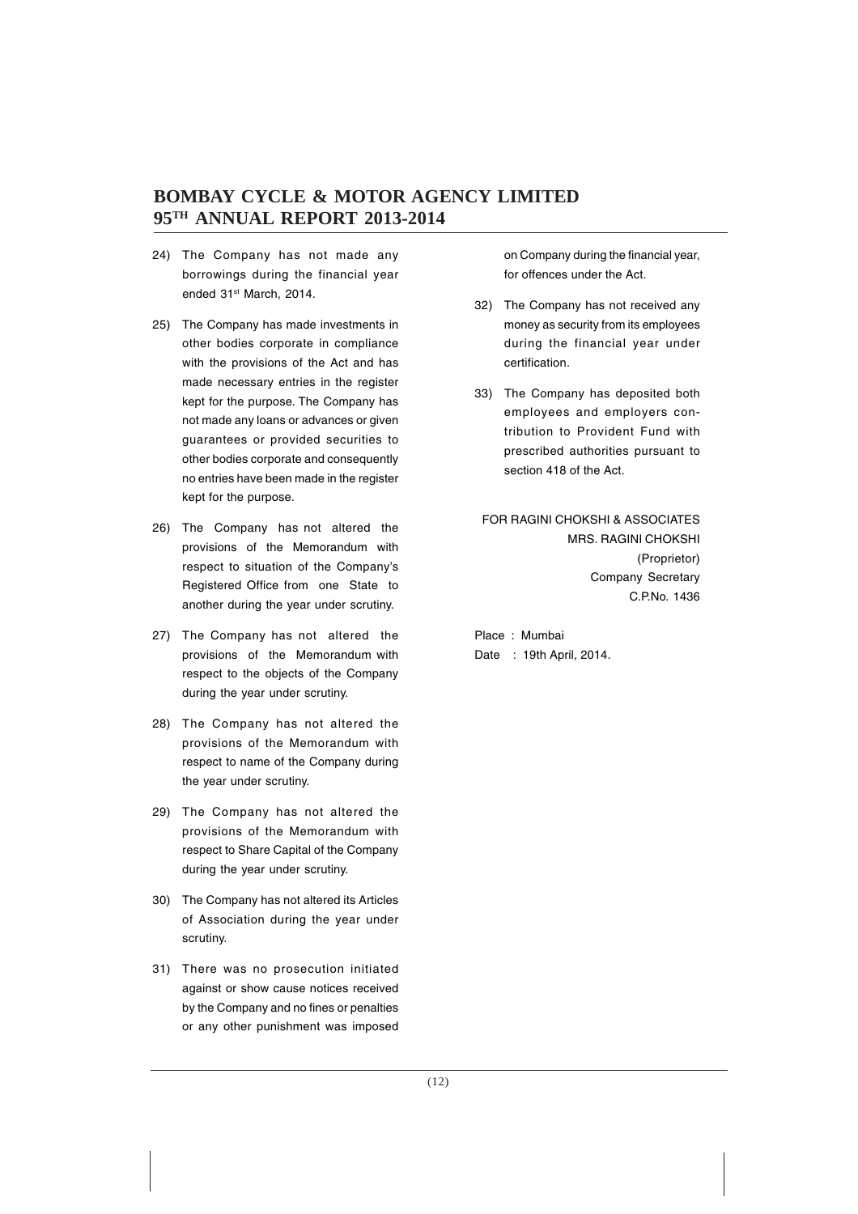24) The Company has not made any borrowings during the financial year ended 31st March, 2014.

25) The Company has made investments in other bodies corporate in compliance with the provisions of the Act and has made necessary entries in the register kept for the purpose. The Company has not made any loans or advances or given guarantees or provided securities to other bodies corporate and consequently no entries have been made in the register kept for the purpose.

26) The Company has not altered the provisions of the Memorandum with respect to situation of the Company's Registered Office from one State to another during the year under scrutiny.

27) The Company has not altered the provisions of the Memorandum with respect to the objects of the Company during the year under scrutiny.

28) The Company has not altered the provisions of the Memorandum with respect to name of the Company during the year under scrutiny.

29) The Company has not altered the provisions of the Memorandum with respect to Share Capital of the Company during the year under scrutiny.

30) The Company has not altered its Articles of Association during the year under scrutiny.

31) There was no prosecution initiated against or show cause notices received by the Company and no fines or penalties or any other punishment was imposed on Company during the financial year, for offences under the Act.

32) The Company has not received any money as security from its employees during the financial year under certification.

33) The Company has deposited both employees and employers contribution to Provident Fund with prescribed authorities pursuant to section 418 of the Act.

FOR RAGINI CHOKSHI & ASSOCIATES
MRS. RAGINI CHOKSHI
(Proprietor)
Company Secretary
C.P.No. 1436

Place : Mumbai
Date : 19th April, 2014.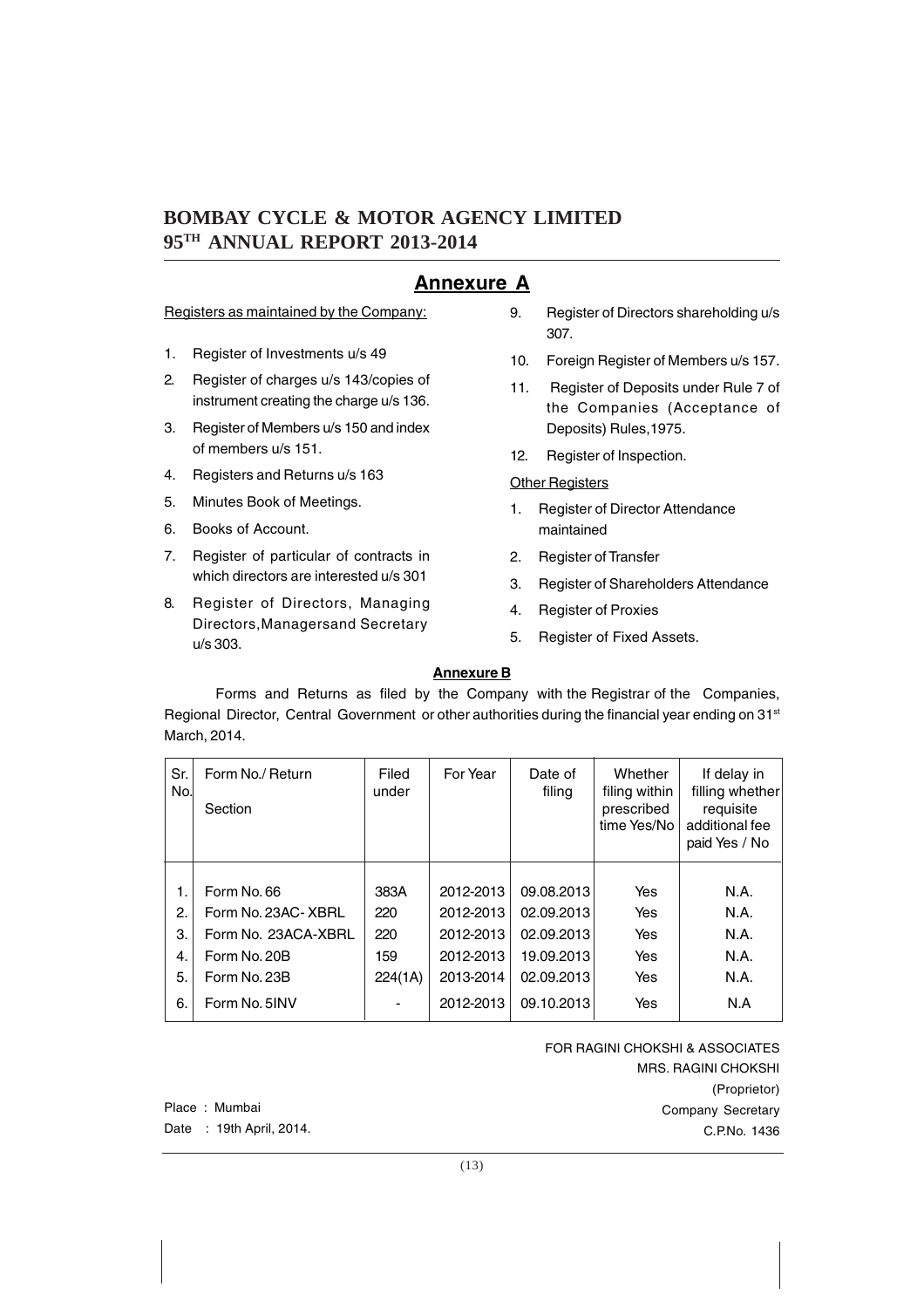# Annexure A

Registers as maintained by the Company:

1. Register of Investments u/s 49
2. Register of charges u/s 143/copies of instrument creating the charge u/s 136.
3. Register of Members u/s 150 and index of members u/s 151.
4. Registers and Returns u/s 163
5. Minutes Book of Meetings.
6. Books of Account.
7. Register of particular of contracts in which directors are interested u/s 301
8. Register of Directors, Managing Directors,Managersand Secretary u/s 303.
9. Register of Directors shareholding u/s 307.
10. Foreign Register of Members u/s 157.
11. Register of Deposits under Rule 7 of the Companies (Acceptance of Deposits) Rules,1975.
12. Register of Inspection.

Other Registers

1. Register of Director Attendance maintained
2. Register of Transfer
3. Register of Shareholders Attendance
4. Register of Proxies
5. Register of Fixed Assets.

## Annexure B

Forms and Returns as filed by the Company with the Registrar of the Companies, Regional Director, Central Government or other authorities during the financial year ending on 31st March, 2014.

| Sr. No. | Form No./ Return Section | Filed under | For Year | Date of filing | Whether filing within prescribed time Yes/No | If delay in filling whether requisite additional fee paid Yes / No |
|---|---|---|---|---|---|---|
| 1. | Form No. 66 | 383A | 2012-2013 | 09.08.2013 | Yes | N.A. |
| 2. | Form No. 23AC- XBRL | 220 | 2012-2013 | 02.09.2013 | Yes | N.A. |
| 3. | Form No. 23ACA-XBRL | 220 | 2012-2013 | 02.09.2013 | Yes | N.A. |
| 4. | Form No. 20B | 159 | 2012-2013 | 19.09.2013 | Yes | N.A. |
| 5. | Form No. 23B | 224(1A) | 2013-2014 | 02.09.2013 | Yes | N.A. |
| 6. | Form No. 5INV | - | 2012-2013 | 09.10.2013 | Yes | N.A |

FOR RAGINI CHOKSHI & ASSOCIATES
MRS. RAGINI CHOKSHI
(Proprietor)
Company Secretary
C.P.No. 1436

Place : Mumbai
Date : 19th April, 2014.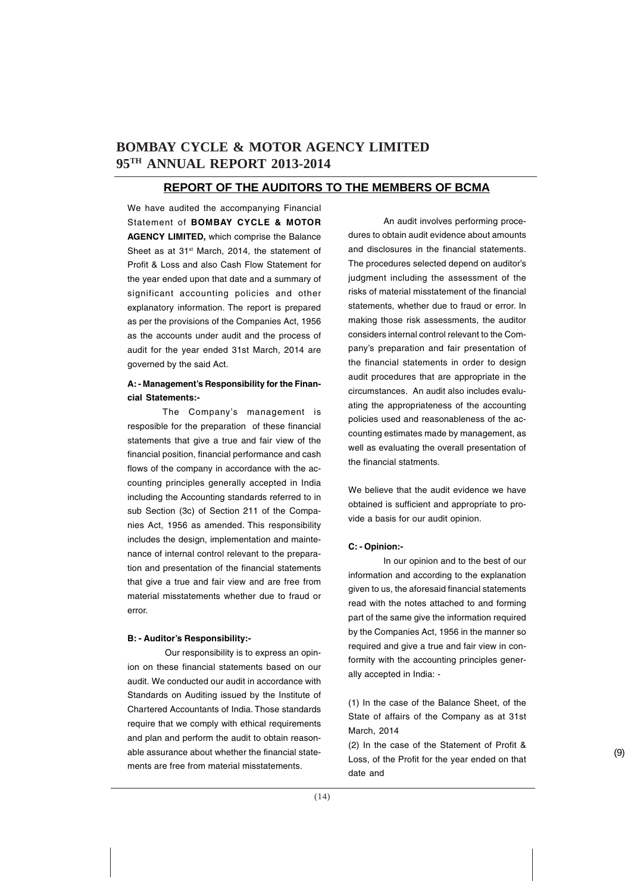## REPORT OF THE AUDITORS TO THE MEMBERS OF BCMA

We have audited the accompanying Financial Statement of **BOMBAY CYCLE & MOTOR AGENCY LIMITED,** which comprise the Balance Sheet as at 31st March, 2014, the statement of Profit & Loss and also Cash Flow Statement for the year ended upon that date and a summary of significant accounting policies and other explanatory information. The report is prepared as per the provisions of the Companies Act, 1956 as the accounts under audit and the process of audit for the year ended 31st March, 2014 are governed by the said Act.

**A: - Management's Responsibility for the Financial Statements:-**

The Company's management is resposible for the preparation of these financial statements that give a true and fair view of the financial position, financial performance and cash flows of the company in accordance with the accounting principles generally accepted in India including the Accounting standards referred to in sub Section (3c) of Section 211 of the Companies Act, 1956 as amended. This responsibility includes the design, implementation and maintenance of internal control relevant to the preparation and presentation of the financial statements that give a true and fair view and are free from material misstatements whether due to fraud or error.

**B: - Auditor's Responsibility:-**

Our responsibility is to express an opinion on these financial statements based on our audit. We conducted our audit in accordance with Standards on Auditing issued by the Institute of Chartered Accountants of India. Those standards require that we comply with ethical requirements and plan and perform the audit to obtain reasonable assurance about whether the financial statements are free from material misstatements.

An audit involves performing procedures to obtain audit evidence about amounts and disclosures in the financial statements. The procedures selected depend on auditor's judgment including the assessment of the risks of material misstatement of the financial statements, whether due to fraud or error. In making those risk assessments, the auditor considers internal control relevant to the Company's preparation and fair presentation of the financial statements in order to design audit procedures that are appropriate in the circumstances. An audit also includes evaluating the appropriateness of the accounting policies used and reasonableness of the accounting estimates made by management, as well as evaluating the overall presentation of the financial statments.

We believe that the audit evidence we have obtained is sufficient and appropriate to provide a basis for our audit opinion.

**C: - Opinion:-**

In our opinion and to the best of our information and according to the explanation given to us, the aforesaid financial statements read with the notes attached to and forming part of the same give the information required by the Companies Act, 1956 in the manner so required and give a true and fair view in conformity with the accounting principles generally accepted in India: -

(1) In the case of the Balance Sheet, of the State of affairs of the Company as at 31st March, 2014

(2) In the case of the Statement of Profit & Loss, of the Profit for the year ended on that date and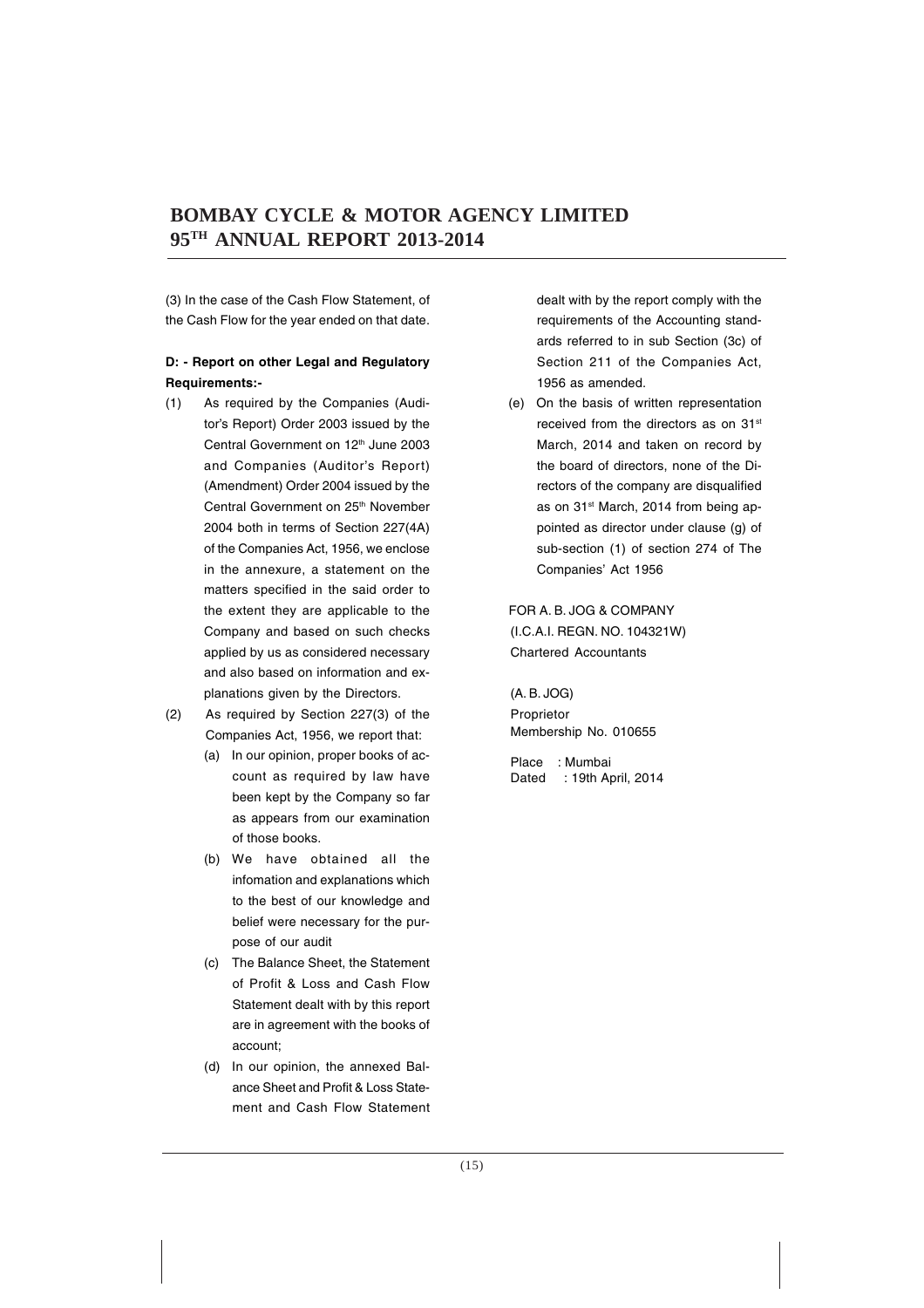(3) In the case of the Cash Flow Statement, of the Cash Flow for the year ended on that date.

**D: - Report on other Legal and Regulatory Requirements:-**

(1) As required by the Companies (Auditor's Report) Order 2003 issued by the Central Government on 12th June 2003 and Companies (Auditor's Report) (Amendment) Order 2004 issued by the Central Government on 25th November 2004 both in terms of Section 227(4A) of the Companies Act, 1956, we enclose in the annexure, a statement on the matters specified in the said order to the extent they are applicable to the Company and based on such checks applied by us as considered necessary and also based on information and explanations given by the Directors.

(2) As required by Section 227(3) of the Companies Act, 1956, we report that:

(a) In our opinion, proper books of account as required by law have been kept by the Company so far as appears from our examination of those books.

(b) We have obtained all the infomation and explanations which to the best of our knowledge and belief were necessary for the purpose of our audit

(c) The Balance Sheet, the Statement of Profit & Loss and Cash Flow Statement dealt with by this report are in agreement with the books of account;

(d) In our opinion, the annexed Balance Sheet and Profit & Loss Statement and Cash Flow Statement dealt with by the report comply with the requirements of the Accounting standards referred to in sub Section (3c) of Section 211 of the Companies Act, 1956 as amended.

(e) On the basis of written representation received from the directors as on 31st March, 2014 and taken on record by the board of directors, none of the Directors of the company are disqualified as on 31st March, 2014 from being appointed as director under clause (g) of sub-section (1) of section 274 of The Companies' Act 1956

FOR A. B. JOG & COMPANY
(I.C.A.I. REGN. NO. 104321W)
Chartered Accountants

(A. B. JOG)
Proprietor
Membership No. 010655

Place : Mumbai
Dated : 19th April, 2014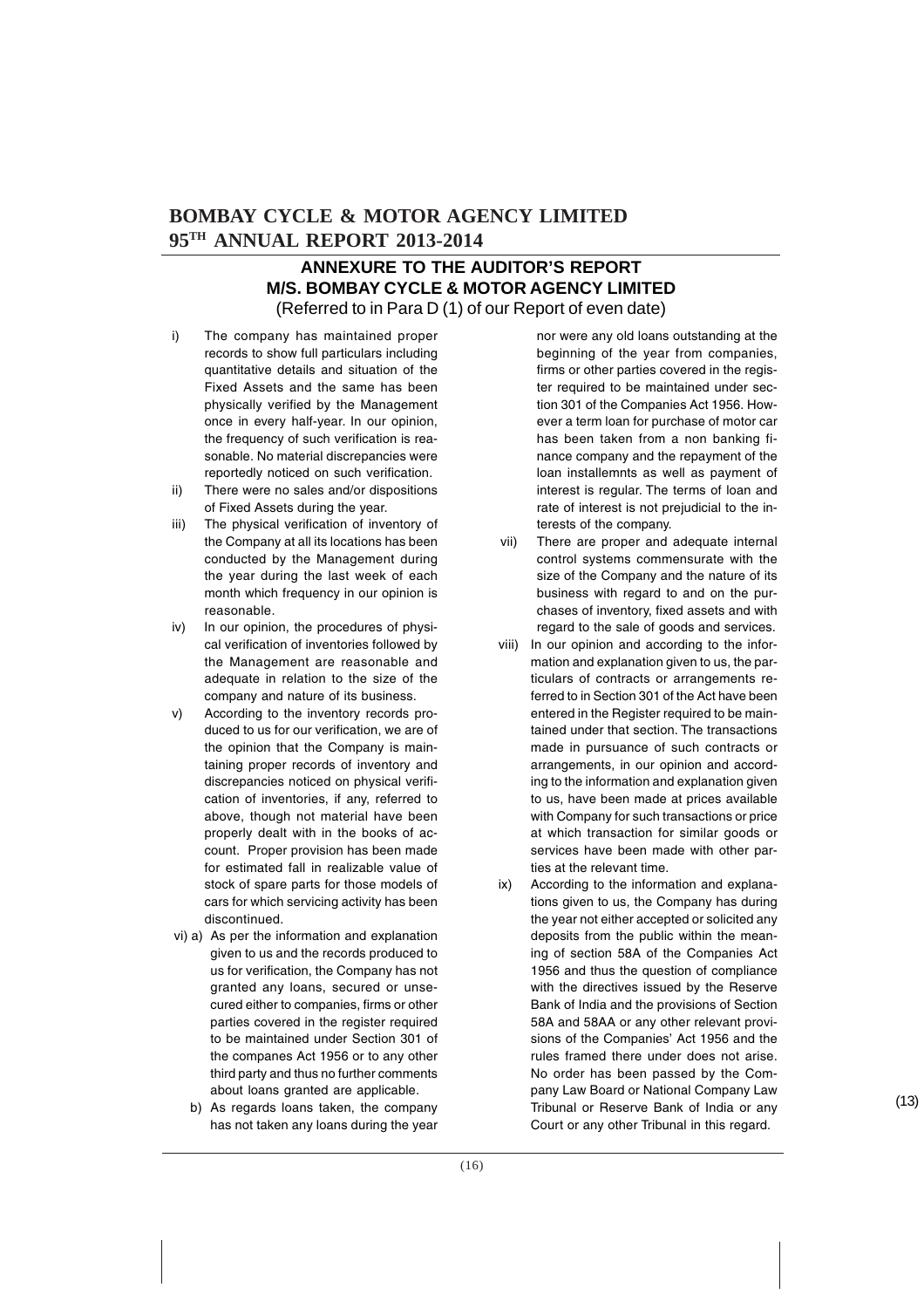## ANNEXURE TO THE AUDITOR'S REPORT
## M/S. BOMBAY CYCLE & MOTOR AGENCY LIMITED

(Referred to in Para D (1) of our Report of even date)

i) The company has maintained proper records to show full particulars including quantitative details and situation of the Fixed Assets and the same has been physically verified by the Management once in every half-year. In our opinion, the frequency of such verification is reasonable. No material discrepancies were reportedly noticed on such verification.

ii) There were no sales and/or dispositions of Fixed Assets during the year.

iii) The physical verification of inventory of the Company at all its locations has been conducted by the Management during the year during the last week of each month which frequency in our opinion is reasonable.

iv) In our opinion, the procedures of physical verification of inventories followed by the Management are reasonable and adequate in relation to the size of the company and nature of its business.

v) According to the inventory records produced to us for our verification, we are of the opinion that the Company is maintaining proper records of inventory and discrepancies noticed on physical verification of inventories, if any, referred to above, though not material have been properly dealt with in the books of account. Proper provision has been made for estimated fall in realizable value of stock of spare parts for those models of cars for which servicing activity has been discontinued.

vi) a) As per the information and explanation given to us and the records produced to us for verification, the Company has not granted any loans, secured or unsecured either to companies, firms or other parties covered in the register required to be maintained under Section 301 of the companes Act 1956 or to any other third party and thus no further comments about loans granted are applicable.

b) As regards loans taken, the company has not taken any loans during the year nor were any old loans outstanding at the beginning of the year from companies, firms or other parties covered in the register required to be maintained under section 301 of the Companies Act 1956. However a term loan for purchase of motor car has been taken from a non banking finance company and the repayment of the loan installemnts as well as payment of interest is regular. The terms of loan and rate of interest is not prejudicial to the interests of the company.

vii) There are proper and adequate internal control systems commensurate with the size of the Company and the nature of its business with regard to and on the purchases of inventory, fixed assets and with regard to the sale of goods and services.

viii) In our opinion and according to the information and explanation given to us, the particulars of contracts or arrangements referred to in Section 301 of the Act have been entered in the Register required to be maintained under that section. The transactions made in pursuance of such contracts or arrangements, in our opinion and according to the information and explanation given to us, have been made at prices available with Company for such transactions or price at which transaction for similar goods or services have been made with other parties at the relevant time.

ix) According to the information and explanations given to us, the Company has during the year not either accepted or solicited any deposits from the public within the meaning of section 58A of the Companies Act 1956 and thus the question of compliance with the directives issued by the Reserve Bank of India and the provisions of Section 58A and 58AA or any other relevant provisions of the Companies' Act 1956 and the rules framed there under does not arise. No order has been passed by the Company Law Board or National Company Law Tribunal or Reserve Bank of India or any Court or any other Tribunal in this regard.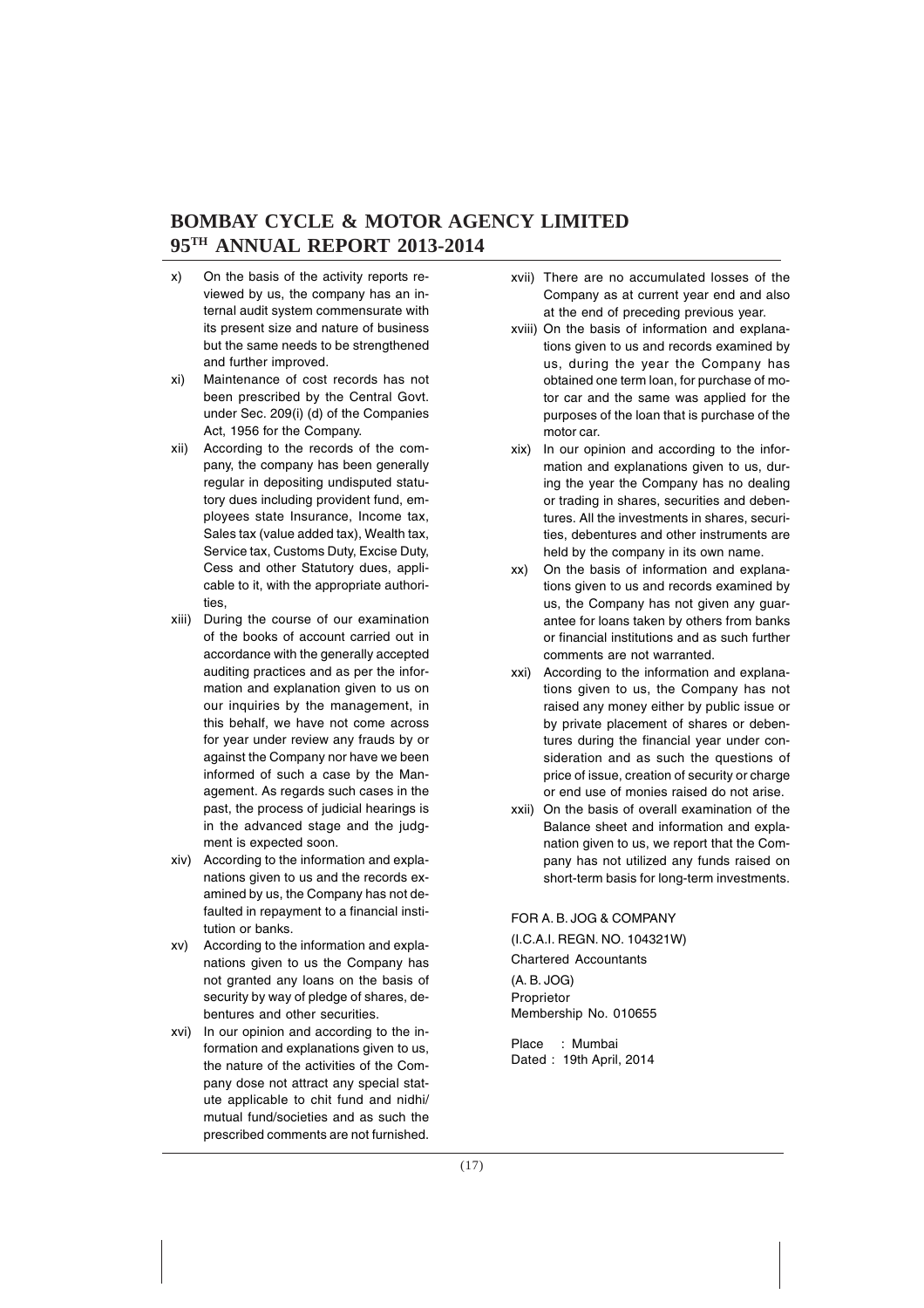x) On the basis of the activity reports reviewed by us, the company has an internal audit system commensurate with its present size and nature of business but the same needs to be strengthened and further improved.

xi) Maintenance of cost records has not been prescribed by the Central Govt. under Sec. 209(i) (d) of the Companies Act, 1956 for the Company.

xii) According to the records of the company, the company has been generally regular in depositing undisputed statutory dues including provident fund, employees state Insurance, Income tax, Sales tax (value added tax), Wealth tax, Service tax, Customs Duty, Excise Duty, Cess and other Statutory dues, applicable to it, with the appropriate authorities,

xiii) During the course of our examination of the books of account carried out in accordance with the generally accepted auditing practices and as per the information and explanation given to us on our inquiries by the management, in this behalf, we have not come across for year under review any frauds by or against the Company nor have we been informed of such a case by the Management. As regards such cases in the past, the process of judicial hearings is in the advanced stage and the judgment is expected soon.

xiv) According to the information and explanations given to us and the records examined by us, the Company has not defaulted in repayment to a financial institution or banks.

xv) According to the information and explanations given to us the Company has not granted any loans on the basis of security by way of pledge of shares, debentures and other securities.

xvi) In our opinion and according to the information and explanations given to us, the nature of the activities of the Company dose not attract any special statute applicable to chit fund and nidhi/ mutual fund/societies and as such the prescribed comments are not furnished.

xvii) There are no accumulated losses of the Company as at current year end and also at the end of preceding previous year.

xviii) On the basis of information and explanations given to us and records examined by us, during the year the Company has obtained one term loan, for purchase of motor car and the same was applied for the purposes of the loan that is purchase of the motor car.

xix) In our opinion and according to the information and explanations given to us, during the year the Company has no dealing or trading in shares, securities and debentures. All the investments in shares, securities, debentures and other instruments are held by the company in its own name.

xx) On the basis of information and explanations given to us and records examined by us, the Company has not given any guarantee for loans taken by others from banks or financial institutions and as such further comments are not warranted.

xxi) According to the information and explanations given to us, the Company has not raised any money either by public issue or by private placement of shares or debentures during the financial year under consideration and as such the questions of price of issue, creation of security or charge or end use of monies raised do not arise.

xxii) On the basis of overall examination of the Balance sheet and information and explanation given to us, we report that the Company has not utilized any funds raised on short-term basis for long-term investments.

FOR A. B. JOG & COMPANY
(I.C.A.I. REGN. NO. 104321W)
Chartered Accountants

(A. B. JOG)
Proprietor
Membership No. 010655

Place : Mumbai
Dated : 19th April, 2014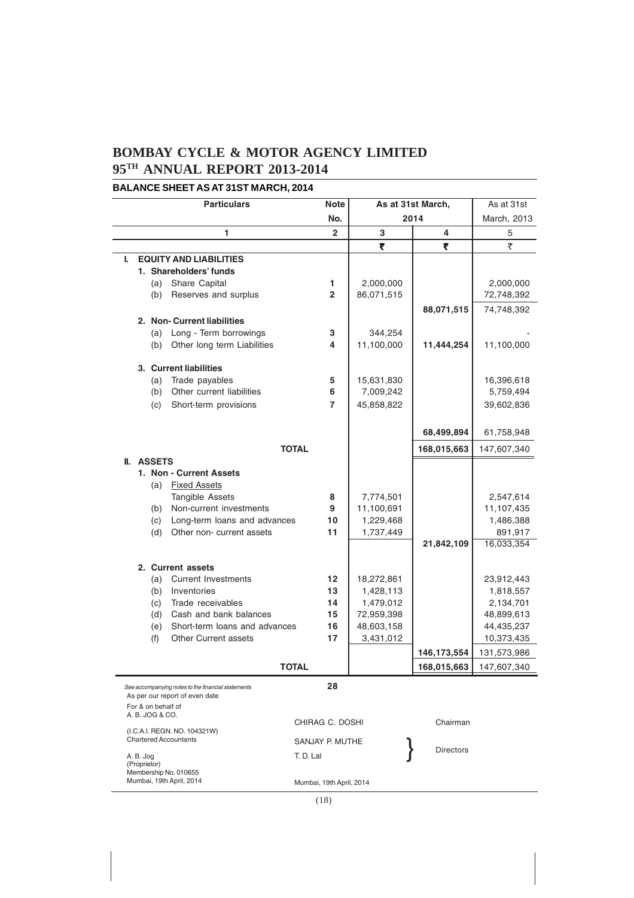# BOMBAY CYCLE & MOTOR AGENCY LIMITED
# 95TH ANNUAL REPORT 2013-2014

## BALANCE SHEET AS AT 31ST MARCH, 2014

| Particulars | Note No. | As at 31st March, 2014 | | As at 31st March, 2013 |
|---|---|---|---|---|
| 1 | 2 | 3 | 4 | 5 |
| | | ₹ | ₹ | ₹ |
| **I. EQUITY AND LIABILITIES** | | | | |
| **1. Shareholders' funds** | | | | |
| (a) Share Capital | 1 | 2,000,000 | | 2,000,000 |
| (b) Reserves and surplus | 2 | 86,071,515 | | 72,748,392 |
| | | | **88,071,515** | 74,748,392 |
| **2. Non- Current liabilities** | | | | |
| (a) Long - Term borrowings | 3 | 344,254 | | - |
| (b) Other long term Liabilities | 4 | 11,100,000 | **11,444,254** | 11,100,000 |
| **3. Current liabilities** | | | | |
| (a) Trade payables | 5 | 15,631,830 | | 16,396,618 |
| (b) Other current liabilities | 6 | 7,009,242 | | 5,759,494 |
| (c) Short-term provisions | 7 | 45,858,822 | | 39,602,836 |
| | | | **68,499,894** | 61,758,948 |
| **TOTAL** | | | **168,015,663** | 147,607,340 |
| **II. ASSETS** | | | | |
| **1. Non - Current Assets** | | | | |
| (a) Fixed Assets | | | | |
| Tangible Assets | 8 | 7,774,501 | | 2,547,614 |
| (b) Non-current investments | 9 | 11,100,691 | | 11,107,435 |
| (c) Long-term loans and advances | 10 | 1,229,468 | | 1,486,388 |
| (d) Other non- current assets | 11 | 1,737,449 | | 891,917 |
| | | | **21,842,109** | 16,033,354 |
| **2. Current assets** | | | | |
| (a) Current Investments | 12 | 18,272,861 | | 23,912,443 |
| (b) Inventories | 13 | 1,428,113 | | 1,818,557 |
| (c) Trade receivables | 14 | 1,479,012 | | 2,134,701 |
| (d) Cash and bank balances | 15 | 72,959,398 | | 48,899,613 |
| (e) Short-term loans and advances | 16 | 48,603,158 | | 44,435,237 |
| (f) Other Current assets | 17 | 3,431,012 | | 10,373,435 |
| | | | **146,173,554** | 131,573,986 |
| **TOTAL** | | | **168,015,663** | 147,607,340 |

*See accompanying notes to the financial statements* 28

As per our report of even date
For & on behalf of
A. B. JOG & CO.
(I.C.A.I. REGN. NO. 104321W)
Chartered Accountants

A. B. Jog
(Proprietor)
Membership No. 010655
Mumbai, 19th April, 2014

CHIRAG C. DOSHI — Chairman

SANJAY P. MUTHE
T. D. Lal — Directors

Mumbai, 19th April, 2014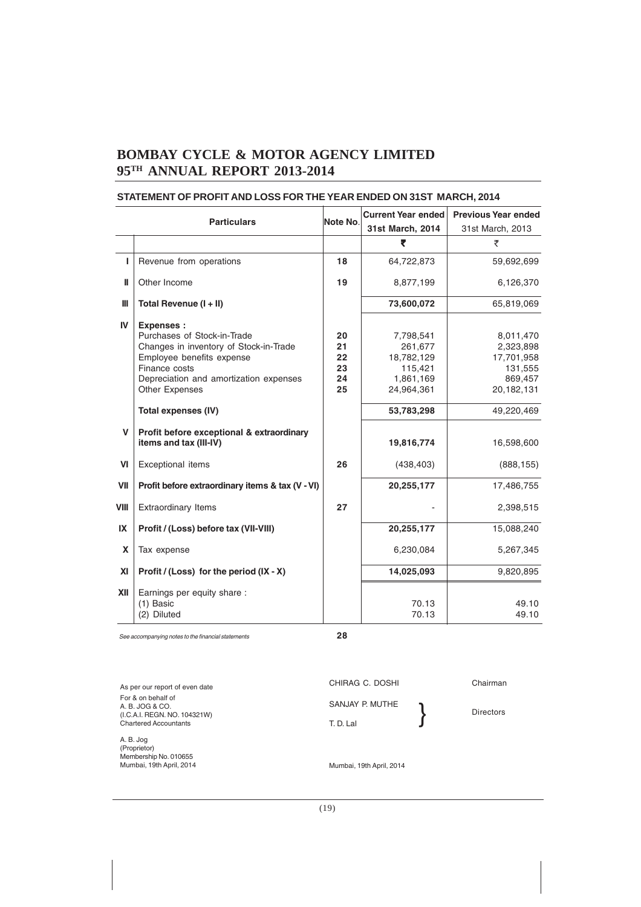# BOMBAY CYCLE & MOTOR AGENCY LIMITED
# 95TH ANNUAL REPORT 2013-2014

## STATEMENT OF PROFIT AND LOSS FOR THE YEAR ENDED ON 31ST MARCH, 2014

| | Particulars | Note No. | Current Year ended 31st March, 2014 | Previous Year ended 31st March, 2013 |
|---|---|---|---|---|
| | | | ₹ | ₹ |
| I | Revenue from operations | 18 | 64,722,873 | 59,692,699 |
| II | Other Income | 19 | 8,877,199 | 6,126,370 |
| III | **Total Revenue (I + II)** | | **73,600,072** | 65,819,069 |
| IV | **Expenses :** | | | |
| | Purchases of Stock-in-Trade | 20 | 7,798,541 | 8,011,470 |
| | Changes in inventory of Stock-in-Trade | 21 | 261,677 | 2,323,898 |
| | Employee benefits expense | 22 | 18,782,129 | 17,701,958 |
| | Finance costs | 23 | 115,421 | 131,555 |
| | Depreciation and amortization expenses | 24 | 1,861,169 | 869,457 |
| | Other Expenses | 25 | 24,964,361 | 20,182,131 |
| | **Total expenses (IV)** | | **53,783,298** | 49,220,469 |
| V | **Profit before exceptional & extraordinary items and tax (III-IV)** | | **19,816,774** | 16,598,600 |
| VI | Exceptional items | 26 | (438,403) | (888,155) |
| VII | **Profit before extraordinary items & tax (V - VI)** | | **20,255,177** | 17,486,755 |
| VIII | Extraordinary Items | 27 | - | 2,398,515 |
| IX | **Profit / (Loss) before tax (VII-VIII)** | | **20,255,177** | 15,088,240 |
| X | Tax expense | | 6,230,084 | 5,267,345 |
| XI | **Profit / (Loss) for the period (IX - X)** | | **14,025,093** | 9,820,895 |
| XII | Earnings per equity share : | | | |
| | (1) Basic | | 70.13 | 49.10 |
| | (2) Diluted | | 70.13 | 49.10 |

*See accompanying notes to the financial statements* **28**

As per our report of even date
For & on behalf of
A. B. JOG & CO.
(I.C.A.I. REGN. NO. 104321W)
Chartered Accountants

A. B. Jog
(Proprietor)
Membership No. 010655
Mumbai, 19th April, 2014

CHIRAG C. DOSHI — Chairman

SANJAY P. MUTHE
T. D. Lal } Directors

Mumbai, 19th April, 2014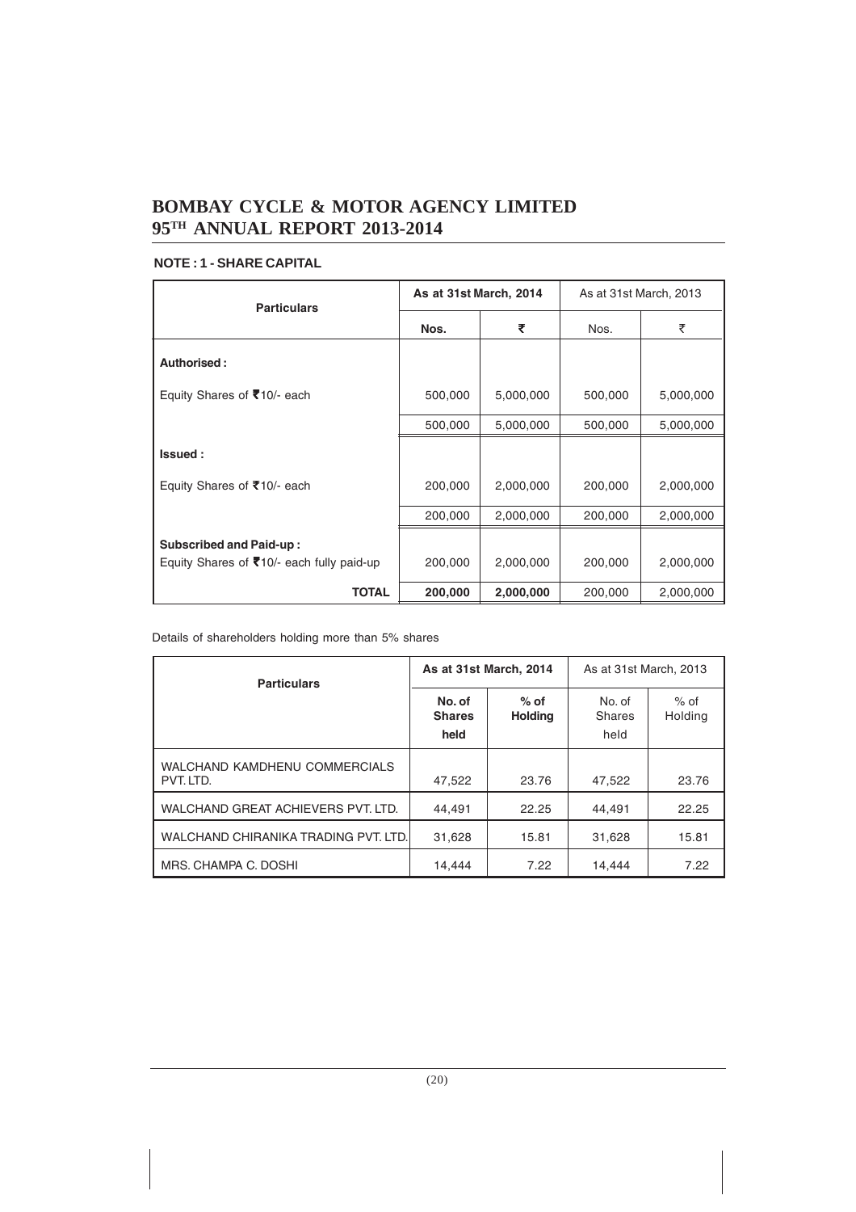# BOMBAY CYCLE & MOTOR AGENCY LIMITED
# 95TH ANNUAL REPORT 2013-2014

**NOTE : 1 - SHARE CAPITAL**

| Particulars | As at 31st March, 2014 | | As at 31st March, 2013 | |
|---|---|---|---|---|
| | **Nos.** | **₹** | Nos. | ₹ |
| **Authorised :** | | | | |
| Equity Shares of ₹10/- each | 500,000 | 5,000,000 | 500,000 | 5,000,000 |
| | 500,000 | 5,000,000 | 500,000 | 5,000,000 |
| **Issued :** | | | | |
| Equity Shares of ₹10/- each | 200,000 | 2,000,000 | 200,000 | 2,000,000 |
| | 200,000 | 2,000,000 | 200,000 | 2,000,000 |
| **Subscribed and Paid-up :** | | | | |
| Equity Shares of ₹10/- each fully paid-up | 200,000 | 2,000,000 | 200,000 | 2,000,000 |
| **TOTAL** | **200,000** | **2,000,000** | 200,000 | 2,000,000 |

Details of shareholders holding more than 5% shares

| Particulars | As at 31st March, 2014 | | As at 31st March, 2013 | |
|---|---|---|---|---|
| | **No. of Shares held** | **% of Holding** | No. of Shares held | % of Holding |
| WALCHAND KAMDHENU COMMERCIALS PVT. LTD. | 47,522 | 23.76 | 47,522 | 23.76 |
| WALCHAND GREAT ACHIEVERS PVT. LTD. | 44,491 | 22.25 | 44,491 | 22.25 |
| WALCHAND CHIRANIKA TRADING PVT. LTD. | 31,628 | 15.81 | 31,628 | 15.81 |
| MRS. CHAMPA C. DOSHI | 14,444 | 7.22 | 14,444 | 7.22 |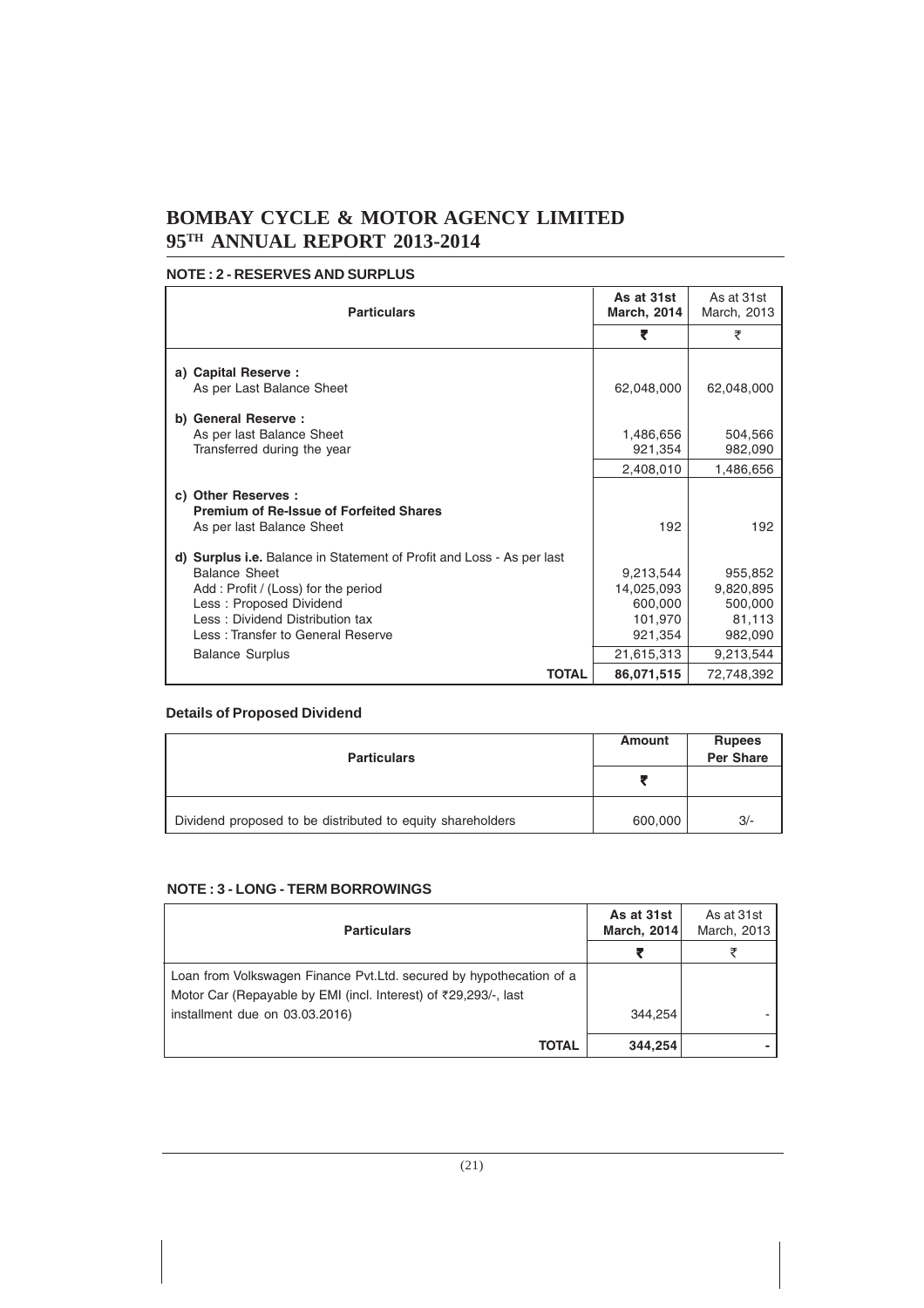## NOTE : 2 - RESERVES AND SURPLUS

| Particulars | As at 31st March, 2014 | As at 31st March, 2013 |
|---|---|---|
| | ₹ | ₹ |
| **a) Capital Reserve :** | | |
| As per Last Balance Sheet | 62,048,000 | 62,048,000 |
| **b) General Reserve :** | | |
| As per last Balance Sheet | 1,486,656 | 504,566 |
| Transferred during the year | 921,354 | 982,090 |
| | 2,408,010 | 1,486,656 |
| **c) Other Reserves :** | | |
| **Premium of Re-Issue of Forfeited Shares** | | |
| As per last Balance Sheet | 192 | 192 |
| **d) Surplus i.e.** Balance in Statement of Profit and Loss - As per last Balance Sheet | 9,213,544 | 955,852 |
| Add : Profit / (Loss) for the period | 14,025,093 | 9,820,895 |
| Less : Proposed Dividend | 600,000 | 500,000 |
| Less : Dividend Distribution tax | 101,970 | 81,113 |
| Less : Transfer to General Reserve | 921,354 | 982,090 |
| Balance Surplus | 21,615,313 | 9,213,544 |
| **TOTAL** | **86,071,515** | 72,748,392 |

### Details of Proposed Dividend

| Particulars | Amount | Rupees Per Share |
|---|---|---|
| | ₹ | |
| Dividend proposed to be distributed to equity shareholders | 600,000 | 3/- |

## NOTE : 3 - LONG - TERM BORROWINGS

| Particulars | As at 31st March, 2014 | As at 31st March, 2013 |
|---|---|---|
| | ₹ | ₹ |
| Loan from Volkswagen Finance Pvt.Ltd. secured by hypothecation of a Motor Car (Repayable by EMI (incl. Interest) of ₹29,293/-, last installment due on 03.03.2016) | 344,254 | - |
| **TOTAL** | **344,254** | **-** |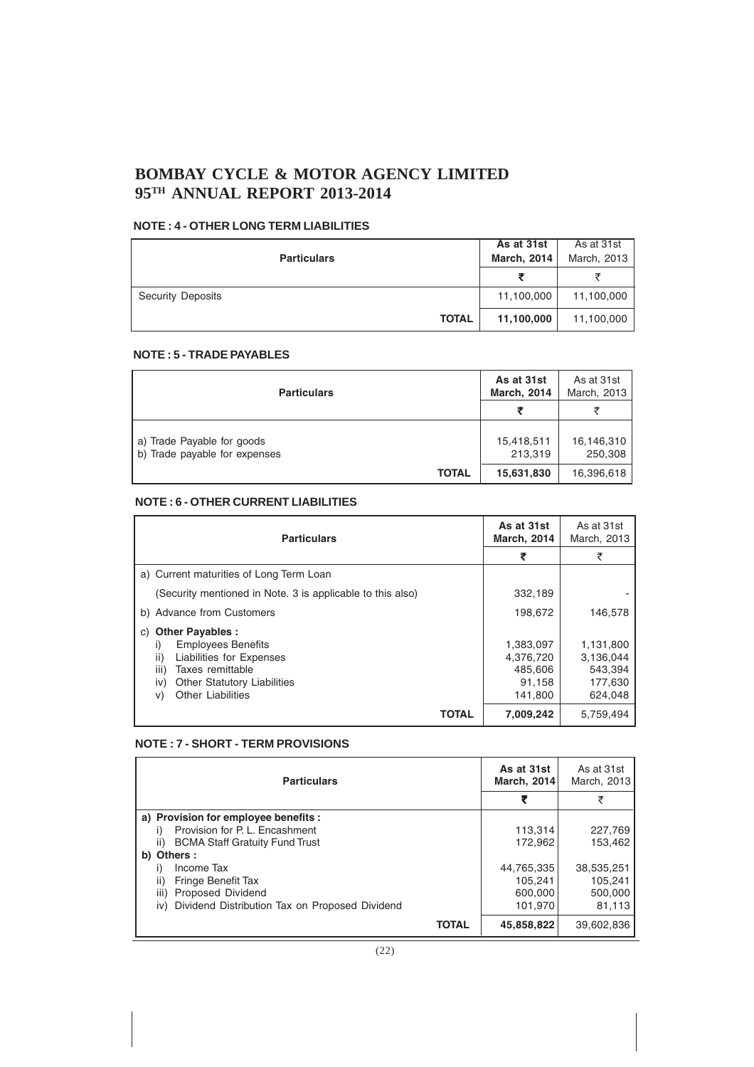## NOTE : 4 - OTHER LONG TERM LIABILITIES

| Particulars | As at 31st March, 2014 | As at 31st March, 2013 |
|---|---|---|
| | ₹ | ₹ |
| Security Deposits | 11,100,000 | 11,100,000 |
| **TOTAL** | **11,100,000** | 11,100,000 |

## NOTE : 5 - TRADE PAYABLES

| Particulars | As at 31st March, 2014 | As at 31st March, 2013 |
|---|---|---|
| | ₹ | ₹ |
| a) Trade Payable for goods | 15,418,511 | 16,146,310 |
| b) Trade payable for expenses | 213,319 | 250,308 |
| **TOTAL** | **15,631,830** | 16,396,618 |

## NOTE : 6 - OTHER CURRENT LIABILITIES

| Particulars | As at 31st March, 2014 | As at 31st March, 2013 |
|---|---|---|
| | ₹ | ₹ |
| a) Current maturities of Long Term Loan | | |
| (Security mentioned in Note. 3 is applicable to this also) | 332,189 | - |
| b) Advance from Customers | 198,672 | 146,578 |
| c) **Other Payables :** | | |
| i) Employees Benefits | 1,383,097 | 1,131,800 |
| ii) Liabilities for Expenses | 4,376,720 | 3,136,044 |
| iii) Taxes remittable | 485,606 | 543,394 |
| iv) Other Statutory Liabilities | 91,158 | 177,630 |
| v) Other Liabilities | 141,800 | 624,048 |
| **TOTAL** | **7,009,242** | 5,759,494 |

## NOTE : 7 - SHORT - TERM PROVISIONS

| Particulars | As at 31st March, 2014 | As at 31st March, 2013 |
|---|---|---|
| | ₹ | ₹ |
| **a) Provision for employee benefits :** | | |
| i) Provision for P. L. Encashment | 113,314 | 227,769 |
| ii) BCMA Staff Gratuity Fund Trust | 172,962 | 153,462 |
| **b) Others :** | | |
| i) Income Tax | 44,765,335 | 38,535,251 |
| ii) Fringe Benefit Tax | 105,241 | 105,241 |
| iii) Proposed Dividend | 600,000 | 500,000 |
| iv) Dividend Distribution Tax on Proposed Dividend | 101,970 | 81,113 |
| **TOTAL** | **45,858,822** | 39,602,836 |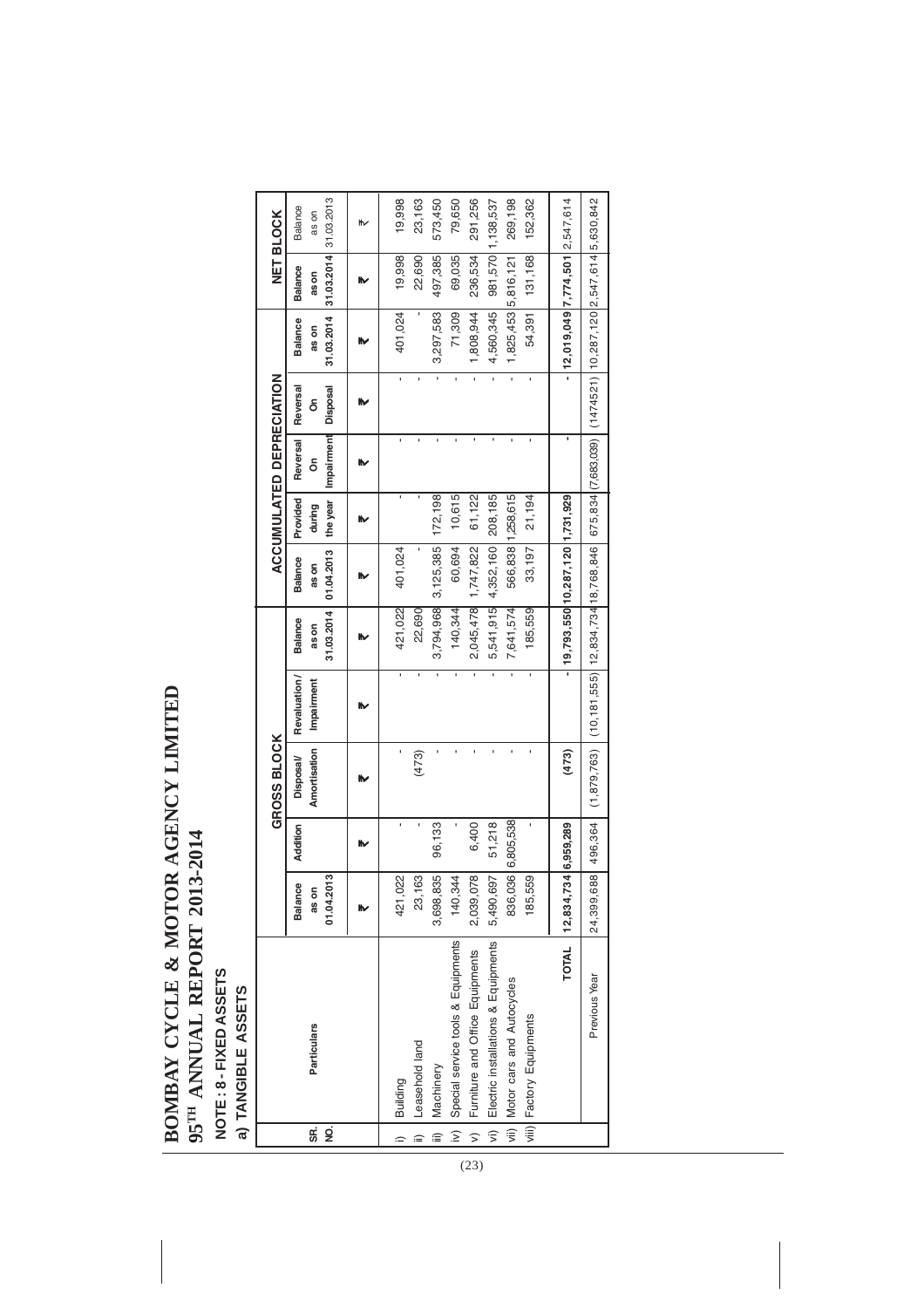# BOMBAY CYCLE & MOTOR AGENCY LIMITED

## 95TH ANNUAL REPORT 2013-2014

### NOTE : 8 - FIXED ASSETS

#### a) TANGIBLE ASSETS

| SR. NO. | Particulars | GROSS BLOCK | | | | | ACCUMULATED DEPRECIATION | | | | | NET BLOCK | |
|---|---|---|---|---|---|---|---|---|---|---|---|---|---|
| | | Balance as on 01.04.2013 | Addition | Disposal/ Amortisation | Revaluation / Impairment | Balance as on 31.03.2014 | Balance as on 01.04.2013 | Provided during the year | Reversal On Impairment | Reversal On Disposal | Balance as on 31.03.2014 | Balance as on 31.03.2014 | Balance as on 31.03.2013 |
| | | ₹ | ₹ | ₹ | ₹ | ₹ | ₹ | ₹ | ₹ | ₹ | ₹ | ₹ | ₹ |
| i) | Building | 421,022 | - | - | - | 421,022 | 401,024 | - | - | - | 401,024 | 19,998 | 19,998 |
| ii) | Leasehold land | 23,163 | - | (473) | - | 22,690 | - | - | - | - | - | 22,690 | 23,163 |
| iii) | Machinery | 3,698,835 | 96,133 | - | - | 3,794,968 | 3,125,385 | 172,198 | - | - | 3,297,583 | 497,385 | 573,450 |
| iv) | Special service tools & Equipments | 140,344 | - | - | - | 140,344 | 60,694 | 10,615 | - | - | 71,309 | 69,035 | 79,650 |
| v) | Furniture and Office Equipments | 2,039,078 | 6,400 | - | - | 2,045,478 | 1,747,822 | 61,122 | - | - | 1,808,944 | 236,534 | 291,256 |
| vi) | Electric installations & Equipments | 5,490,697 | 51,218 | - | - | 5,541,915 | 4,352,160 | 208,185 | - | - | 4,560,345 | 981,570 | 1,138,537 |
| vii) | Motor cars and Autocycles | 836,036 | 6,805,538 | - | - | 7,641,574 | 566,838 | 1,258,615 | - | - | 1,825,453 | 5,816,121 | 269,198 |
| viii) | Factory Equipments | 185,559 | - | - | - | 185,559 | 33,197 | 21,194 | - | - | 54,391 | 131,168 | 152,362 |
| | TOTAL | 12,834,734 | 6,959,289 | (473) | - | 19,793,550 | 10,287,120 | 1,731,929 | - | - | 12,019,049 | 7,774,501 | 2,547,614 |
| | Previous Year | 24,399,688 | 496,364 | (1,879,763) | (10,181,555) | 12,834,734 | 18,768,846 | 675,834 | (7,683,039) | (1474521) | 10,287,120 | 2,547,614 | 5,630,842 |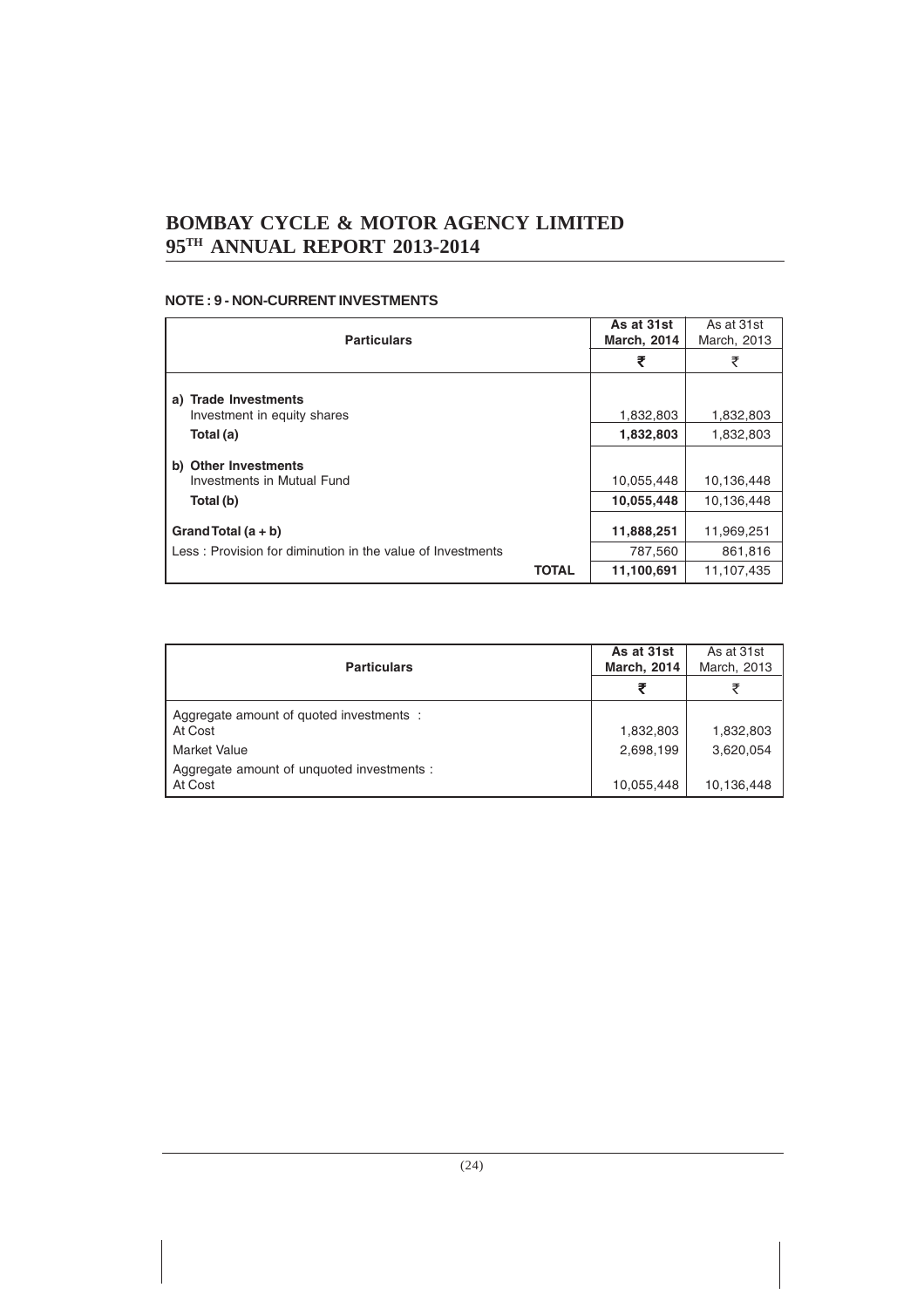# BOMBAY CYCLE & MOTOR AGENCY LIMITED
# 95TH ANNUAL REPORT 2013-2014

**NOTE : 9 - NON-CURRENT INVESTMENTS**

| Particulars | As at 31st March, 2014 | As at 31st March, 2013 |
|---|---|---|
| | ₹ | ₹ |
| **a) Trade Investments** | | |
| Investment in equity shares | 1,832,803 | 1,832,803 |
| **Total (a)** | **1,832,803** | 1,832,803 |
| **b) Other Investments** | | |
| Investments in Mutual Fund | 10,055,448 | 10,136,448 |
| **Total (b)** | **10,055,448** | 10,136,448 |
| **Grand Total (a + b)** | **11,888,251** | 11,969,251 |
| Less : Provision for diminution in the value of Investments | 787,560 | 861,816 |
| **TOTAL** | **11,100,691** | 11,107,435 |

| Particulars | As at 31st March, 2014 | As at 31st March, 2013 |
|---|---|---|
| | ₹ | ₹ |
| Aggregate amount of quoted investments : | | |
| At Cost | 1,832,803 | 1,832,803 |
| Market Value | 2,698,199 | 3,620,054 |
| Aggregate amount of unquoted investments : | | |
| At Cost | 10,055,448 | 10,136,448 |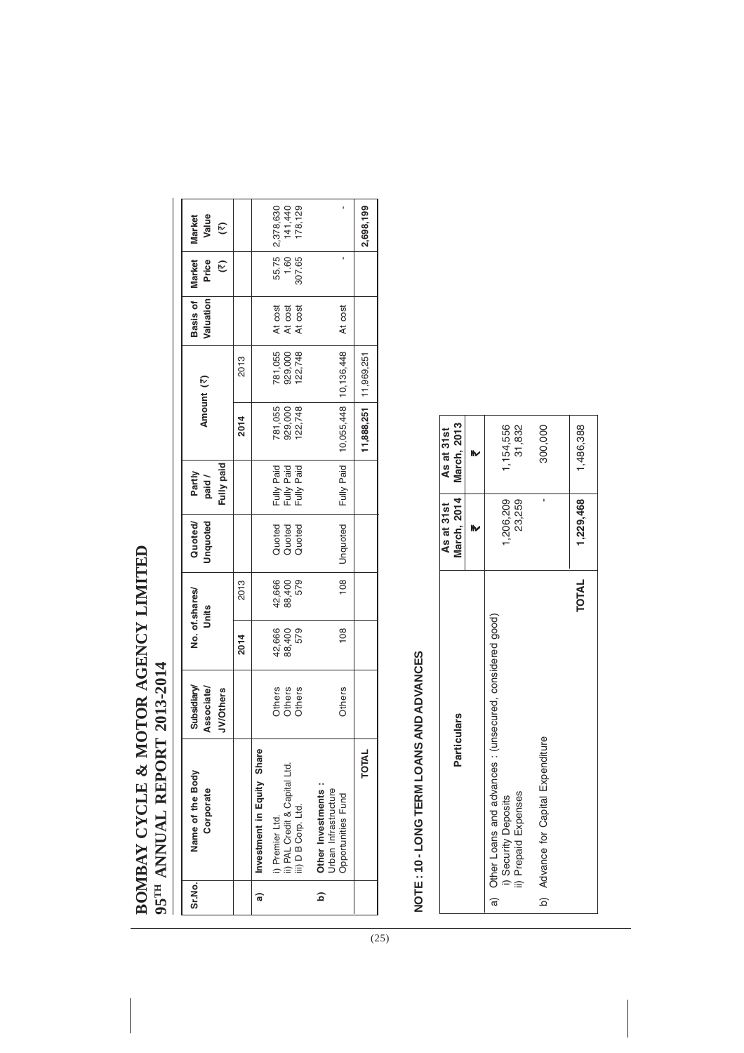| Sr.No. | Name of the Body Corporate | Subsidiary/ Associate/ JV/Others | No. of.shares/ Units | | Quoted/ Unquoted | Partly paid / Fully paid | Amount (₹) | | Basis of Valuation | Market Price (₹) | Market Value (₹) |
|---|---|---|---|---|---|---|---|---|---|---|---|
| | | | 2014 | 2013 | | | 2014 | 2013 | | | |
| a) | **Investment in Equity Share** | | | | | | | | | | |
| | i) Premier Ltd. | Others | 42,666 | 42,666 | Quoted | Fully Paid | 781,055 | 781,055 | At cost | 55.75 | 2,378,630 |
| | ii) PAL Credit & Capital Ltd. | Others | 88,400 | 88,400 | Quoted | Fully Paid | 929,000 | 929,000 | At cost | 1.60 | 141,440 |
| | iii) D B Corp. Ltd. | Others | 579 | 579 | Quoted | Fully Paid | 122,748 | 122,748 | At cost | 307.65 | 178,129 |
| b) | **Other Investments :** Urban Infrastructure Opportunities Fund | Others | 108 | 108 | Unquoted | Fully Paid | 10,055,448 | 10,136,448 | At cost | - | - |
| | **TOTAL** | | | | | | **11,888,251** | **11,969,251** | | | **2,698,199** |

## NOTE : 10 - LONG TERM LOANS AND ADVANCES

| Particulars | As at 31st March, 2014 | As at 31st March, 2013 |
|---|---|---|
| | ₹ | ₹ |
| a) Other Loans and advances : (unsecured, considered good) | | |
| i) Security Deposits | 1,206,209 | 1,154,556 |
| ii) Prepaid Expenses | 23,259 | 31,832 |
| b) Advance for Capital Expenditure | - | 300,000 |
| **TOTAL** | **1,229,468** | 1,486,388 |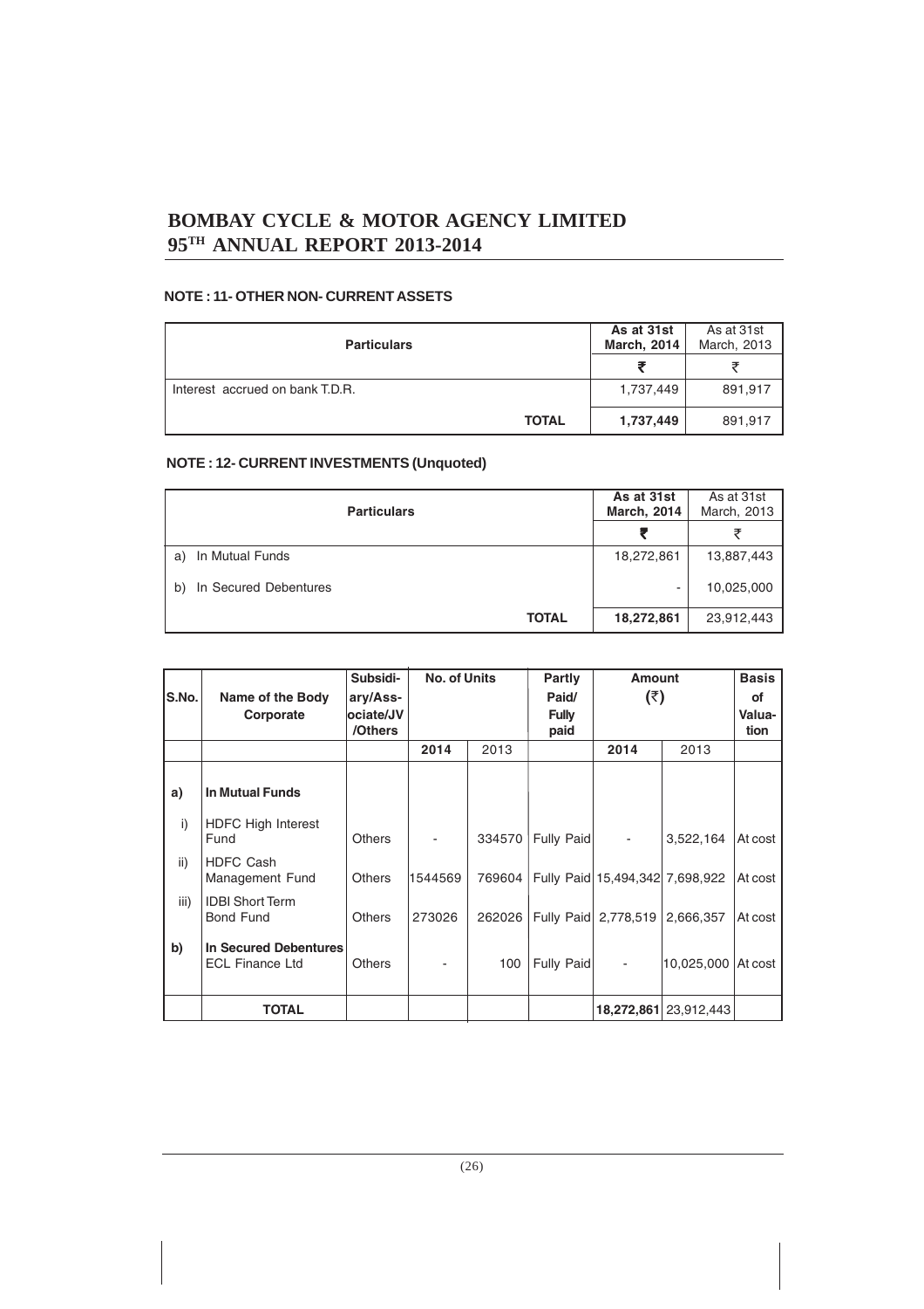## NOTE : 11- OTHER NON- CURRENT ASSETS

| Particulars | As at 31st March, 2014 | As at 31st March, 2013 |
|---|---|---|
| | ₹ | ₹ |
| Interest accrued on bank T.D.R. | 1,737,449 | 891,917 |
| **TOTAL** | **1,737,449** | 891,917 |

## NOTE : 12- CURRENT INVESTMENTS (Unquoted)

| Particulars | As at 31st March, 2014 | As at 31st March, 2013 |
|---|---|---|
| | ₹ | ₹ |
| a) In Mutual Funds | 18,272,861 | 13,887,443 |
| b) In Secured Debentures | - | 10,025,000 |
| **TOTAL** | **18,272,861** | 23,912,443 |

| S.No. | Name of the Body Corporate | Subsidiary/Associate/JV /Others | No. of Units | | Partly Paid/ Fully paid | Amount (₹) | | Basis of Valuation |
|---|---|---|---|---|---|---|---|---|
| | | | **2014** | 2013 | | **2014** | 2013 | |
| **a)** | **In Mutual Funds** | | | | | | | |
| i) | HDFC High Interest Fund | Others | - | 334570 | Fully Paid | - | 3,522,164 | At cost |
| ii) | HDFC Cash Management Fund | Others | 1544569 | 769604 | Fully Paid | 15,494,342 | 7,698,922 | At cost |
| iii) | IDBI Short Term Bond Fund | Others | 273026 | 262026 | Fully Paid | 2,778,519 | 2,666,357 | At cost |
| **b)** | **In Secured Debentures** ECL Finance Ltd | Others | - | 100 | Fully Paid | - | 10,025,000 | At cost |
| | **TOTAL** | | | | | **18,272,861** | 23,912,443 | |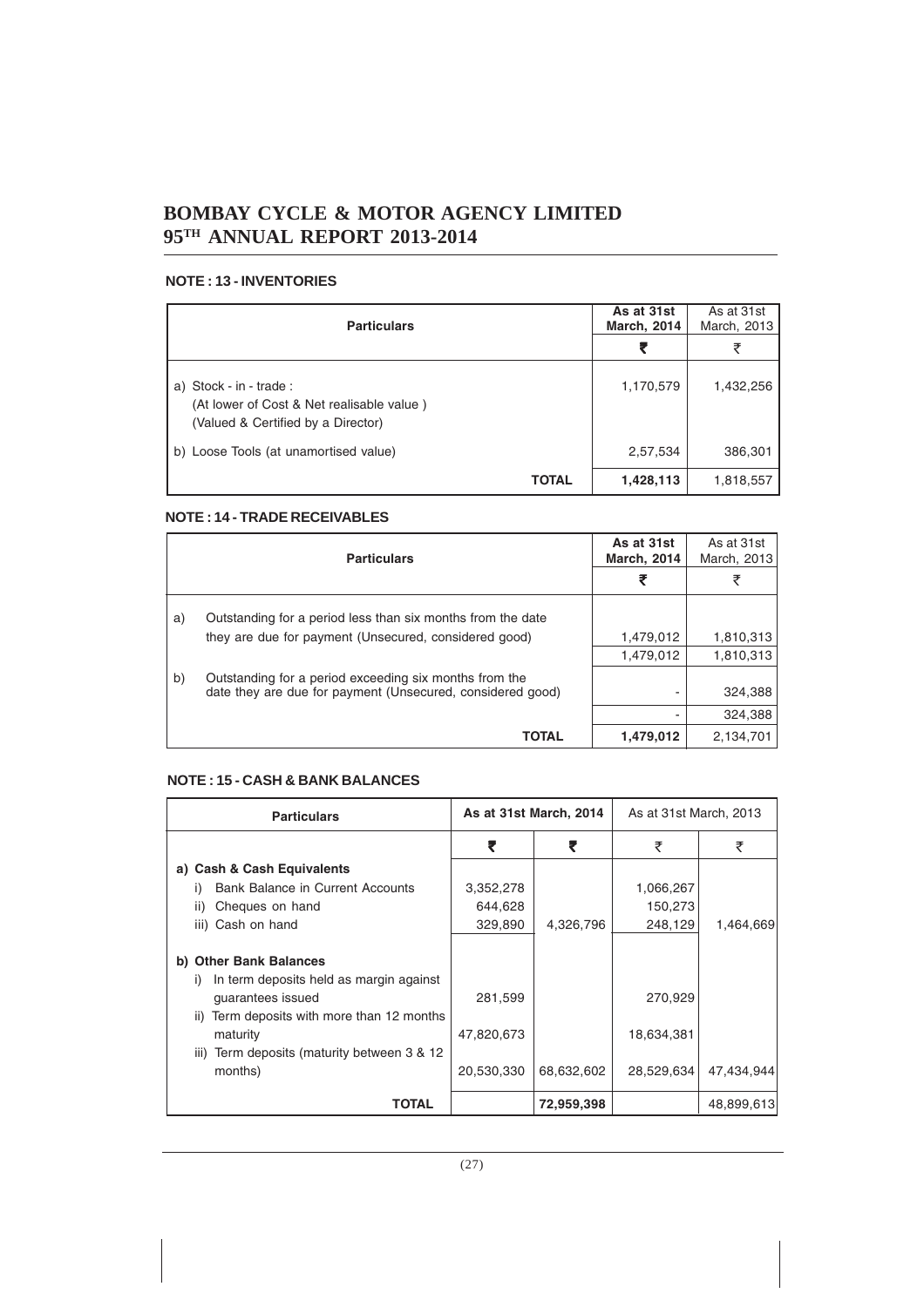# BOMBAY CYCLE & MOTOR AGENCY LIMITED
## 95TH ANNUAL REPORT 2013-2014

### NOTE : 13 - INVENTORIES

| Particulars | As at 31st March, 2014 | As at 31st March, 2013 |
|---|---|---|
| | ₹ | ₹ |
| a) Stock - in - trade : (At lower of Cost & Net realisable value ) (Valued & Certified by a Director) | 1,170,579 | 1,432,256 |
| b) Loose Tools (at unamortised value) | 2,57,534 | 386,301 |
| **TOTAL** | **1,428,113** | 1,818,557 |

### NOTE : 14 - TRADE RECEIVABLES

| | Particulars | As at 31st March, 2014 | As at 31st March, 2013 |
|---|---|---|---|
| | | ₹ | ₹ |
| a) | Outstanding for a period less than six months from the date they are due for payment (Unsecured, considered good) | 1,479,012 | 1,810,313 |
| | | 1,479,012 | 1,810,313 |
| b) | Outstanding for a period exceeding six months from the date they are due for payment (Unsecured, considered good) | - | 324,388 |
| | | - | 324,388 |
| | **TOTAL** | **1,479,012** | 2,134,701 |

### NOTE : 15 - CASH & BANK BALANCES

| Particulars | As at 31st March, 2014 | | As at 31st March, 2013 | |
|---|---|---|---|---|
| | ₹ | ₹ | ₹ | ₹ |
| **a) Cash & Cash Equivalents** | | | | |
| i) Bank Balance in Current Accounts | 3,352,278 | | 1,066,267 | |
| ii) Cheques on hand | 644,628 | | 150,273 | |
| iii) Cash on hand | 329,890 | 4,326,796 | 248,129 | 1,464,669 |
| **b) Other Bank Balances** | | | | |
| i) In term deposits held as margin against guarantees issued | 281,599 | | 270,929 | |
| ii) Term deposits with more than 12 months maturity | 47,820,673 | | 18,634,381 | |
| iii) Term deposits (maturity between 3 & 12 months) | 20,530,330 | 68,632,602 | 28,529,634 | 47,434,944 |
| **TOTAL** | | **72,959,398** | | 48,899,613 |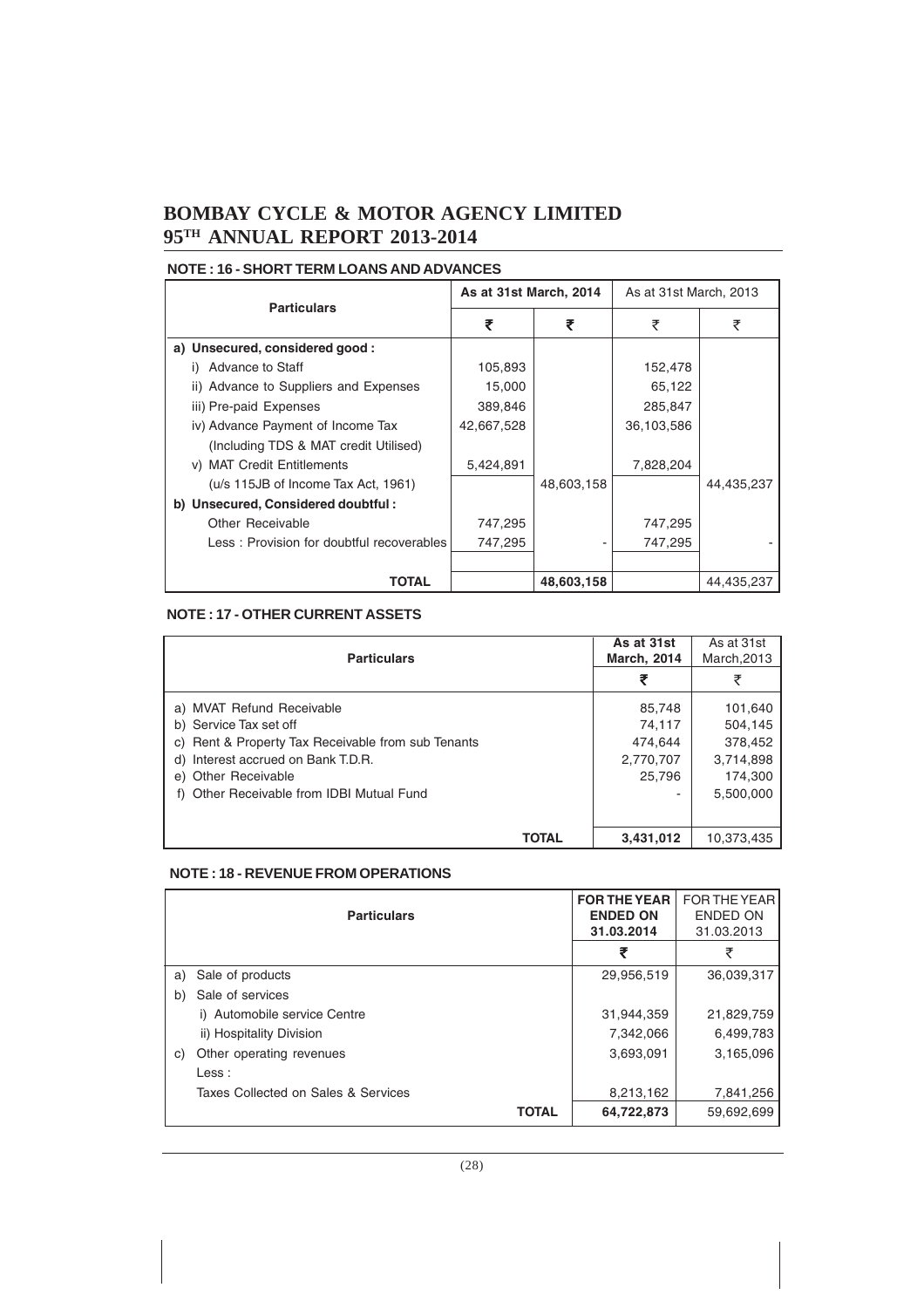## NOTE : 16 - SHORT TERM LOANS AND ADVANCES

| Particulars | As at 31st March, 2014 | | As at 31st March, 2013 | |
|---|---|---|---|---|
| | ₹ | ₹ | ₹ | ₹ |
| **a) Unsecured, considered good :** | | | | |
| i) Advance to Staff | 105,893 | | 152,478 | |
| ii) Advance to Suppliers and Expenses | 15,000 | | 65,122 | |
| iii) Pre-paid Expenses | 389,846 | | 285,847 | |
| iv) Advance Payment of Income Tax (Including TDS & MAT credit Utilised) | 42,667,528 | | 36,103,586 | |
| v) MAT Credit Entitlements (u/s 115JB of Income Tax Act, 1961) | 5,424,891 | 48,603,158 | 7,828,204 | 44,435,237 |
| **b) Unsecured, Considered doubtful :** | | | | |
| Other Receivable | 747,295 | | 747,295 | |
| Less : Provision for doubtful recoverables | 747,295 | - | 747,295 | - |
| **TOTAL** | | **48,603,158** | | 44,435,237 |

## NOTE : 17 - OTHER CURRENT ASSETS

| Particulars | As at 31st March, 2014 | As at 31st March,2013 |
|---|---|---|
| | ₹ | ₹ |
| a) MVAT Refund Receivable | 85,748 | 101,640 |
| b) Service Tax set off | 74,117 | 504,145 |
| c) Rent & Property Tax Receivable from sub Tenants | 474,644 | 378,452 |
| d) Interest accrued on Bank T.D.R. | 2,770,707 | 3,714,898 |
| e) Other Receivable | 25,796 | 174,300 |
| f) Other Receivable from IDBI Mutual Fund | - | 5,500,000 |
| **TOTAL** | **3,431,012** | 10,373,435 |

## NOTE : 18 - REVENUE FROM OPERATIONS

| Particulars | FOR THE YEAR ENDED ON 31.03.2014 | FOR THE YEAR ENDED ON 31.03.2013 |
|---|---|---|
| | ₹ | ₹ |
| a) Sale of products | 29,956,519 | 36,039,317 |
| b) Sale of services | | |
| i) Automobile service Centre | 31,944,359 | 21,829,759 |
| ii) Hospitality Division | 7,342,066 | 6,499,783 |
| c) Other operating revenues | 3,693,091 | 3,165,096 |
| Less : | | |
| Taxes Collected on Sales & Services | 8,213,162 | 7,841,256 |
| **TOTAL** | **64,722,873** | 59,692,699 |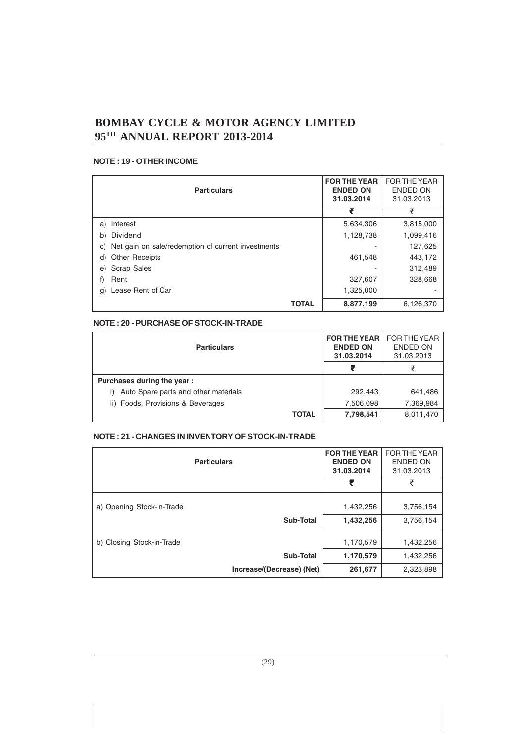## NOTE : 19 - OTHER INCOME

| Particulars | FOR THE YEAR ENDED ON 31.03.2014 | FOR THE YEAR ENDED ON 31.03.2013 |
|---|---|---|
| | ₹ | ₹ |
| a) Interest | 5,634,306 | 3,815,000 |
| b) Dividend | 1,128,738 | 1,099,416 |
| c) Net gain on sale/redemption of current investments | - | 127,625 |
| d) Other Receipts | 461,548 | 443,172 |
| e) Scrap Sales | - | 312,489 |
| f) Rent | 327,607 | 328,668 |
| g) Lease Rent of Car | 1,325,000 | - |
| **TOTAL** | **8,877,199** | 6,126,370 |

## NOTE : 20 - PURCHASE OF STOCK-IN-TRADE

| Particulars | FOR THE YEAR ENDED ON 31.03.2014 | FOR THE YEAR ENDED ON 31.03.2013 |
|---|---|---|
| | ₹ | ₹ |
| **Purchases during the year :** | | |
| i) Auto Spare parts and other materials | 292,443 | 641,486 |
| ii) Foods, Provisions & Beverages | 7,506,098 | 7,369,984 |
| **TOTAL** | **7,798,541** | 8,011,470 |

## NOTE : 21 - CHANGES IN INVENTORY OF STOCK-IN-TRADE

| Particulars | FOR THE YEAR ENDED ON 31.03.2014 | FOR THE YEAR ENDED ON 31.03.2013 |
|---|---|---|
| | ₹ | ₹ |
| a) Opening Stock-in-Trade | 1,432,256 | 3,756,154 |
| **Sub-Total** | **1,432,256** | 3,756,154 |
| b) Closing Stock-in-Trade | 1,170,579 | 1,432,256 |
| **Sub-Total** | **1,170,579** | 1,432,256 |
| **Increase/(Decrease) (Net)** | **261,677** | 2,323,898 |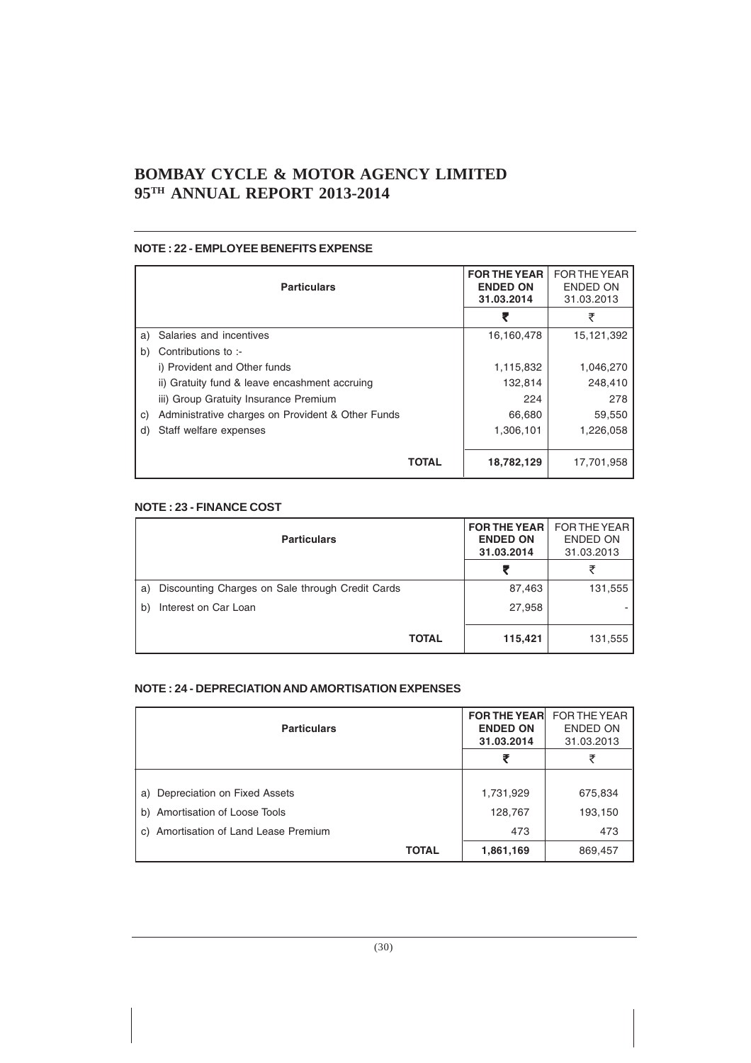## NOTE : 22 - EMPLOYEE BENEFITS EXPENSE

| Particulars | FOR THE YEAR ENDED ON 31.03.2014 | FOR THE YEAR ENDED ON 31.03.2013 |
|---|---|---|
| | ₹ | ₹ |
| a) Salaries and incentives | 16,160,478 | 15,121,392 |
| b) Contributions to :- | | |
| i) Provident and Other funds | 1,115,832 | 1,046,270 |
| ii) Gratuity fund & leave encashment accruing | 132,814 | 248,410 |
| iii) Group Gratuity Insurance Premium | 224 | 278 |
| c) Administrative charges on Provident & Other Funds | 66,680 | 59,550 |
| d) Staff welfare expenses | 1,306,101 | 1,226,058 |
| **TOTAL** | **18,782,129** | 17,701,958 |

## NOTE : 23 - FINANCE COST

| Particulars | FOR THE YEAR ENDED ON 31.03.2014 | FOR THE YEAR ENDED ON 31.03.2013 |
|---|---|---|
| | ₹ | ₹ |
| a) Discounting Charges on Sale through Credit Cards | 87,463 | 131,555 |
| b) Interest on Car Loan | 27,958 | - |
| **TOTAL** | **115,421** | 131,555 |

## NOTE : 24 - DEPRECIATION AND AMORTISATION EXPENSES

| Particulars | FOR THE YEAR ENDED ON 31.03.2014 | FOR THE YEAR ENDED ON 31.03.2013 |
|---|---|---|
| | ₹ | ₹ |
| a) Depreciation on Fixed Assets | 1,731,929 | 675,834 |
| b) Amortisation of Loose Tools | 128,767 | 193,150 |
| c) Amortisation of Land Lease Premium | 473 | 473 |
| **TOTAL** | **1,861,169** | 869,457 |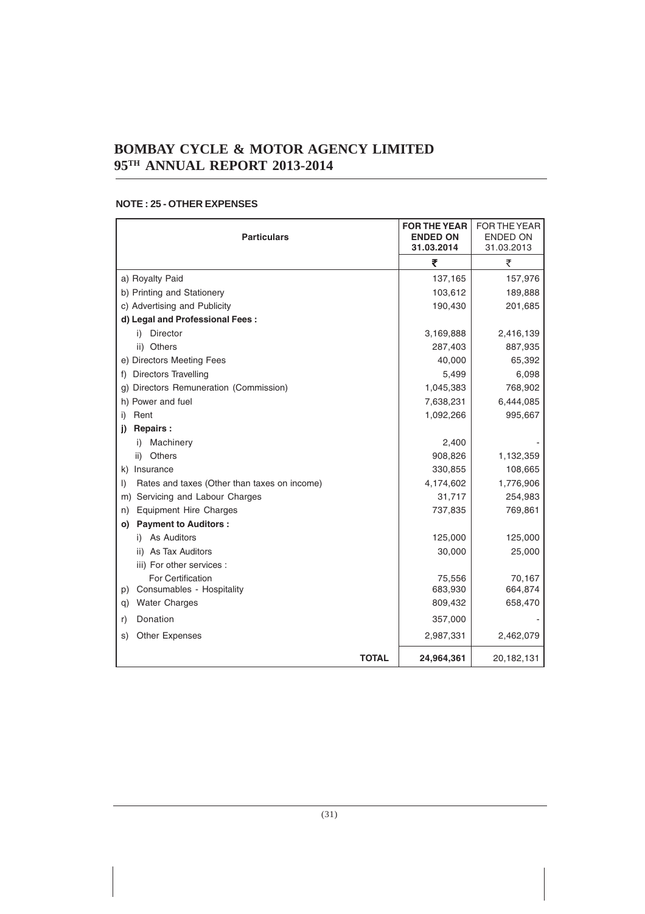## NOTE : 25 - OTHER EXPENSES

| Particulars | FOR THE YEAR ENDED ON 31.03.2014 | FOR THE YEAR ENDED ON 31.03.2013 |
|---|---|---|
| | ₹ | ₹ |
| a) Royalty Paid | 137,165 | 157,976 |
| b) Printing and Stationery | 103,612 | 189,888 |
| c) Advertising and Publicity | 190,430 | 201,685 |
| **d) Legal and Professional Fees :** | | |
| i) Director | 3,169,888 | 2,416,139 |
| ii) Others | 287,403 | 887,935 |
| e) Directors Meeting Fees | 40,000 | 65,392 |
| f) Directors Travelling | 5,499 | 6,098 |
| g) Directors Remuneration (Commission) | 1,045,383 | 768,902 |
| h) Power and fuel | 7,638,231 | 6,444,085 |
| i) Rent | 1,092,266 | 995,667 |
| **j) Repairs :** | | |
| i) Machinery | 2,400 | - |
| ii) Others | 908,826 | 1,132,359 |
| k) Insurance | 330,855 | 108,665 |
| l) Rates and taxes (Other than taxes on income) | 4,174,602 | 1,776,906 |
| m) Servicing and Labour Charges | 31,717 | 254,983 |
| n) Equipment Hire Charges | 737,835 | 769,861 |
| **o) Payment to Auditors :** | | |
| i) As Auditors | 125,000 | 125,000 |
| ii) As Tax Auditors | 30,000 | 25,000 |
| iii) For other services : | | |
| For Certification | 75,556 | 70,167 |
| p) Consumables - Hospitality | 683,930 | 664,874 |
| q) Water Charges | 809,432 | 658,470 |
| r) Donation | 357,000 | - |
| s) Other Expenses | 2,987,331 | 2,462,079 |
| **TOTAL** | **24,964,361** | 20,182,131 |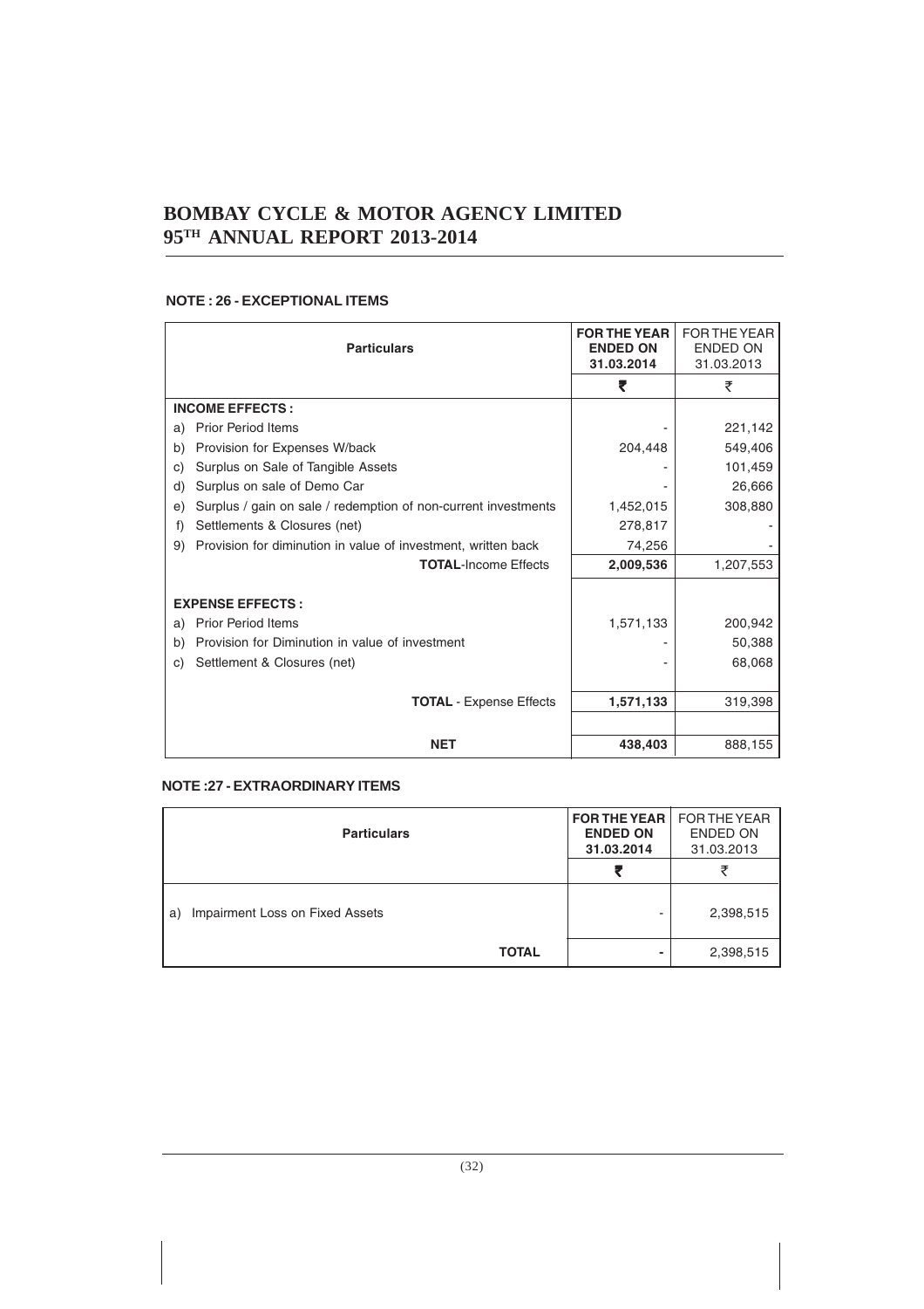# BOMBAY CYCLE & MOTOR AGENCY LIMITED
# 95TH ANNUAL REPORT 2013-2014

### NOTE : 26 - EXCEPTIONAL ITEMS

| Particulars | FOR THE YEAR ENDED ON 31.03.2014 | FOR THE YEAR ENDED ON 31.03.2013 |
|---|---|---|
| | ₹ | ₹ |
| **INCOME EFFECTS :** | | |
| a) Prior Period Items | - | 221,142 |
| b) Provision for Expenses W/back | 204,448 | 549,406 |
| c) Surplus on Sale of Tangible Assets | - | 101,459 |
| d) Surplus on sale of Demo Car | - | 26,666 |
| e) Surplus / gain on sale / redemption of non-current investments | 1,452,015 | 308,880 |
| f) Settlements & Closures (net) | 278,817 | - |
| 9) Provision for diminution in value of investment, written back | 74,256 | - |
| **TOTAL**-Income Effects | **2,009,536** | 1,207,553 |
| **EXPENSE EFFECTS :** | | |
| a) Prior Period Items | 1,571,133 | 200,942 |
| b) Provision for Diminution in value of investment | - | 50,388 |
| c) Settlement & Closures (net) | - | 68,068 |
| **TOTAL** - Expense Effects | **1,571,133** | 319,398 |
| **NET** | **438,403** | 888,155 |

### NOTE :27 - EXTRAORDINARY ITEMS

| Particulars | FOR THE YEAR ENDED ON 31.03.2014 | FOR THE YEAR ENDED ON 31.03.2013 |
|---|---|---|
| | ₹ | ₹ |
| a) Impairment Loss on Fixed Assets | - | 2,398,515 |
| **TOTAL** | **-** | 2,398,515 |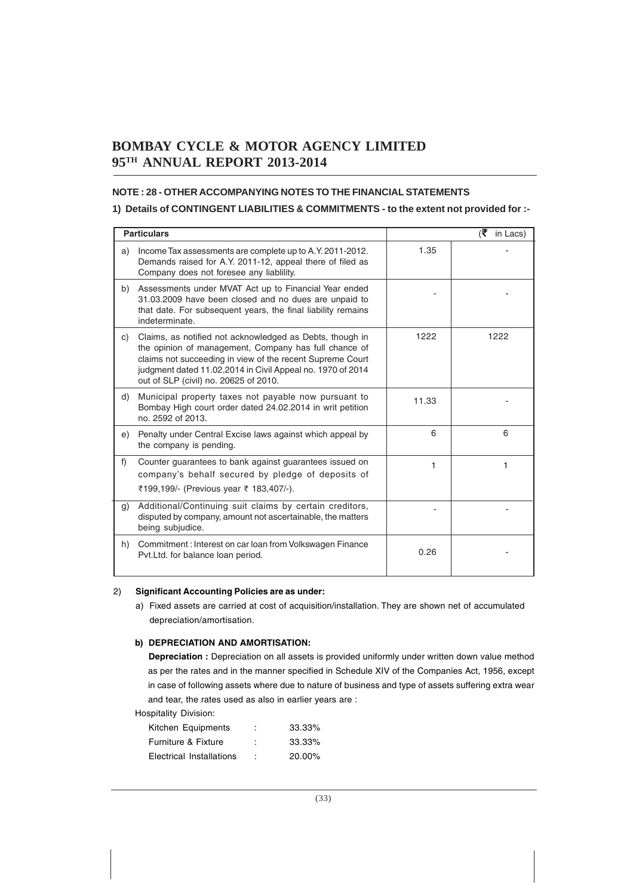## NOTE : 28 - OTHER ACCOMPANYING NOTES TO THE FINANCIAL STATEMENTS

**1) Details of CONTINGENT LIABILITIES & COMMITMENTS - to the extent not provided for :-**

| | Particulars | | (₹ in Lacs) |
|---|---|---|---|
| a) | Income Tax assessments are complete up to A.Y. 2011-2012. Demands raised for A.Y. 2011-12, appeal there of filed as Company does not foresee any liablility. | 1.35 | - |
| b) | Assessments under MVAT Act up to Financial Year ended 31.03.2009 have been closed and no dues are unpaid to that date. For subsequent years, the final liability remains indeterminate. | - | - |
| c) | Claims, as notified not acknowledged as Debts, though in the opinion of management, Company has full chance of claims not succeeding in view of the recent Supreme Court judgment dated 11.02.2014 in Civil Appeal no. 1970 of 2014 out of SLP (civil) no. 20625 of 2010. | 1222 | 1222 |
| d) | Municipal property taxes not payable now pursuant to Bombay High court order dated 24.02.2014 in writ petition no. 2592 of 2013. | 11.33 | - |
| e) | Penalty under Central Excise laws against which appeal by the company is pending. | 6 | 6 |
| f) | Counter guarantees to bank against guarantees issued on company's behalf secured by pledge of deposits of ₹199,199/- (Previous year ₹ 183,407/-). | 1 | 1 |
| g) | Additional/Continuing suit claims by certain creditors, disputed by company, amount not ascertainable, the matters being subjudice. | - | - |
| h) | Commitment : Interest on car loan from Volkswagen Finance Pvt.Ltd. for balance loan period. | 0.26 | - |

2) **Significant Accounting Policies are as under:**

a) Fixed assets are carried at cost of acquisition/installation. They are shown net of accumulated depreciation/amortisation.

**b) DEPRECIATION AND AMORTISATION:**

**Depreciation :** Depreciation on all assets is provided uniformly under written down value method as per the rates and in the manner specified in Schedule XIV of the Companies Act, 1956, except in case of following assets where due to nature of business and type of assets suffering extra wear and tear, the rates used as also in earlier years are :

Hospitality Division:

| | | |
|---|---|---|
| Kitchen Equipments | : | 33.33% |
| Furniture & Fixture | : | 33.33% |
| Electrical Installations | : | 20.00% |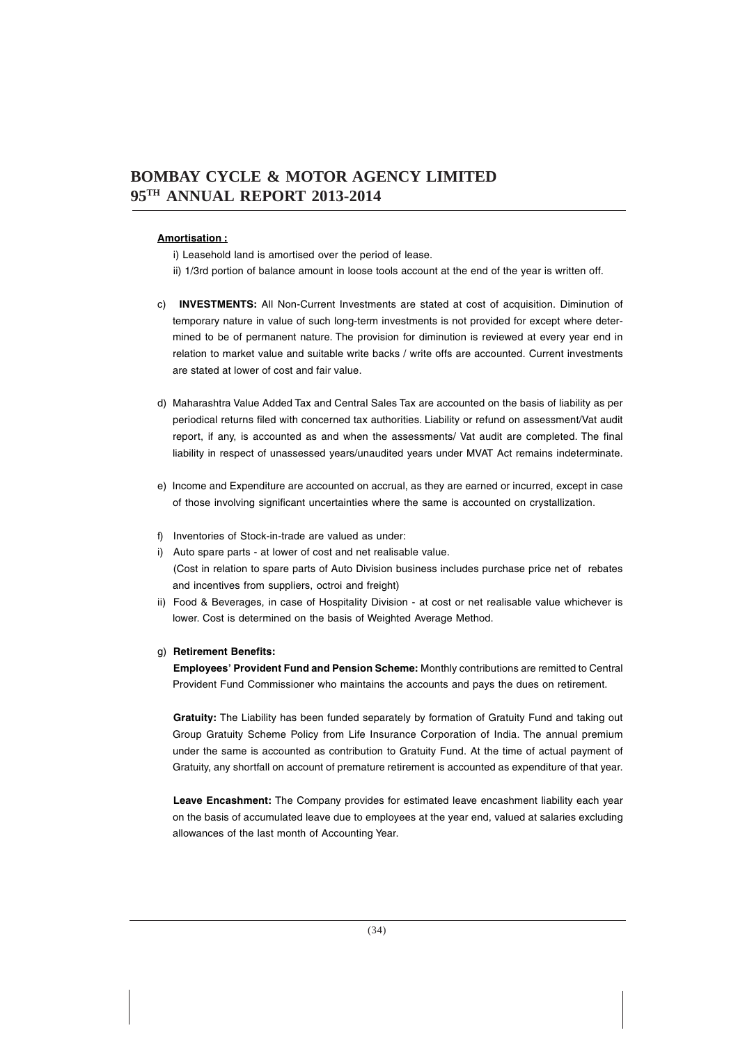**Amortisation :**

i) Leasehold land is amortised over the period of lease.

ii) 1/3rd portion of balance amount in loose tools account at the end of the year is written off.

c) **INVESTMENTS:** All Non-Current Investments are stated at cost of acquisition. Diminution of temporary nature in value of such long-term investments is not provided for except where determined to be of permanent nature. The provision for diminution is reviewed at every year end in relation to market value and suitable write backs / write offs are accounted. Current investments are stated at lower of cost and fair value.

d) Maharashtra Value Added Tax and Central Sales Tax are accounted on the basis of liability as per periodical returns filed with concerned tax authorities. Liability or refund on assessment/Vat audit report, if any, is accounted as and when the assessments/ Vat audit are completed. The final liability in respect of unassessed years/unaudited years under MVAT Act remains indeterminate.

e) Income and Expenditure are accounted on accrual, as they are earned or incurred, except in case of those involving significant uncertainties where the same is accounted on crystallization.

f) Inventories of Stock-in-trade are valued as under:

i) Auto spare parts - at lower of cost and net realisable value. (Cost in relation to spare parts of Auto Division business includes purchase price net of rebates and incentives from suppliers, octroi and freight)

ii) Food & Beverages, in case of Hospitality Division - at cost or net realisable value whichever is lower. Cost is determined on the basis of Weighted Average Method.

g) **Retirement Benefits:**

**Employees' Provident Fund and Pension Scheme:** Monthly contributions are remitted to Central Provident Fund Commissioner who maintains the accounts and pays the dues on retirement.

**Gratuity:** The Liability has been funded separately by formation of Gratuity Fund and taking out Group Gratuity Scheme Policy from Life Insurance Corporation of India. The annual premium under the same is accounted as contribution to Gratuity Fund. At the time of actual payment of Gratuity, any shortfall on account of premature retirement is accounted as expenditure of that year.

**Leave Encashment:** The Company provides for estimated leave encashment liability each year on the basis of accumulated leave due to employees at the year end, valued at salaries excluding allowances of the last month of Accounting Year.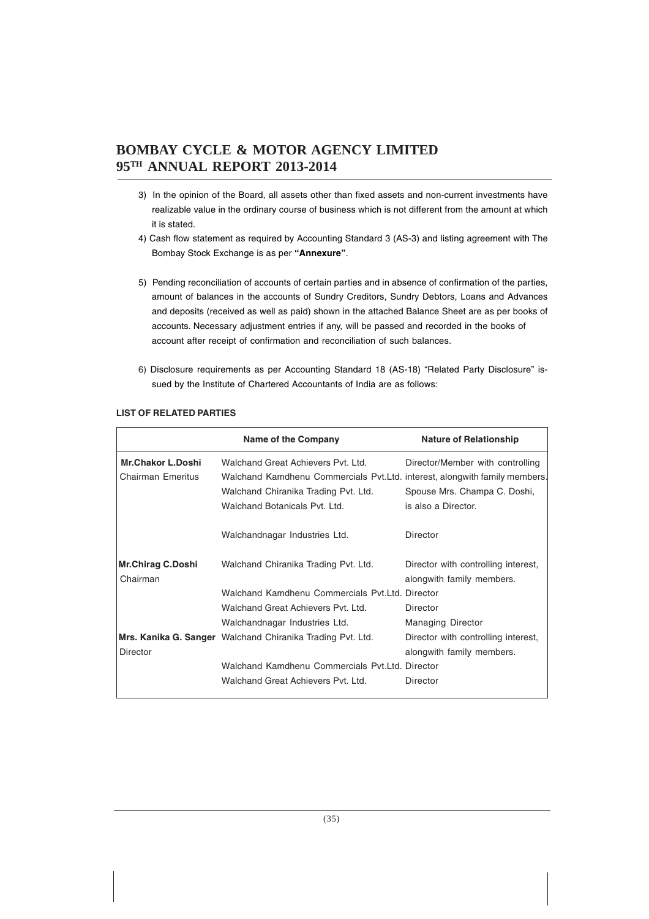3) In the opinion of the Board, all assets other than fixed assets and non-current investments have realizable value in the ordinary course of business which is not different from the amount at which it is stated.

4) Cash flow statement as required by Accounting Standard 3 (AS-3) and listing agreement with The Bombay Stock Exchange is as per **"Annexure"**.

5) Pending reconciliation of accounts of certain parties and in absence of confirmation of the parties, amount of balances in the accounts of Sundry Creditors, Sundry Debtors, Loans and Advances and deposits (received as well as paid) shown in the attached Balance Sheet are as per books of accounts. Necessary adjustment entries if any, will be passed and recorded in the books of account after receipt of confirmation and reconciliation of such balances.

6) Disclosure requirements as per Accounting Standard 18 (AS-18) "Related Party Disclosure" issued by the Institute of Chartered Accountants of India are as follows:

**LIST OF RELATED PARTIES**

| | Name of the Company | Nature of Relationship |
|---|---|---|
| **Mr.Chakor L.Doshi** | Walchand Great Achievers Pvt. Ltd. | Director/Member with controlling |
| Chairman Emeritus | Walchand Kamdhenu Commercials Pvt.Ltd. | interest, alongwith family members. |
| | Walchand Chiranika Trading Pvt. Ltd. | Spouse Mrs. Champa C. Doshi, |
| | Walchand Botanicals Pvt. Ltd. | is also a Director. |
| | Walchandnagar Industries Ltd. | Director |
| **Mr.Chirag C.Doshi** | Walchand Chiranika Trading Pvt. Ltd. | Director with controlling interest, |
| Chairman | | alongwith family members. |
| | Walchand Kamdhenu Commercials Pvt.Ltd. | Director |
| | Walchand Great Achievers Pvt. Ltd. | Director |
| | Walchandnagar Industries Ltd. | Managing Director |
| **Mrs. Kanika G. Sanger** | Walchand Chiranika Trading Pvt. Ltd. | Director with controlling interest, |
| Director | | alongwith family members. |
| | Walchand Kamdhenu Commercials Pvt.Ltd. | Director |
| | Walchand Great Achievers Pvt. Ltd. | Director |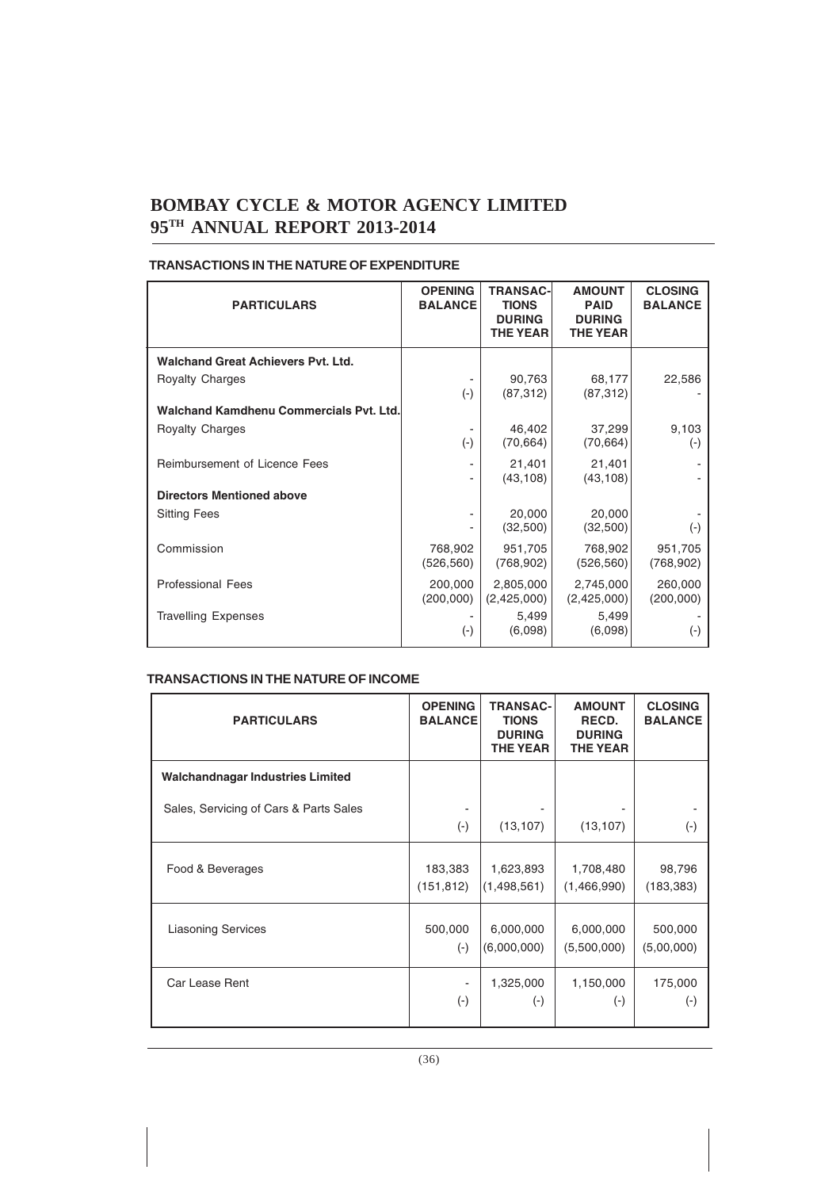# BOMBAY CYCLE & MOTOR AGENCY LIMITED
# 95TH ANNUAL REPORT 2013-2014

**TRANSACTIONS IN THE NATURE OF EXPENDITURE**

| PARTICULARS | OPENING BALANCE | TRANSAC-TIONS DURING THE YEAR | AMOUNT PAID DURING THE YEAR | CLOSING BALANCE |
|---|---|---|---|---|
| **Walchand Great Achievers Pvt. Ltd.** | | | | |
| Royalty Charges | - (-) | 90,763 (87,312) | 68,177 (87,312) | 22,586 - |
| **Walchand Kamdhenu Commercials Pvt. Ltd.** | | | | |
| Royalty Charges | - (-) | 46,402 (70,664) | 37,299 (70,664) | 9,103 (-) |
| Reimbursement of Licence Fees | - - | 21,401 (43,108) | 21,401 (43,108) | - - |
| **Directors Mentioned above** | | | | |
| Sitting Fees | - - | 20,000 (32,500) | 20,000 (32,500) | - (-) |
| Commission | 768,902 (526,560) | 951,705 (768,902) | 768,902 (526,560) | 951,705 (768,902) |
| Professional Fees | 200,000 (200,000) | 2,805,000 (2,425,000) | 2,745,000 (2,425,000) | 260,000 (200,000) |
| Travelling Expenses | - (-) | 5,499 (6,098) | 5,499 (6,098) | - (-) |

**TRANSACTIONS IN THE NATURE OF INCOME**

| PARTICULARS | OPENING BALANCE | TRANSAC-TIONS DURING THE YEAR | AMOUNT RECD. DURING THE YEAR | CLOSING BALANCE |
|---|---|---|---|---|
| **Walchandnagar Industries Limited** | | | | |
| Sales, Servicing of Cars & Parts Sales | - (-) | - (13,107) | - (13,107) | - (-) |
| Food & Beverages | 183,383 (151,812) | 1,623,893 (1,498,561) | 1,708,480 (1,466,990) | 98,796 (183,383) |
| Liasoning Services | 500,000 (-) | 6,000,000 (6,000,000) | 6,000,000 (5,500,000) | 500,000 (5,00,000) |
| Car Lease Rent | - (-) | 1,325,000 (-) | 1,150,000 (-) | 175,000 (-) |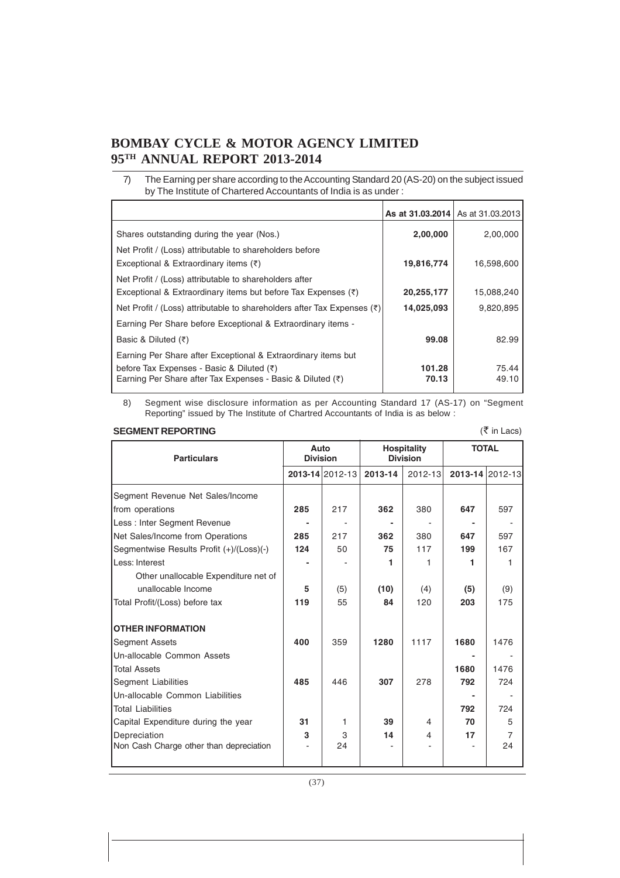7) The Earning per share according to the Accounting Standard 20 (AS-20) on the subject issued by The Institute of Chartered Accountants of India is as under :

| | As at 31.03.2014 | As at 31.03.2013 |
|---|---|---|
| Shares outstanding during the year (Nos.) | **2,00,000** | 2,00,000 |
| Net Profit / (Loss) attributable to shareholders before Exceptional & Extraordinary items (₹) | **19,816,774** | 16,598,600 |
| Net Profit / (Loss) attributable to shareholders after Exceptional & Extraordinary items but before Tax Expenses (₹) | **20,255,177** | 15,088,240 |
| Net Profit / (Loss) attributable to shareholders after Tax Expenses (₹) | **14,025,093** | 9,820,895 |
| Earning Per Share before Exceptional & Extraordinary items - Basic & Diluted (₹) | **99.08** | 82.99 |
| Earning Per Share after Exceptional & Extraordinary items but before Tax Expenses - Basic & Diluted (₹) | **101.28** | 75.44 |
| Earning Per Share after Tax Expenses - Basic & Diluted (₹) | **70.13** | 49.10 |

8) Segment wise disclosure information as per Accounting Standard 17 (AS-17) on "Segment Reporting" issued by The Institute of Chartred Accountants of India is as below :

**SEGMENT REPORTING** (₹ in Lacs)

| Particulars | Auto Division | | Hospitality Division | | TOTAL | |
|---|---|---|---|---|---|---|
| | **2013-14** | 2012-13 | **2013-14** | 2012-13 | **2013-14** | 2012-13 |
| Segment Revenue Net Sales/Income from operations | **285** | 217 | **362** | 380 | **647** | 597 |
| Less : Inter Segment Revenue | **-** | - | **-** | - | **-** | - |
| Net Sales/Income from Operations | **285** | 217 | **362** | 380 | **647** | 597 |
| Segmentwise Results Profit (+)/(Loss)(-) | **124** | 50 | **75** | 117 | **199** | 167 |
| Less: Interest | **-** | - | **1** | 1 | **1** | 1 |
| Other unallocable Expenditure net of unallocable Income | **5** | (5) | **(10)** | (4) | **(5)** | (9) |
| Total Profit/(Loss) before tax | **119** | 55 | **84** | 120 | **203** | 175 |
| **OTHER INFORMATION** | | | | | | |
| Segment Assets | **400** | 359 | **1280** | 1117 | **1680** | 1476 |
| Un-allocable Common Assets | | | | | **-** | - |
| Total Assets | | | | | **1680** | 1476 |
| Segment Liabilities | **485** | 446 | **307** | 278 | **792** | 724 |
| Un-allocable Common Liabilities | | | | | **-** | - |
| Total Liabilities | | | | | **792** | 724 |
| Capital Expenditure during the year | **31** | 1 | **39** | 4 | **70** | 5 |
| Depreciation | **3** | 3 | **14** | 4 | **17** | 7 |
| Non Cash Charge other than depreciation | - | 24 | - | - | - | 24 |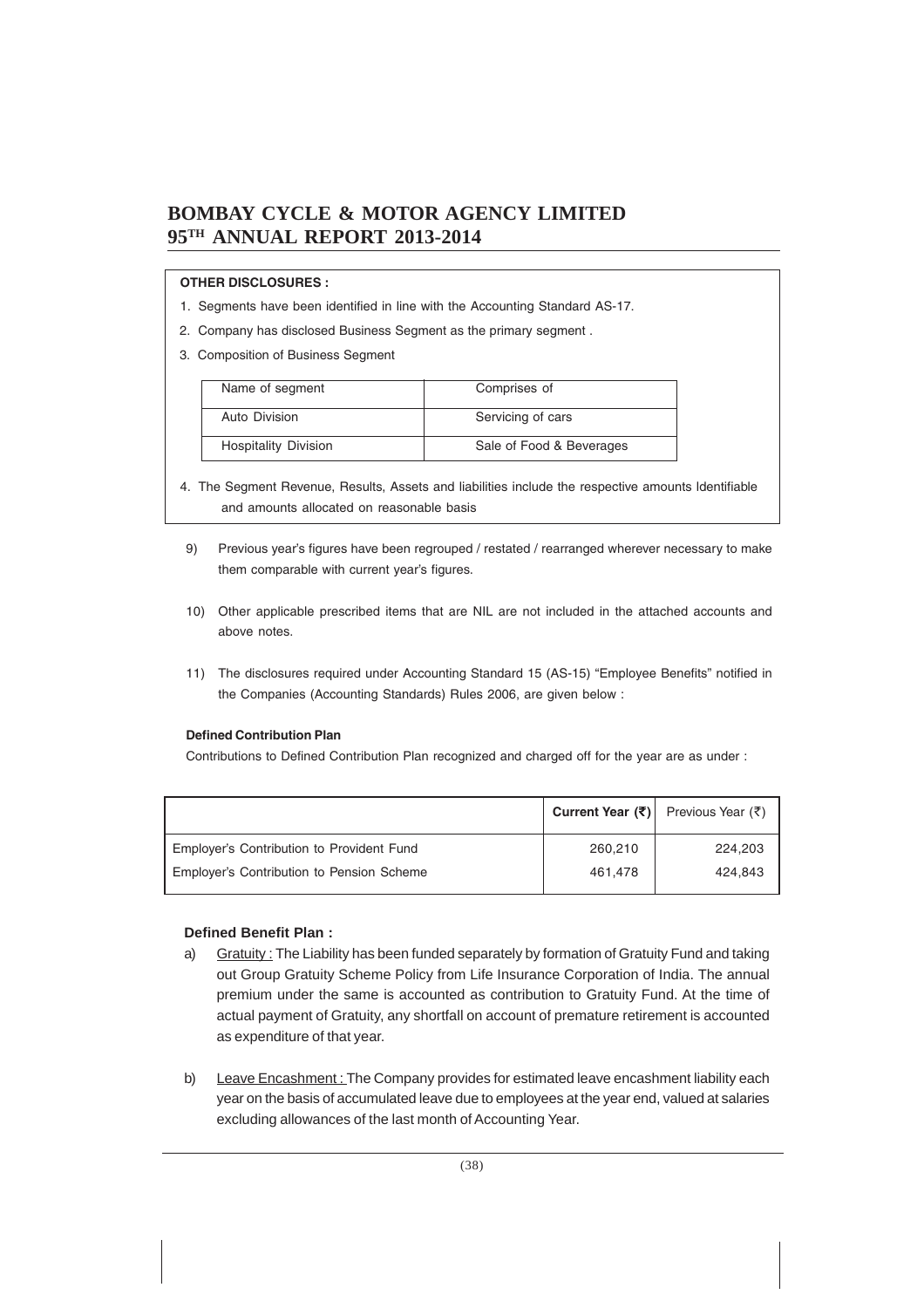**OTHER DISCLOSURES :**

1. Segments have been identified in line with the Accounting Standard AS-17.
2. Company has disclosed Business Segment as the primary segment .
3. Composition of Business Segment

| Name of segment | Comprises of |
|---|---|
| Auto Division | Servicing of cars |
| Hospitality Division | Sale of Food & Beverages |

4. The Segment Revenue, Results, Assets and liabilities include the respective amounts Identifiable and amounts allocated on reasonable basis

9) Previous year's figures have been regrouped / restated / rearranged wherever necessary to make them comparable with current year's figures.

10) Other applicable prescribed items that are NIL are not included in the attached accounts and above notes.

11) The disclosures required under Accounting Standard 15 (AS-15) "Employee Benefits" notified in the Companies (Accounting Standards) Rules 2006, are given below :

**Defined Contribution Plan**

Contributions to Defined Contribution Plan recognized and charged off for the year are as under :

| | **Current Year (₹)** | Previous Year (₹) |
|---|---|---|
| Employer's Contribution to Provident Fund | 260,210 | 224,203 |
| Employer's Contribution to Pension Scheme | 461,478 | 424,843 |

**Defined Benefit Plan :**

a) Gratuity : The Liability has been funded separately by formation of Gratuity Fund and taking out Group Gratuity Scheme Policy from Life Insurance Corporation of India. The annual premium under the same is accounted as contribution to Gratuity Fund. At the time of actual payment of Gratuity, any shortfall on account of premature retirement is accounted as expenditure of that year.

b) Leave Encashment : The Company provides for estimated leave encashment liability each year on the basis of accumulated leave due to employees at the year end, valued at salaries excluding allowances of the last month of Accounting Year.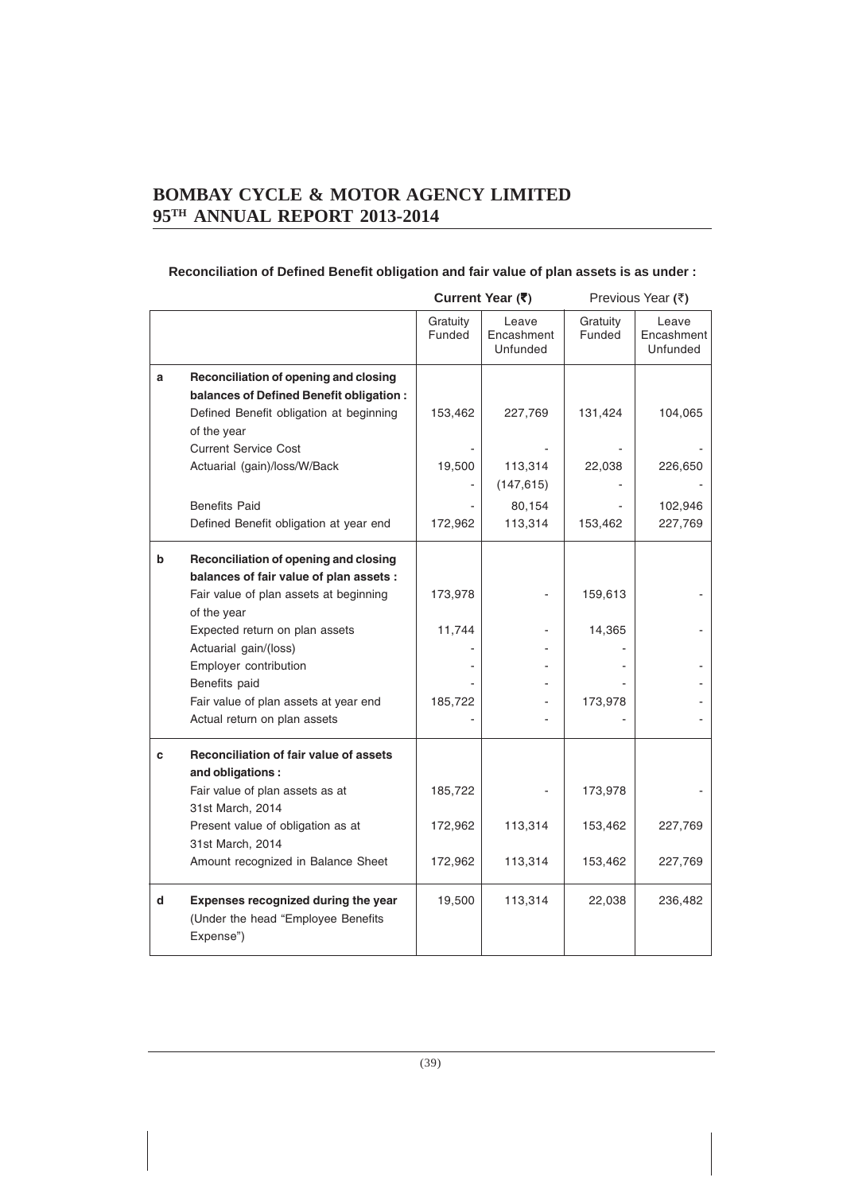**Reconciliation of Defined Benefit obligation and fair value of plan assets is as under :**

| | | Current Year (₹) | | Previous Year (₹) | |
|---|---|---|---|---|---|
| | | Gratuity Funded | Leave Encashment Unfunded | Gratuity Funded | Leave Encashment Unfunded |
| **a** | **Reconciliation of opening and closing balances of Defined Benefit obligation :** | | | | |
| | Defined Benefit obligation at beginning of the year | 153,462 | 227,769 | 131,424 | 104,065 |
| | Current Service Cost | - | - | - | - |
| | Actuarial (gain)/loss/W/Back | 19,500 | 113,314 | 22,038 | 226,650 |
| | | - | (147,615) | - | - |
| | Benefits Paid | - | 80,154 | - | 102,946 |
| | Defined Benefit obligation at year end | 172,962 | 113,314 | 153,462 | 227,769 |
| **b** | **Reconciliation of opening and closing balances of fair value of plan assets :** | | | | |
| | Fair value of plan assets at beginning of the year | 173,978 | - | 159,613 | - |
| | Expected return on plan assets | 11,744 | - | 14,365 | - |
| | Actuarial gain/(loss) | - | - | - | |
| | Employer contribution | - | - | - | - |
| | Benefits paid | - | - | - | - |
| | Fair value of plan assets at year end | 185,722 | - | 173,978 | - |
| | Actual return on plan assets | - | - | - | - |
| **c** | **Reconciliation of fair value of assets and obligations :** | | | | |
| | Fair value of plan assets as at 31st March, 2014 | 185,722 | - | 173,978 | - |
| | Present value of obligation as at 31st March, 2014 | 172,962 | 113,314 | 153,462 | 227,769 |
| | Amount recognized in Balance Sheet | 172,962 | 113,314 | 153,462 | 227,769 |
| **d** | **Expenses recognized during the year** (Under the head "Employee Benefits Expense") | 19,500 | 113,314 | 22,038 | 236,482 |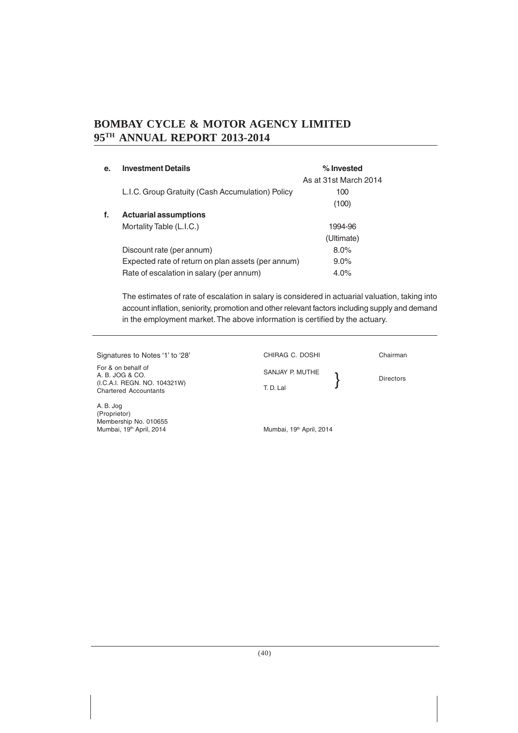| e. | Investment Details | % Invested |
|---|---|---|
| | | As at 31st March 2014 |
| | L.I.C. Group Gratuity (Cash Accumulation) Policy | 100 |
| | | (100) |
| f. | **Actuarial assumptions** | |
| | Mortality Table (L.I.C.) | 1994-96 |
| | | (Ultimate) |
| | Discount rate (per annum) | 8.0% |
| | Expected rate of return on plan assets (per annum) | 9.0% |
| | Rate of escalation in salary (per annum) | 4.0% |

The estimates of rate of escalation in salary is considered in actuarial valuation, taking into account inflation, seniority, promotion and other relevant factors including supply and demand in the employment market. The above information is certified by the actuary.

---

Signatures to Notes '1' to '28'

For & on behalf of
A. B. JOG & CO.
(I.C.A.I. REGN. NO. 104321W)
Chartered Accountants

A. B. Jog
(Proprietor)
Membership No. 010655
Mumbai, 19th April, 2014

CHIRAG C. DOSHI — Chairman

SANJAY P. MUTHE
T. D. Lal } Directors

Mumbai, 19th April, 2014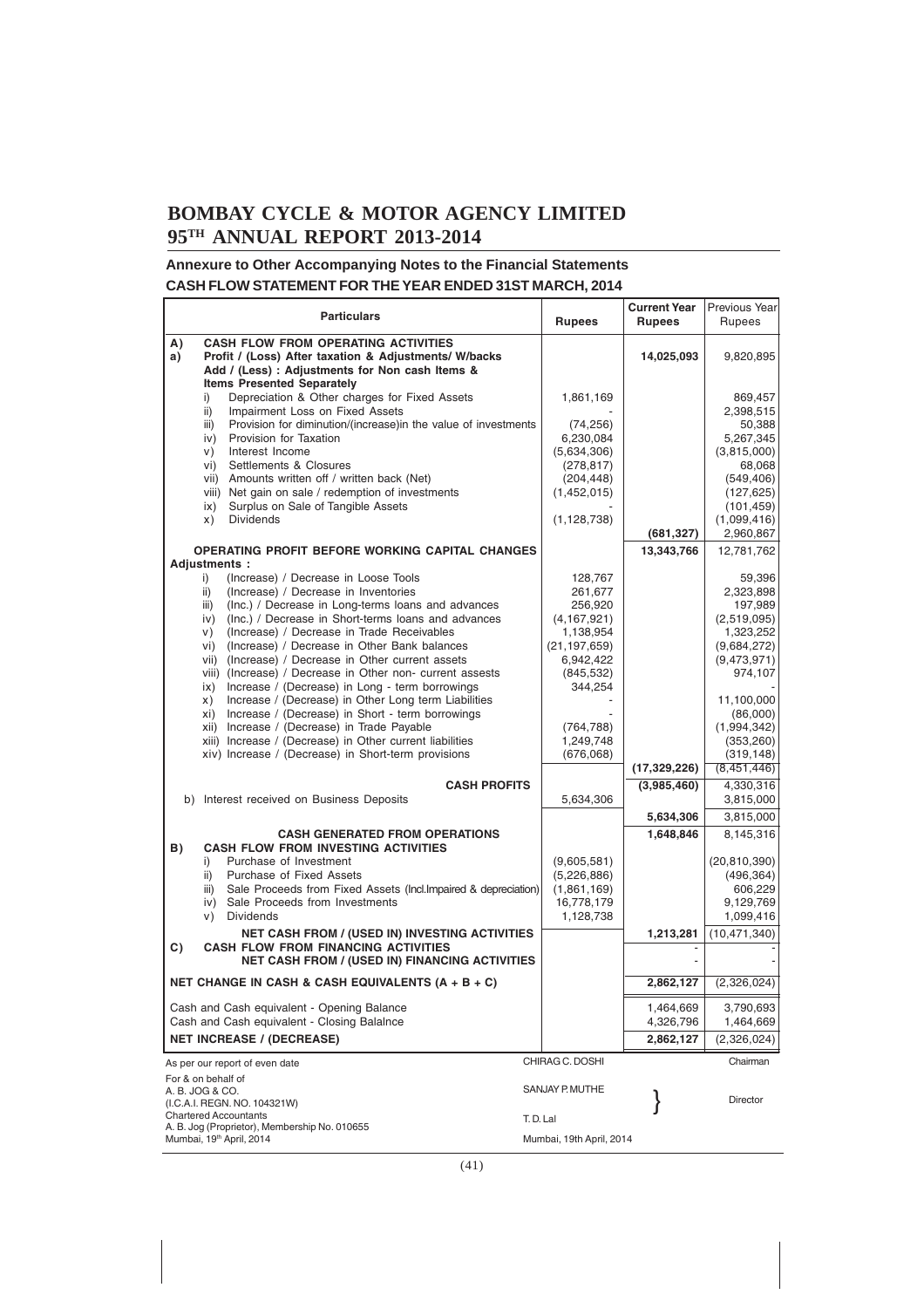# BOMBAY CYCLE & MOTOR AGENCY LIMITED
## 95TH ANNUAL REPORT 2013-2014

### Annexure to Other Accompanying Notes to the Financial Statements
### CASH FLOW STATEMENT FOR THE YEAR ENDED 31ST MARCH, 2014

| Particulars | Rupees | Current Year Rupees | Previous Year Rupees |
|---|---|---|---|
| **A) CASH FLOW FROM OPERATING ACTIVITIES** | | | |
| **a) Profit / (Loss) After taxation & Adjustments/ W/backs** | | **14,025,093** | 9,820,895 |
| **Add / (Less) : Adjustments for Non cash Items & Items Presented Separately** | | | |
| i) Depreciation & Other charges for Fixed Assets | 1,861,169 | | 869,457 |
| ii) Impairment Loss on Fixed Assets | - | | 2,398,515 |
| iii) Provision for diminution/(increase)in the value of investments | (74,256) | | 50,388 |
| iv) Provision for Taxation | 6,230,084 | | 5,267,345 |
| v) Interest Income | (5,634,306) | | (3,815,000) |
| vi) Settlements & Closures | (278,817) | | 68,068 |
| vii) Amounts written off / written back (Net) | (204,448) | | (549,406) |
| viii) Net gain on sale / redemption of investments | (1,452,015) | | (127,625) |
| ix) Surplus on Sale of Tangible Assets | - | | (101,459) |
| x) Dividends | (1,128,738) | | (1,099,416) |
| | | **(681,327)** | 2,960,867 |
| **OPERATING PROFIT BEFORE WORKING CAPITAL CHANGES** | | **13,343,766** | 12,781,762 |
| **Adjustments :** | | | |
| i) (Increase) / Decrease in Loose Tools | 128,767 | | 59,396 |
| ii) (Increase) / Decrease in Inventories | 261,677 | | 2,323,898 |
| iii) (Inc.) / Decrease in Long-terms loans and advances | 256,920 | | 197,989 |
| iv) (Inc.) / Decrease in Short-terms loans and advances | (4,167,921) | | (2,519,095) |
| v) (Increase) / Decrease in Trade Receivables | 1,138,954 | | 1,323,252 |
| vi) (Increase) / Decrease in Other Bank balances | (21,197,659) | | (9,684,272) |
| vii) (Increase) / Decrease in Other current assets | 6,942,422 | | (9,473,971) |
| viii) (Increase) / Decrease in Other non- current assests | (845,532) | | 974,107 |
| ix) Increase / (Decrease) in Long - term borrowings | 344,254 | | - |
| x) Increase / (Decrease) in Other Long term Liabilities | - | | 11,100,000 |
| xi) Increase / (Decrease) in Short - term borrowings | - | | (86,000) |
| xii) Increase / (Decrease) in Trade Payable | (764,788) | | (1,994,342) |
| xiii) Increase / (Decrease) in Other current liabilities | 1,249,748 | | (353,260) |
| xiv) Increase / (Decrease) in Short-term provisions | (676,068) | | (319,148) |
| | | **(17,329,226)** | (8,451,446) |
| **CASH PROFITS** | | **(3,985,460)** | 4,330,316 |
| b) Interest received on Business Deposits | 5,634,306 | | 3,815,000 |
| | | **5,634,306** | 3,815,000 |
| **CASH GENERATED FROM OPERATIONS** | | **1,648,846** | 8,145,316 |
| **B) CASH FLOW FROM INVESTING ACTIVITIES** | | | |
| i) Purchase of Investment | (9,605,581) | | (20,810,390) |
| ii) Purchase of Fixed Assets | (5,226,886) | | (496,364) |
| iii) Sale Proceeds from Fixed Assets (Incl.Impaired & depreciation) | (1,861,169) | | 606,229 |
| iv) Sale Proceeds from Investments | 16,778,179 | | 9,129,769 |
| v) Dividends | 1,128,738 | | 1,099,416 |
| **NET CASH FROM / (USED IN) INVESTING ACTIVITIES** | | **1,213,281** | (10,471,340) |
| **C) CASH FLOW FROM FINANCING ACTIVITIES** | | - | - |
| **NET CASH FROM / (USED IN) FINANCING ACTIVITIES** | | - | - |
| **NET CHANGE IN CASH & CASH EQUIVALENTS (A + B + C)** | | **2,862,127** | (2,326,024) |
| Cash and Cash equivalent - Opening Balance | | 1,464,669 | 3,790,693 |
| Cash and Cash equivalent - Closing Balalnce | | 4,326,796 | 1,464,669 |
| **NET INCREASE / (DECREASE)** | | **2,862,127** | (2,326,024) |

As per our report of even date

For & on behalf of
A. B. JOG & CO.
(I.C.A.I. REGN. NO. 104321W)
Chartered Accountants
A. B. Jog (Proprietor), Membership No. 010655
Mumbai, 19th April, 2014

CHIRAG C. DOSHI — Chairman

SANJAY P. MUTHE
T. D. Lal — Director

Mumbai, 19th April, 2014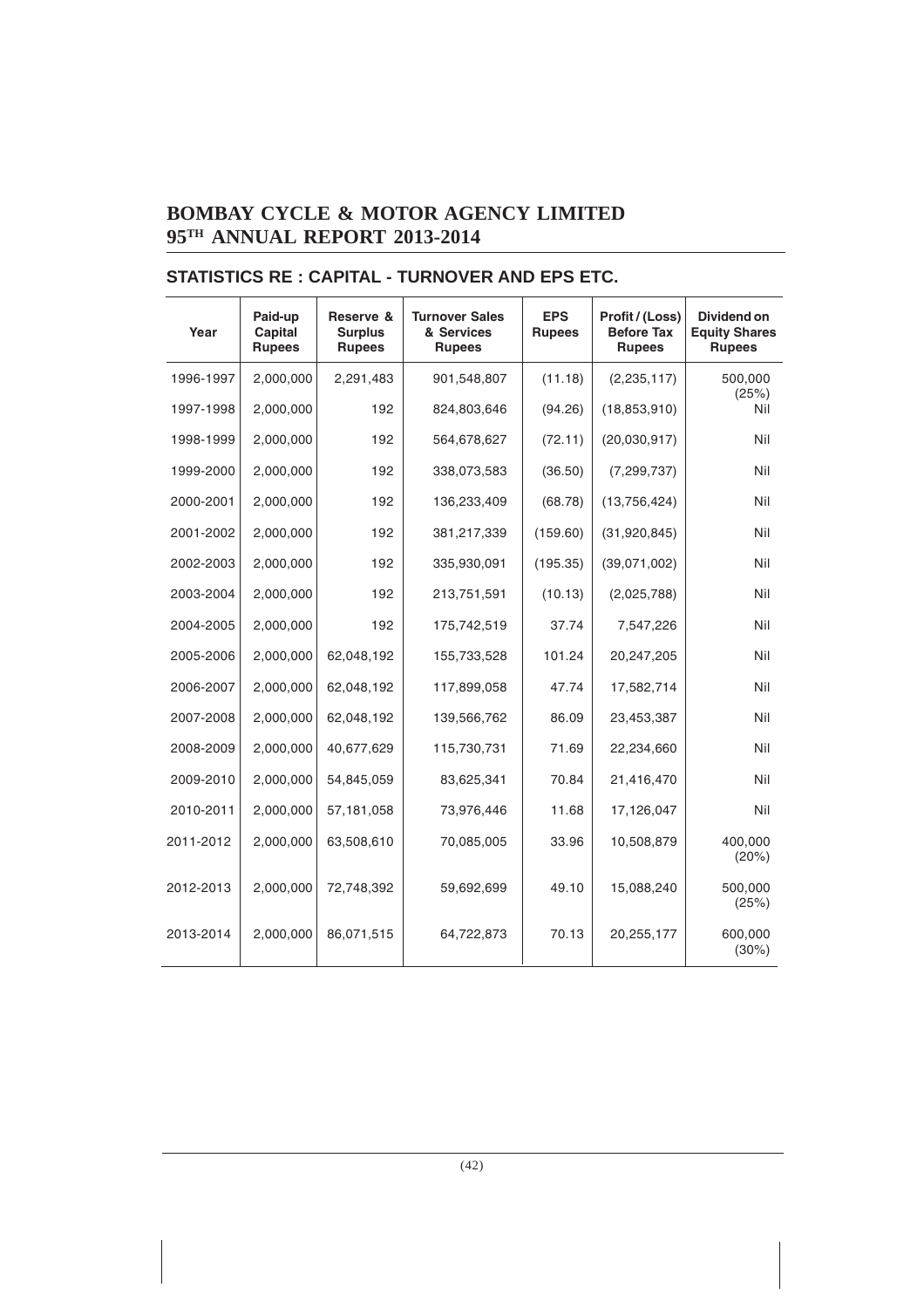# BOMBAY CYCLE & MOTOR AGENCY LIMITED
# 95TH ANNUAL REPORT 2013-2014

## STATISTICS RE : CAPITAL - TURNOVER AND EPS ETC.

| Year | Paid-up Capital Rupees | Reserve & Surplus Rupees | Turnover Sales & Services Rupees | EPS Rupees | Profit / (Loss) Before Tax Rupees | Dividend on Equity Shares Rupees |
|---|---|---|---|---|---|---|
| 1996-1997 | 2,000,000 | 2,291,483 | 901,548,807 | (11.18) | (2,235,117) | 500,000 (25%) |
| 1997-1998 | 2,000,000 | 192 | 824,803,646 | (94.26) | (18,853,910) | Nil |
| 1998-1999 | 2,000,000 | 192 | 564,678,627 | (72.11) | (20,030,917) | Nil |
| 1999-2000 | 2,000,000 | 192 | 338,073,583 | (36.50) | (7,299,737) | Nil |
| 2000-2001 | 2,000,000 | 192 | 136,233,409 | (68.78) | (13,756,424) | Nil |
| 2001-2002 | 2,000,000 | 192 | 381,217,339 | (159.60) | (31,920,845) | Nil |
| 2002-2003 | 2,000,000 | 192 | 335,930,091 | (195.35) | (39,071,002) | Nil |
| 2003-2004 | 2,000,000 | 192 | 213,751,591 | (10.13) | (2,025,788) | Nil |
| 2004-2005 | 2,000,000 | 192 | 175,742,519 | 37.74 | 7,547,226 | Nil |
| 2005-2006 | 2,000,000 | 62,048,192 | 155,733,528 | 101.24 | 20,247,205 | Nil |
| 2006-2007 | 2,000,000 | 62,048,192 | 117,899,058 | 47.74 | 17,582,714 | Nil |
| 2007-2008 | 2,000,000 | 62,048,192 | 139,566,762 | 86.09 | 23,453,387 | Nil |
| 2008-2009 | 2,000,000 | 40,677,629 | 115,730,731 | 71.69 | 22,234,660 | Nil |
| 2009-2010 | 2,000,000 | 54,845,059 | 83,625,341 | 70.84 | 21,416,470 | Nil |
| 2010-2011 | 2,000,000 | 57,181,058 | 73,976,446 | 11.68 | 17,126,047 | Nil |
| 2011-2012 | 2,000,000 | 63,508,610 | 70,085,005 | 33.96 | 10,508,879 | 400,000 (20%) |
| 2012-2013 | 2,000,000 | 72,748,392 | 59,692,699 | 49.10 | 15,088,240 | 500,000 (25%) |
| 2013-2014 | 2,000,000 | 86,071,515 | 64,722,873 | 70.13 | 20,255,177 | 600,000 (30%) |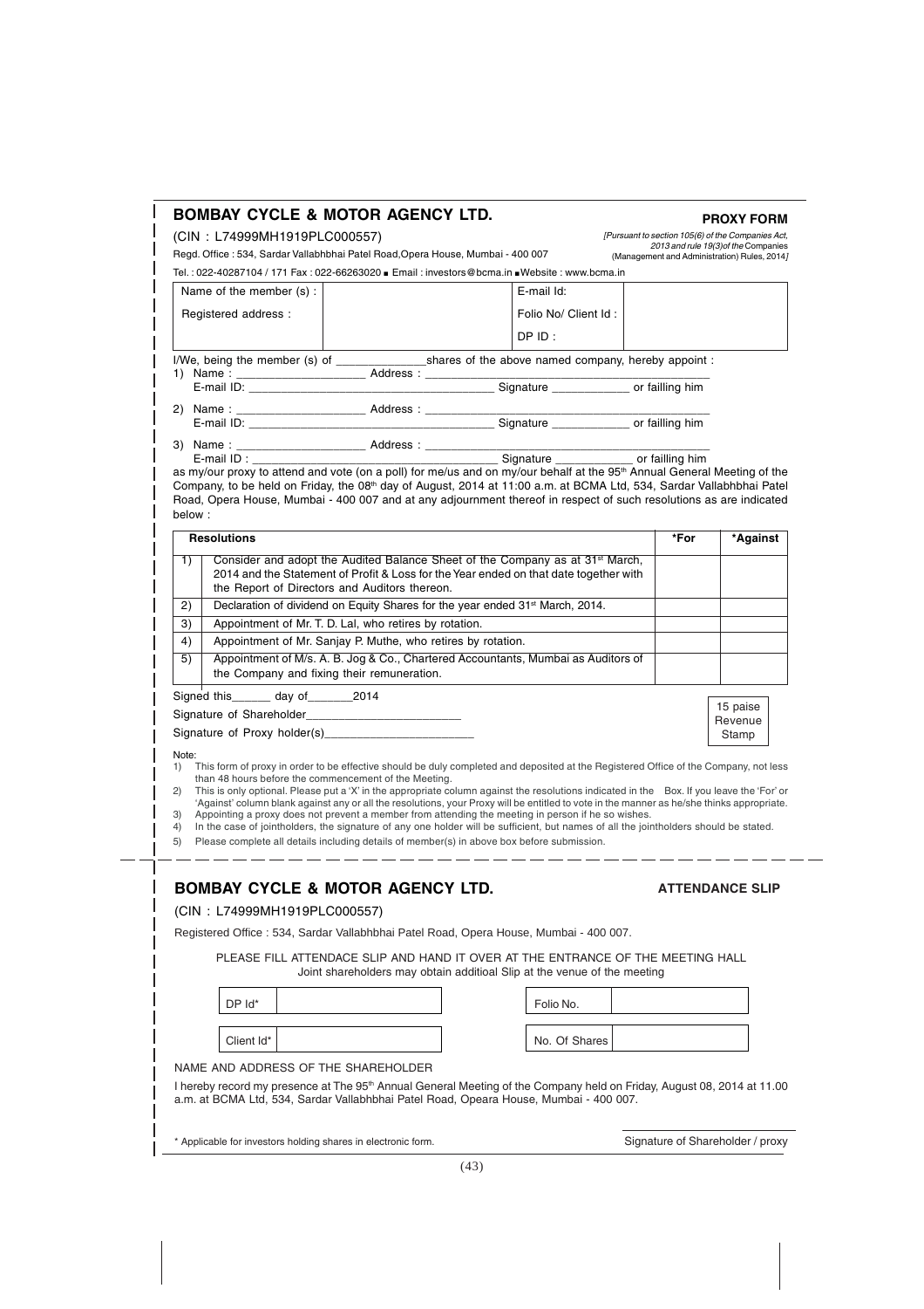# BOMBAY CYCLE & MOTOR AGENCY LTD.

**PROXY FORM**

(CIN : L74999MH1919PLC000557)

*[Pursuant to section 105(6) of the Companies Act, 2013 and rule 19(3)of the Companies (Management and Administration) Rules, 2014]*

Regd. Office : 534, Sardar Vallabhbhai Patel Road,Opera House, Mumbai - 400 007

Tel. : 022-40287104 / 171 Fax : 022-66263020 ■ Email : investors@bcma.in ■ Website : www.bcma.in

| Name of the member (s) : | | E-mail Id: | |
|---|---|---|---|
| Registered address : | | Folio No/ Client Id : | |
| | | DP ID : | |

I/We, being the member (s) of ______________shares of the above named company, hereby appoint :

1) Name : ____________________ Address : ____________________________________________
E-mail ID: ______________________________________ Signature ____________ or failling him

2) Name : ____________________ Address : ____________________________________________
E-mail ID: ______________________________________ Signature ____________ or failling him

3) Name : ____________________ Address : ____________________________________________
E-mail ID : ______________________________________ Signature ____________ or failling him

as my/our proxy to attend and vote (on a poll) for me/us and on my/our behalf at the 95th Annual General Meeting of the Company, to be held on Friday, the 08th day of August, 2014 at 11:00 a.m. at BCMA Ltd, 534, Sardar Vallabhbhai Patel Road, Opera House, Mumbai - 400 007 and at any adjournment thereof in respect of such resolutions as are indicated below :

| | Resolutions | *For | *Against |
|---|---|---|---|
| 1) | Consider and adopt the Audited Balance Sheet of the Company as at 31st March, 2014 and the Statement of Profit & Loss for the Year ended on that date together with the Report of Directors and Auditors thereon. | | |
| 2) | Declaration of dividend on Equity Shares for the year ended 31st March, 2014. | | |
| 3) | Appointment of Mr. T. D. Lal, who retires by rotation. | | |
| 4) | Appointment of Mr. Sanjay P. Muthe, who retires by rotation. | | |
| 5) | Appointment of M/s. A. B. Jog & Co., Chartered Accountants, Mumbai as Auditors of the Company and fixing their remuneration. | | |

Signed this______ day of_______2014

Signature of Shareholder________________________

Signature of Proxy holder(s)_______________________

15 paise Revenue Stamp

Note:

1) This form of proxy in order to be effective should be duly completed and deposited at the Registered Office of the Company, not less than 48 hours before the commencement of the Meeting.
2) This is only optional. Please put a 'X' in the appropriate column against the resolutions indicated in the Box. If you leave the 'For' or 'Against' column blank against any or all the resolutions, your Proxy will be entitled to vote in the manner as he/she thinks appropriate.
3) Appointing a proxy does not prevent a member from attending the meeting in person if he so wishes.
4) In the case of jointholders, the signature of any one holder will be sufficient, but names of all the jointholders should be stated.
5) Please complete all details including details of member(s) in above box before submission.

---

# BOMBAY CYCLE & MOTOR AGENCY LTD.

**ATTENDANCE SLIP**

(CIN : L74999MH1919PLC000557)

Registered Office : 534, Sardar Vallabhbhai Patel Road, Opera House, Mumbai - 400 007.

PLEASE FILL ATTENDACE SLIP AND HAND IT OVER AT THE ENTRANCE OF THE MEETING HALL
Joint shareholders may obtain additioal Slip at the venue of the meeting

| DP Id* | | Folio No. | |
|---|---|---|---|
| Client Id* | | No. Of Shares | |

NAME AND ADDRESS OF THE SHAREHOLDER

I hereby record my presence at The 95th Annual General Meeting of the Company held on Friday, August 08, 2014 at 11.00 a.m. at BCMA Ltd, 534, Sardar Vallabhbhai Patel Road, Opeara House, Mumbai - 400 007.

\* Applicable for investors holding shares in electronic form.

Signature of Shareholder / proxy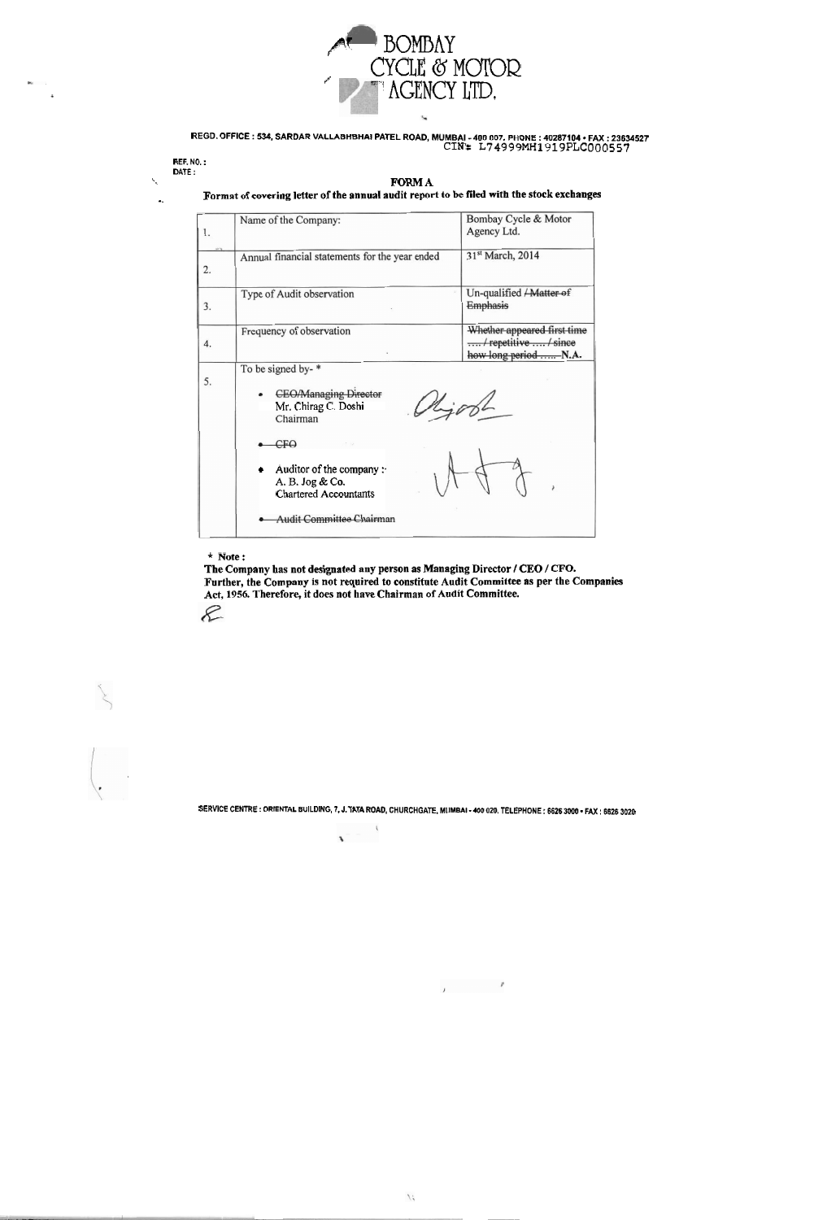# BOMBAY CYCLE & MOTOR AGENCY LTD.

REGD. OFFICE : 534, SARDAR VALLABHBHAI PATEL ROAD, MUMBAI - 400 007. PHONE : 40287104 • FAX : 23634527
CIN: L74999MH1919PLC000557

REF. NO. :
DATE :

## FORM A

**Format of covering letter of the annual audit report to be filed with the stock exchanges**

| | | |
|---|---|---|
| 1. | Name of the Company: | Bombay Cycle & Motor Agency Ltd. |
| 2. | Annual financial statements for the year ended | 31st March, 2014 |
| 3. | Type of Audit observation | Un-qualified ~~/ Matter of Emphasis~~ |
| 4. | Frequency of observation | ~~Whether appeared first time …. / repetitive …. / since how long period …..~~ N.A. |
| 5. | To be signed by- * <br> • ~~CEO/Managing Director~~ Mr. Chirag C. Doshi Chairman <br> • ~~CFO~~ <br> • Auditor of the company :- A. B. Jog & Co. Chartered Accountants <br> • ~~Audit Committee Chairman~~ | |

**\* Note :**
**The Company has not designated any person as Managing Director / CEO / CFO. Further, the Company is not required to constitute Audit Committee as per the Companies Act, 1956. Therefore, it does not have Chairman of Audit Committee.**

SERVICE CENTRE : ORIENTAL BUILDING, 7, J. TATA ROAD, CHURCHGATE, MUMBAI - 400 020. TELEPHONE : 6626 3000 • FAX : 6626 3020